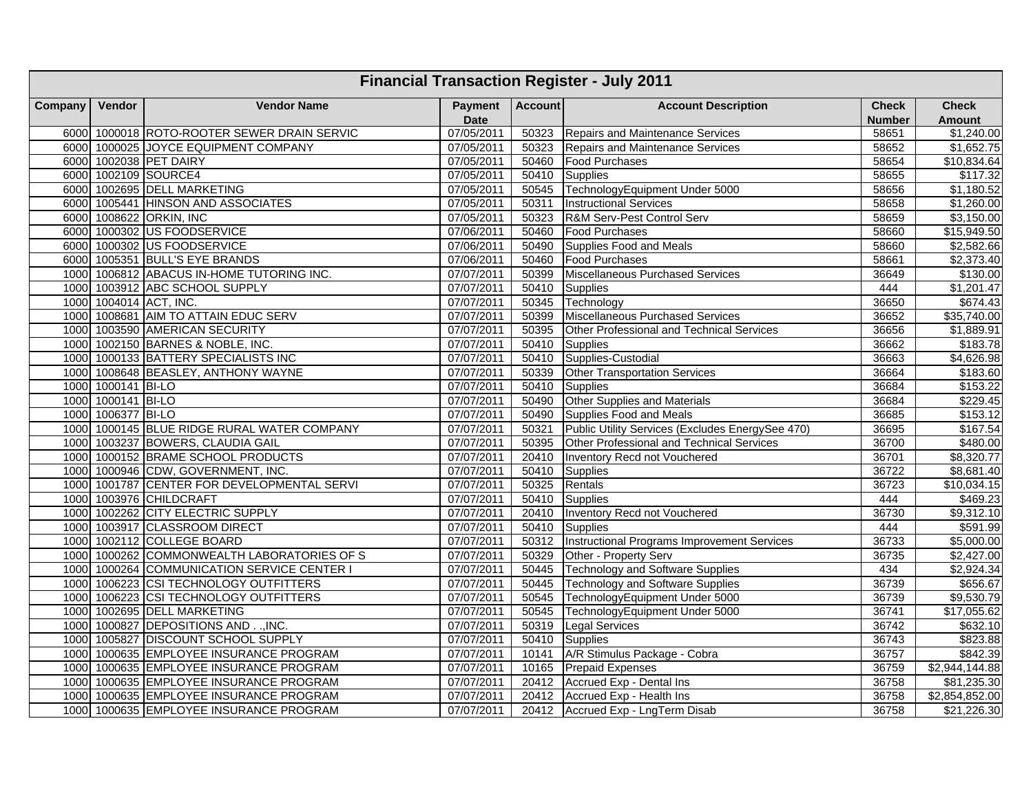# Financial Transaction Register - July 2011

| Company | Vendor | Vendor Name | Payment Date | Account | Account Description | Check Number | Check Amount |
|---|---|---|---|---|---|---|---|
| 6000 | 1000018 | ROTO-ROOTER SEWER DRAIN SERVIC | 07/05/2011 | 50323 | Repairs and Maintenance Services | 58651 | $1,240.00 |
| 6000 | 1000025 | JOYCE EQUIPMENT COMPANY | 07/05/2011 | 50323 | Repairs and Maintenance Services | 58652 | $1,652.75 |
| 6000 | 1002038 | PET DAIRY | 07/05/2011 | 50460 | Food Purchases | 58654 | $10,834.64 |
| 6000 | 1002109 | SOURCE4 | 07/05/2011 | 50410 | Supplies | 58655 | $117.32 |
| 6000 | 1002695 | DELL MARKETING | 07/05/2011 | 50545 | TechnologyEquipment Under 5000 | 58656 | $1,180.52 |
| 6000 | 1005441 | HINSON AND ASSOCIATES | 07/05/2011 | 50311 | Instructional Services | 58658 | $1,260.00 |
| 6000 | 1008622 | ORKIN, INC | 07/05/2011 | 50323 | R&M Serv-Pest Control Serv | 58659 | $3,150.00 |
| 6000 | 1000302 | US FOODSERVICE | 07/06/2011 | 50460 | Food Purchases | 58660 | $15,949.50 |
| 6000 | 1000302 | US FOODSERVICE | 07/06/2011 | 50490 | Supplies Food and Meals | 58660 | $2,582.66 |
| 6000 | 1005351 | BULL'S EYE BRANDS | 07/06/2011 | 50460 | Food Purchases | 58661 | $2,373.40 |
| 1000 | 1006812 | ABACUS IN-HOME TUTORING INC. | 07/07/2011 | 50399 | Miscellaneous Purchased Services | 36649 | $130.00 |
| 1000 | 1003912 | ABC SCHOOL SUPPLY | 07/07/2011 | 50410 | Supplies | 444 | $1,201.47 |
| 1000 | 1004014 | ACT, INC. | 07/07/2011 | 50345 | Technology | 36650 | $674.43 |
| 1000 | 1008681 | AIM TO ATTAIN EDUC SERV | 07/07/2011 | 50399 | Miscellaneous Purchased Services | 36652 | $35,740.00 |
| 1000 | 1003590 | AMERICAN SECURITY | 07/07/2011 | 50395 | Other Professional and Technical Services | 36656 | $1,889.91 |
| 1000 | 1002150 | BARNES & NOBLE, INC. | 07/07/2011 | 50410 | Supplies | 36662 | $183.78 |
| 1000 | 1000133 | BATTERY SPECIALISTS INC | 07/07/2011 | 50410 | Supplies-Custodial | 36663 | $4,626.98 |
| 1000 | 1008648 | BEASLEY, ANTHONY WAYNE | 07/07/2011 | 50339 | Other Transportation Services | 36664 | $183.60 |
| 1000 | 1000141 | BI-LO | 07/07/2011 | 50410 | Supplies | 36684 | $153.22 |
| 1000 | 1000141 | BI-LO | 07/07/2011 | 50490 | Other Supplies and Materials | 36684 | $229.45 |
| 1000 | 1006377 | BI-LO | 07/07/2011 | 50490 | Supplies Food and Meals | 36685 | $153.12 |
| 1000 | 1000145 | BLUE RIDGE RURAL WATER COMPANY | 07/07/2011 | 50321 | Public Utility Services (Excludes EnergySee 470) | 36695 | $167.54 |
| 1000 | 1003237 | BOWERS, CLAUDIA GAIL | 07/07/2011 | 50395 | Other Professional and Technical Services | 36700 | $480.00 |
| 1000 | 1000152 | BRAME SCHOOL PRODUCTS | 07/07/2011 | 20410 | Inventory Recd not Vouchered | 36701 | $8,320.77 |
| 1000 | 1000946 | CDW, GOVERNMENT, INC. | 07/07/2011 | 50410 | Supplies | 36722 | $8,681.40 |
| 1000 | 1001787 | CENTER FOR DEVELOPMENTAL SERVI | 07/07/2011 | 50325 | Rentals | 36723 | $10,034.15 |
| 1000 | 1003976 | CHILDCRAFT | 07/07/2011 | 50410 | Supplies | 444 | $469.23 |
| 1000 | 1002262 | CITY ELECTRIC SUPPLY | 07/07/2011 | 20410 | Inventory Recd not Vouchered | 36730 | $9,312.10 |
| 1000 | 1003917 | CLASSROOM DIRECT | 07/07/2011 | 50410 | Supplies | 444 | $591.99 |
| 1000 | 1002112 | COLLEGE BOARD | 07/07/2011 | 50312 | Instructional Programs Improvement Services | 36733 | $5,000.00 |
| 1000 | 1000262 | COMMONWEALTH LABORATORIES OF S | 07/07/2011 | 50329 | Other - Property Serv | 36735 | $2,427.00 |
| 1000 | 1000264 | COMMUNICATION SERVICE CENTER I | 07/07/2011 | 50445 | Technology and Software Supplies | 434 | $2,924.34 |
| 1000 | 1006223 | CSI TECHNOLOGY OUTFITTERS | 07/07/2011 | 50445 | Technology and Software Supplies | 36739 | $656.67 |
| 1000 | 1006223 | CSI TECHNOLOGY OUTFITTERS | 07/07/2011 | 50545 | TechnologyEquipment Under 5000 | 36739 | $9,530.79 |
| 1000 | 1002695 | DELL MARKETING | 07/07/2011 | 50545 | TechnologyEquipment Under 5000 | 36741 | $17,055.62 |
| 1000 | 1000827 | DEPOSITIONS AND . .,INC. | 07/07/2011 | 50319 | Legal Services | 36742 | $632.10 |
| 1000 | 1005827 | DISCOUNT SCHOOL SUPPLY | 07/07/2011 | 50410 | Supplies | 36743 | $823.88 |
| 1000 | 1000635 | EMPLOYEE INSURANCE PROGRAM | 07/07/2011 | 10141 | A/R Stimulus Package - Cobra | 36757 | $842.39 |
| 1000 | 1000635 | EMPLOYEE INSURANCE PROGRAM | 07/07/2011 | 10165 | Prepaid Expenses | 36759 | $2,944,144.88 |
| 1000 | 1000635 | EMPLOYEE INSURANCE PROGRAM | 07/07/2011 | 20412 | Accrued Exp - Dental Ins | 36758 | $81,235.30 |
| 1000 | 1000635 | EMPLOYEE INSURANCE PROGRAM | 07/07/2011 | 20412 | Accrued Exp - Health Ins | 36758 | $2,854,852.00 |
| 1000 | 1000635 | EMPLOYEE INSURANCE PROGRAM | 07/07/2011 | 20412 | Accrued Exp - LngTerm Disab | 36758 | $21,226.30 |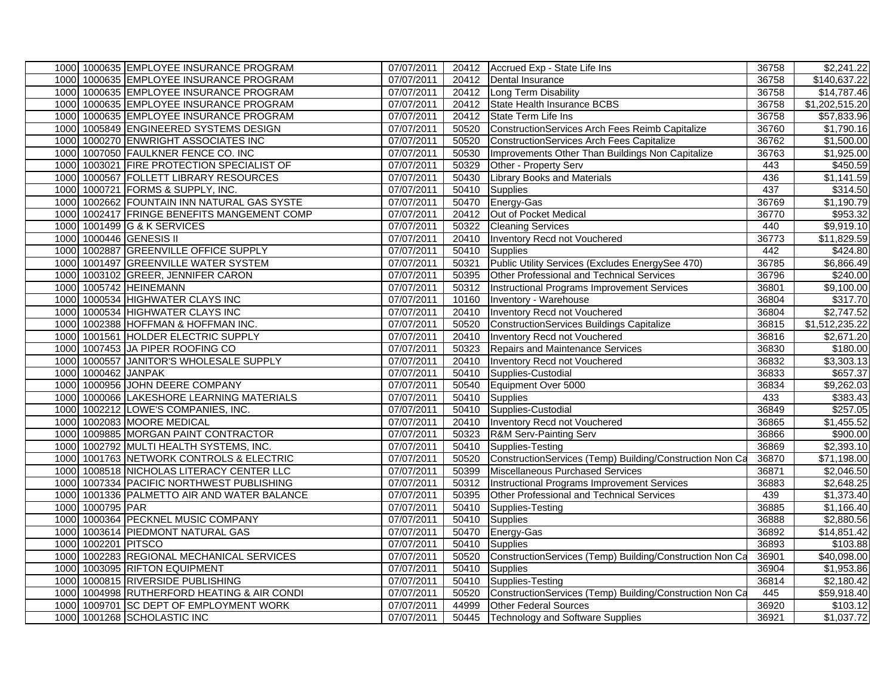| | | | | | | | |
|---|---|---|---|---|---|---|---|
| 1000 | 1000635 | EMPLOYEE INSURANCE PROGRAM | 07/07/2011 | 20412 | Accrued Exp - State Life Ins | 36758 | $2,241.22 |
| 1000 | 1000635 | EMPLOYEE INSURANCE PROGRAM | 07/07/2011 | 20412 | Dental Insurance | 36758 | $140,637.22 |
| 1000 | 1000635 | EMPLOYEE INSURANCE PROGRAM | 07/07/2011 | 20412 | Long Term Disability | 36758 | $14,787.46 |
| 1000 | 1000635 | EMPLOYEE INSURANCE PROGRAM | 07/07/2011 | 20412 | State Health Insurance BCBS | 36758 | $1,202,515.20 |
| 1000 | 1000635 | EMPLOYEE INSURANCE PROGRAM | 07/07/2011 | 20412 | State Term Life Ins | 36758 | $57,833.96 |
| 1000 | 1005849 | ENGINEERED SYSTEMS DESIGN | 07/07/2011 | 50520 | ConstructionServices Arch Fees Reimb Capitalize | 36760 | $1,790.16 |
| 1000 | 1000270 | ENWRIGHT ASSOCIATES INC | 07/07/2011 | 50520 | ConstructionServices Arch Fees Capitalize | 36762 | $1,500.00 |
| 1000 | 1007050 | FAULKNER FENCE CO. INC | 07/07/2011 | 50530 | Improvements Other Than Buildings Non Capitalize | 36763 | $1,925.00 |
| 1000 | 1003021 | FIRE PROTECTION SPECIALIST OF | 07/07/2011 | 50329 | Other - Property Serv | 443 | $450.59 |
| 1000 | 1000567 | FOLLETT LIBRARY RESOURCES | 07/07/2011 | 50430 | Library Books and Materials | 436 | $1,141.59 |
| 1000 | 1000721 | FORMS & SUPPLY, INC. | 07/07/2011 | 50410 | Supplies | 437 | $314.50 |
| 1000 | 1002662 | FOUNTAIN INN NATURAL GAS SYSTE | 07/07/2011 | 50470 | Energy-Gas | 36769 | $1,190.79 |
| 1000 | 1002417 | FRINGE BENEFITS MANGEMENT COMP | 07/07/2011 | 20412 | Out of Pocket Medical | 36770 | $953.32 |
| 1000 | 1001499 | G & K SERVICES | 07/07/2011 | 50322 | Cleaning Services | 440 | $9,919.10 |
| 1000 | 1000446 | GENESIS II | 07/07/2011 | 20410 | Inventory Recd not Vouchered | 36773 | $11,829.59 |
| 1000 | 1002887 | GREENVILLE OFFICE SUPPLY | 07/07/2011 | 50410 | Supplies | 442 | $424.80 |
| 1000 | 1001497 | GREENVILLE WATER SYSTEM | 07/07/2011 | 50321 | Public Utility Services (Excludes EnergySee 470) | 36785 | $6,866.49 |
| 1000 | 1003102 | GREER, JENNIFER CARON | 07/07/2011 | 50395 | Other Professional and Technical Services | 36796 | $240.00 |
| 1000 | 1005742 | HEINEMANN | 07/07/2011 | 50312 | Instructional Programs Improvement Services | 36801 | $9,100.00 |
| 1000 | 1000534 | HIGHWATER CLAYS INC | 07/07/2011 | 10160 | Inventory - Warehouse | 36804 | $317.70 |
| 1000 | 1000534 | HIGHWATER CLAYS INC | 07/07/2011 | 20410 | Inventory Recd not Vouchered | 36804 | $2,747.52 |
| 1000 | 1002388 | HOFFMAN & HOFFMAN INC. | 07/07/2011 | 50520 | ConstructionServices Buildings Capitalize | 36815 | $1,512,235.22 |
| 1000 | 1001561 | HOLDER ELECTRIC SUPPLY | 07/07/2011 | 20410 | Inventory Recd not Vouchered | 36816 | $2,671.20 |
| 1000 | 1007453 | JA PIPER ROOFING CO | 07/07/2011 | 50323 | Repairs and Maintenance Services | 36830 | $180.00 |
| 1000 | 1000557 | JANITOR'S WHOLESALE SUPPLY | 07/07/2011 | 20410 | Inventory Recd not Vouchered | 36832 | $3,303.13 |
| 1000 | 1000462 | JANPAK | 07/07/2011 | 50410 | Supplies-Custodial | 36833 | $657.37 |
| 1000 | 1000956 | JOHN DEERE COMPANY | 07/07/2011 | 50540 | Equipment Over 5000 | 36834 | $9,262.03 |
| 1000 | 1000066 | LAKESHORE LEARNING MATERIALS | 07/07/2011 | 50410 | Supplies | 433 | $383.43 |
| 1000 | 1002212 | LOWE'S COMPANIES, INC. | 07/07/2011 | 50410 | Supplies-Custodial | 36849 | $257.05 |
| 1000 | 1002083 | MOORE MEDICAL | 07/07/2011 | 20410 | Inventory Recd not Vouchered | 36865 | $1,455.52 |
| 1000 | 1009885 | MORGAN PAINT CONTRACTOR | 07/07/2011 | 50323 | R&M Serv-Painting Serv | 36866 | $900.00 |
| 1000 | 1002792 | MULTI HEALTH SYSTEMS, INC. | 07/07/2011 | 50410 | Supplies-Testing | 36869 | $2,393.10 |
| 1000 | 1001763 | NETWORK CONTROLS & ELECTRIC | 07/07/2011 | 50520 | ConstructionServices (Temp) Building/Construction Non Ca | 36870 | $71,198.00 |
| 1000 | 1008518 | NICHOLAS LITERACY CENTER LLC | 07/07/2011 | 50399 | Miscellaneous Purchased Services | 36871 | $2,046.50 |
| 1000 | 1007334 | PACIFIC NORTHWEST PUBLISHING | 07/07/2011 | 50312 | Instructional Programs Improvement Services | 36883 | $2,648.25 |
| 1000 | 1001336 | PALMETTO AIR AND WATER BALANCE | 07/07/2011 | 50395 | Other Professional and Technical Services | 439 | $1,373.40 |
| 1000 | 1000795 | PAR | 07/07/2011 | 50410 | Supplies-Testing | 36885 | $1,166.40 |
| 1000 | 1000364 | PECKNEL MUSIC COMPANY | 07/07/2011 | 50410 | Supplies | 36888 | $2,880.56 |
| 1000 | 1003614 | PIEDMONT NATURAL GAS | 07/07/2011 | 50470 | Energy-Gas | 36892 | $14,851.42 |
| 1000 | 1002201 | PITSCO | 07/07/2011 | 50410 | Supplies | 36893 | $103.88 |
| 1000 | 1002283 | REGIONAL MECHANICAL SERVICES | 07/07/2011 | 50520 | ConstructionServices (Temp) Building/Construction Non Ca | 36901 | $40,098.00 |
| 1000 | 1003095 | RIFTON EQUIPMENT | 07/07/2011 | 50410 | Supplies | 36904 | $1,953.86 |
| 1000 | 1000815 | RIVERSIDE PUBLISHING | 07/07/2011 | 50410 | Supplies-Testing | 36814 | $2,180.42 |
| 1000 | 1004998 | RUTHERFORD HEATING & AIR CONDI | 07/07/2011 | 50520 | ConstructionServices (Temp) Building/Construction Non Ca | 445 | $59,918.40 |
| 1000 | 1009701 | SC DEPT OF EMPLOYMENT WORK | 07/07/2011 | 44999 | Other Federal Sources | 36920 | $103.12 |
| 1000 | 1001268 | SCHOLASTIC INC | 07/07/2011 | 50445 | Technology and Software Supplies | 36921 | $1,037.72 |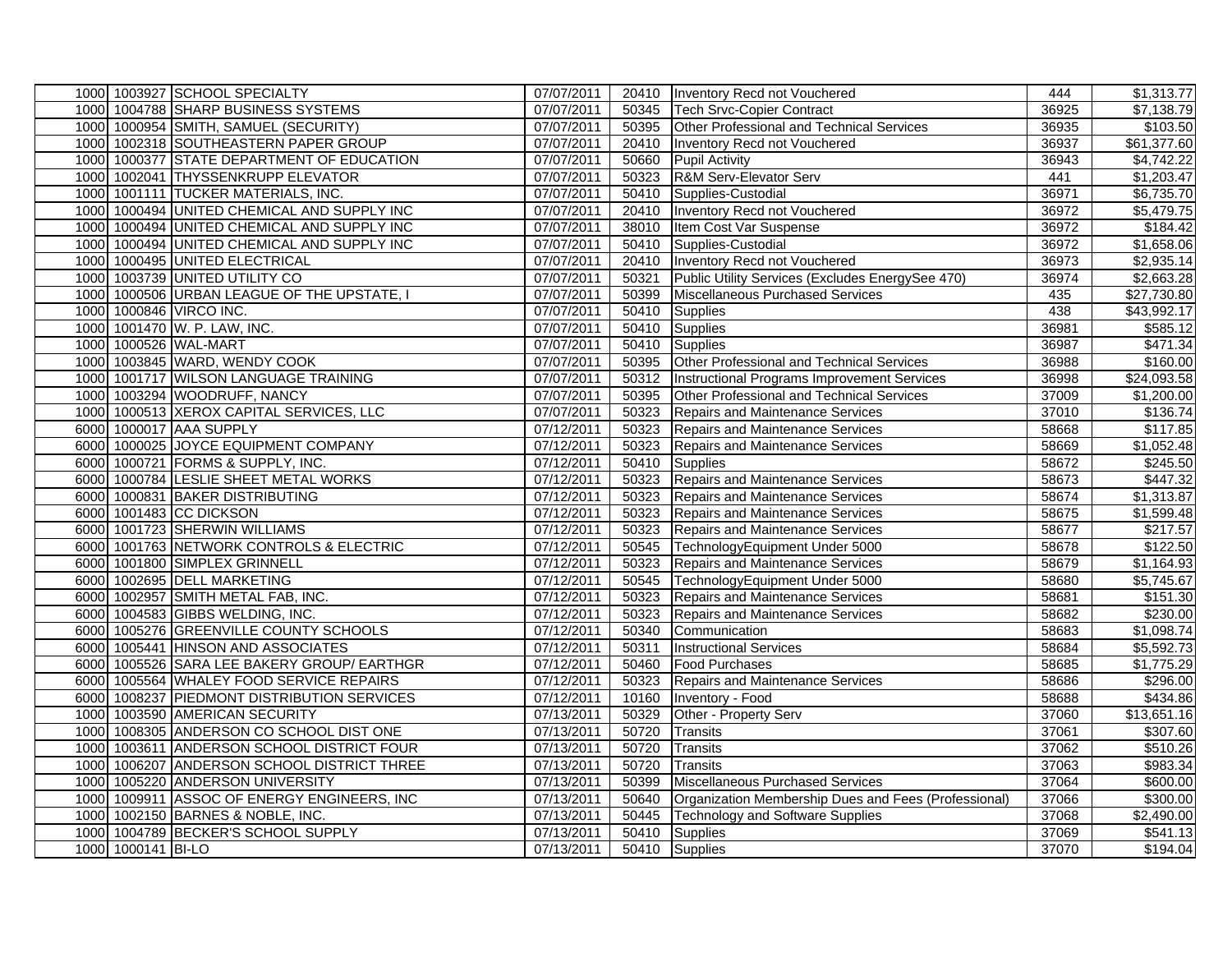| | | | | | | | |
|---|---|---|---|---|---|---|---|
| 1000 | 1003927 | SCHOOL SPECIALTY | 07/07/2011 | 20410 | Inventory Recd not Vouchered | 444 | $1,313.77 |
| 1000 | 1004788 | SHARP BUSINESS SYSTEMS | 07/07/2011 | 50345 | Tech Srvc-Copier Contract | 36925 | $7,138.79 |
| 1000 | 1000954 | SMITH, SAMUEL (SECURITY) | 07/07/2011 | 50395 | Other Professional and Technical Services | 36935 | $103.50 |
| 1000 | 1002318 | SOUTHEASTERN PAPER GROUP | 07/07/2011 | 20410 | Inventory Recd not Vouchered | 36937 | $61,377.60 |
| 1000 | 1000377 | STATE DEPARTMENT OF EDUCATION | 07/07/2011 | 50660 | Pupil Activity | 36943 | $4,742.22 |
| 1000 | 1002041 | THYSSENKRUPP ELEVATOR | 07/07/2011 | 50323 | R&M Serv-Elevator Serv | 441 | $1,203.47 |
| 1000 | 1001111 | TUCKER MATERIALS, INC. | 07/07/2011 | 50410 | Supplies-Custodial | 36971 | $6,735.70 |
| 1000 | 1000494 | UNITED CHEMICAL AND SUPPLY INC | 07/07/2011 | 20410 | Inventory Recd not Vouchered | 36972 | $5,479.75 |
| 1000 | 1000494 | UNITED CHEMICAL AND SUPPLY INC | 07/07/2011 | 38010 | Item Cost Var Suspense | 36972 | $184.42 |
| 1000 | 1000494 | UNITED CHEMICAL AND SUPPLY INC | 07/07/2011 | 50410 | Supplies-Custodial | 36972 | $1,658.06 |
| 1000 | 1000495 | UNITED ELECTRICAL | 07/07/2011 | 20410 | Inventory Recd not Vouchered | 36973 | $2,935.14 |
| 1000 | 1003739 | UNITED UTILITY CO | 07/07/2011 | 50321 | Public Utility Services (Excludes EnergySee 470) | 36974 | $2,663.28 |
| 1000 | 1000506 | URBAN LEAGUE OF THE UPSTATE, I | 07/07/2011 | 50399 | Miscellaneous Purchased Services | 435 | $27,730.80 |
| 1000 | 1000846 | VIRCO INC. | 07/07/2011 | 50410 | Supplies | 438 | $43,992.17 |
| 1000 | 1001470 | W. P. LAW, INC. | 07/07/2011 | 50410 | Supplies | 36981 | $585.12 |
| 1000 | 1000526 | WAL-MART | 07/07/2011 | 50410 | Supplies | 36987 | $471.34 |
| 1000 | 1003845 | WARD, WENDY COOK | 07/07/2011 | 50395 | Other Professional and Technical Services | 36988 | $160.00 |
| 1000 | 1001717 | WILSON LANGUAGE TRAINING | 07/07/2011 | 50312 | Instructional Programs Improvement Services | 36998 | $24,093.58 |
| 1000 | 1003294 | WOODRUFF, NANCY | 07/07/2011 | 50395 | Other Professional and Technical Services | 37009 | $1,200.00 |
| 1000 | 1000513 | XEROX CAPITAL SERVICES, LLC | 07/07/2011 | 50323 | Repairs and Maintenance Services | 37010 | $136.74 |
| 6000 | 1000017 | AAA SUPPLY | 07/12/2011 | 50323 | Repairs and Maintenance Services | 58668 | $117.85 |
| 6000 | 1000025 | JOYCE EQUIPMENT COMPANY | 07/12/2011 | 50323 | Repairs and Maintenance Services | 58669 | $1,052.48 |
| 6000 | 1000721 | FORMS & SUPPLY, INC. | 07/12/2011 | 50410 | Supplies | 58672 | $245.50 |
| 6000 | 1000784 | LESLIE SHEET METAL WORKS | 07/12/2011 | 50323 | Repairs and Maintenance Services | 58673 | $447.32 |
| 6000 | 1000831 | BAKER DISTRIBUTING | 07/12/2011 | 50323 | Repairs and Maintenance Services | 58674 | $1,313.87 |
| 6000 | 1001483 | CC DICKSON | 07/12/2011 | 50323 | Repairs and Maintenance Services | 58675 | $1,599.48 |
| 6000 | 1001723 | SHERWIN WILLIAMS | 07/12/2011 | 50323 | Repairs and Maintenance Services | 58677 | $217.57 |
| 6000 | 1001763 | NETWORK CONTROLS & ELECTRIC | 07/12/2011 | 50545 | TechnologyEquipment Under 5000 | 58678 | $122.50 |
| 6000 | 1001800 | SIMPLEX GRINNELL | 07/12/2011 | 50323 | Repairs and Maintenance Services | 58679 | $1,164.93 |
| 6000 | 1002695 | DELL MARKETING | 07/12/2011 | 50545 | TechnologyEquipment Under 5000 | 58680 | $5,745.67 |
| 6000 | 1002957 | SMITH METAL FAB, INC. | 07/12/2011 | 50323 | Repairs and Maintenance Services | 58681 | $151.30 |
| 6000 | 1004583 | GIBBS WELDING, INC. | 07/12/2011 | 50323 | Repairs and Maintenance Services | 58682 | $230.00 |
| 6000 | 1005276 | GREENVILLE COUNTY SCHOOLS | 07/12/2011 | 50340 | Communication | 58683 | $1,098.74 |
| 6000 | 1005441 | HINSON AND ASSOCIATES | 07/12/2011 | 50311 | Instructional Services | 58684 | $5,592.73 |
| 6000 | 1005526 | SARA LEE BAKERY GROUP/ EARTHGR | 07/12/2011 | 50460 | Food Purchases | 58685 | $1,775.29 |
| 6000 | 1005564 | WHALEY FOOD SERVICE REPAIRS | 07/12/2011 | 50323 | Repairs and Maintenance Services | 58686 | $296.00 |
| 6000 | 1008237 | PIEDMONT DISTRIBUTION SERVICES | 07/12/2011 | 10160 | Inventory - Food | 58688 | $434.86 |
| 1000 | 1003590 | AMERICAN SECURITY | 07/13/2011 | 50329 | Other - Property Serv | 37060 | $13,651.16 |
| 1000 | 1008305 | ANDERSON CO SCHOOL DIST ONE | 07/13/2011 | 50720 | Transits | 37061 | $307.60 |
| 1000 | 1003611 | ANDERSON SCHOOL DISTRICT FOUR | 07/13/2011 | 50720 | Transits | 37062 | $510.26 |
| 1000 | 1006207 | ANDERSON SCHOOL DISTRICT THREE | 07/13/2011 | 50720 | Transits | 37063 | $983.34 |
| 1000 | 1005220 | ANDERSON UNIVERSITY | 07/13/2011 | 50399 | Miscellaneous Purchased Services | 37064 | $600.00 |
| 1000 | 1009911 | ASSOC OF ENERGY ENGINEERS, INC | 07/13/2011 | 50640 | Organization Membership Dues and Fees (Professional) | 37066 | $300.00 |
| 1000 | 1002150 | BARNES & NOBLE, INC. | 07/13/2011 | 50445 | Technology and Software Supplies | 37068 | $2,490.00 |
| 1000 | 1004789 | BECKER'S SCHOOL SUPPLY | 07/13/2011 | 50410 | Supplies | 37069 | $541.13 |
| 1000 | 1000141 | BI-LO | 07/13/2011 | 50410 | Supplies | 37070 | $194.04 |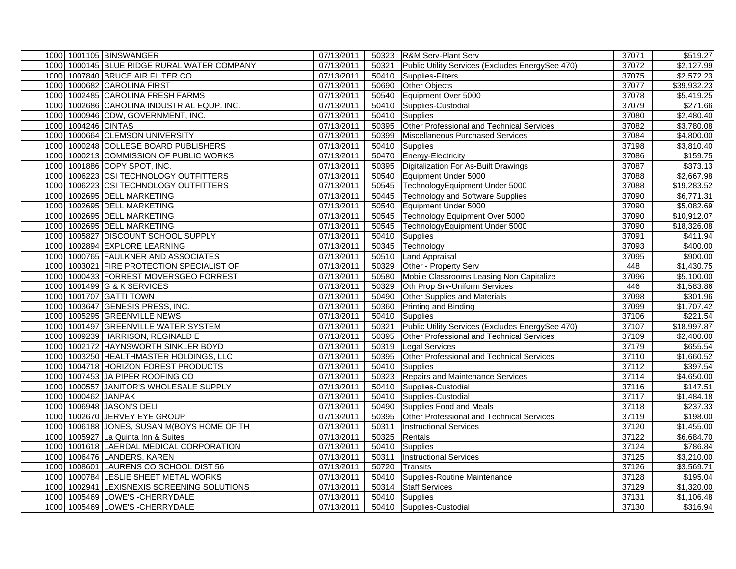| | | | | | | | |
|---|---|---|---|---|---|---|---|
| 1000 | 1001105 | BINSWANGER | 07/13/2011 | 50323 | R&M Serv-Plant Serv | 37071 | $519.27 |
| 1000 | 1000145 | BLUE RIDGE RURAL WATER COMPANY | 07/13/2011 | 50321 | Public Utility Services (Excludes EnergySee 470) | 37072 | $2,127.99 |
| 1000 | 1007840 | BRUCE AIR FILTER CO | 07/13/2011 | 50410 | Supplies-Filters | 37075 | $2,572.23 |
| 1000 | 1000682 | CAROLINA FIRST | 07/13/2011 | 50690 | Other Objects | 37077 | $39,932.23 |
| 1000 | 1002485 | CAROLINA FRESH FARMS | 07/13/2011 | 50540 | Equipment Over 5000 | 37078 | $5,419.25 |
| 1000 | 1002686 | CAROLINA INDUSTRIAL EQUP. INC. | 07/13/2011 | 50410 | Supplies-Custodial | 37079 | $271.66 |
| 1000 | 1000946 | CDW, GOVERNMENT, INC. | 07/13/2011 | 50410 | Supplies | 37080 | $2,480.40 |
| 1000 | 1004246 | CINTAS | 07/13/2011 | 50395 | Other Professional and Technical Services | 37082 | $3,780.08 |
| 1000 | 1000664 | CLEMSON UNIVERSITY | 07/13/2011 | 50399 | Miscellaneous Purchased Services | 37084 | $4,800.00 |
| 1000 | 1000248 | COLLEGE BOARD PUBLISHERS | 07/13/2011 | 50410 | Supplies | 37198 | $3,810.40 |
| 1000 | 1000213 | COMMISSION OF PUBLIC WORKS | 07/13/2011 | 50470 | Energy-Electricity | 37086 | $159.75 |
| 1000 | 1001886 | COPY SPOT, INC. | 07/13/2011 | 50395 | Digitalization For As-Built Drawings | 37087 | $373.13 |
| 1000 | 1006223 | CSI TECHNOLOGY OUTFITTERS | 07/13/2011 | 50540 | Equipment Under 5000 | 37088 | $2,667.98 |
| 1000 | 1006223 | CSI TECHNOLOGY OUTFITTERS | 07/13/2011 | 50545 | TechnologyEquipment Under 5000 | 37088 | $19,283.52 |
| 1000 | 1002695 | DELL MARKETING | 07/13/2011 | 50445 | Technology and Software Supplies | 37090 | $6,771.31 |
| 1000 | 1002695 | DELL MARKETING | 07/13/2011 | 50540 | Equipment Under 5000 | 37090 | $5,082.69 |
| 1000 | 1002695 | DELL MARKETING | 07/13/2011 | 50545 | Technology Equipment Over 5000 | 37090 | $10,912.07 |
| 1000 | 1002695 | DELL MARKETING | 07/13/2011 | 50545 | TechnologyEquipment Under 5000 | 37090 | $18,326.08 |
| 1000 | 1005827 | DISCOUNT SCHOOL SUPPLY | 07/13/2011 | 50410 | Supplies | 37091 | $411.94 |
| 1000 | 1002894 | EXPLORE LEARNING | 07/13/2011 | 50345 | Technology | 37093 | $400.00 |
| 1000 | 1000765 | FAULKNER AND ASSOCIATES | 07/13/2011 | 50510 | Land Appraisal | 37095 | $900.00 |
| 1000 | 1003021 | FIRE PROTECTION SPECIALIST OF | 07/13/2011 | 50329 | Other - Property Serv | 448 | $1,430.75 |
| 1000 | 1000433 | FORREST MOVERSGEO FORREST | 07/13/2011 | 50580 | Mobile Classrooms Leasing Non Capitalize | 37096 | $5,100.00 |
| 1000 | 1001499 | G & K SERVICES | 07/13/2011 | 50329 | Oth Prop Srv-Uniform Services | 446 | $1,583.86 |
| 1000 | 1001707 | GATTI TOWN | 07/13/2011 | 50490 | Other Supplies and Materials | 37098 | $301.96 |
| 1000 | 1003647 | GENESIS PRESS, INC. | 07/13/2011 | 50360 | Printing and Binding | 37099 | $1,707.42 |
| 1000 | 1005295 | GREENVILLE NEWS | 07/13/2011 | 50410 | Supplies | 37106 | $221.54 |
| 1000 | 1001497 | GREENVILLE WATER SYSTEM | 07/13/2011 | 50321 | Public Utility Services (Excludes EnergySee 470) | 37107 | $18,997.87 |
| 1000 | 1009239 | HARRISON, REGINALD E | 07/13/2011 | 50395 | Other Professional and Technical Services | 37109 | $2,400.00 |
| 1000 | 1002172 | HAYNSWORTH SINKLER BOYD | 07/13/2011 | 50319 | Legal Services | 37179 | $655.54 |
| 1000 | 1003250 | HEALTHMASTER HOLDINGS, LLC | 07/13/2011 | 50395 | Other Professional and Technical Services | 37110 | $1,660.52 |
| 1000 | 1004718 | HORIZON FOREST PRODUCTS | 07/13/2011 | 50410 | Supplies | 37112 | $397.54 |
| 1000 | 1007453 | JA PIPER ROOFING CO | 07/13/2011 | 50323 | Repairs and Maintenance Services | 37114 | $4,650.00 |
| 1000 | 1000557 | JANITOR'S WHOLESALE SUPPLY | 07/13/2011 | 50410 | Supplies-Custodial | 37116 | $147.51 |
| 1000 | 1000462 | JANPAK | 07/13/2011 | 50410 | Supplies-Custodial | 37117 | $1,484.18 |
| 1000 | 1006948 | JASON'S DELI | 07/13/2011 | 50490 | Supplies Food and Meals | 37118 | $237.33 |
| 1000 | 1002670 | JERVEY EYE GROUP | 07/13/2011 | 50395 | Other Professional and Technical Services | 37119 | $198.00 |
| 1000 | 1006188 | JONES, SUSAN M(BOYS HOME OF TH | 07/13/2011 | 50311 | Instructional Services | 37120 | $1,455.00 |
| 1000 | 1005927 | La Quinta Inn & Suites | 07/13/2011 | 50325 | Rentals | 37122 | $6,684.70 |
| 1000 | 1001618 | LAERDAL MEDICAL CORPORATION | 07/13/2011 | 50410 | Supplies | 37124 | $786.84 |
| 1000 | 1006476 | LANDERS, KAREN | 07/13/2011 | 50311 | Instructional Services | 37125 | $3,210.00 |
| 1000 | 1008601 | LAURENS CO SCHOOL DIST 56 | 07/13/2011 | 50720 | Transits | 37126 | $3,569.71 |
| 1000 | 1000784 | LESLIE SHEET METAL WORKS | 07/13/2011 | 50410 | Supplies-Routine Maintenance | 37128 | $195.04 |
| 1000 | 1002941 | LEXISNEXIS SCREENING SOLUTIONS | 07/13/2011 | 50314 | Staff Services | 37129 | $1,320.00 |
| 1000 | 1005469 | LOWE'S -CHERRYDALE | 07/13/2011 | 50410 | Supplies | 37131 | $1,106.48 |
| 1000 | 1005469 | LOWE'S -CHERRYDALE | 07/13/2011 | 50410 | Supplies-Custodial | 37130 | $316.94 |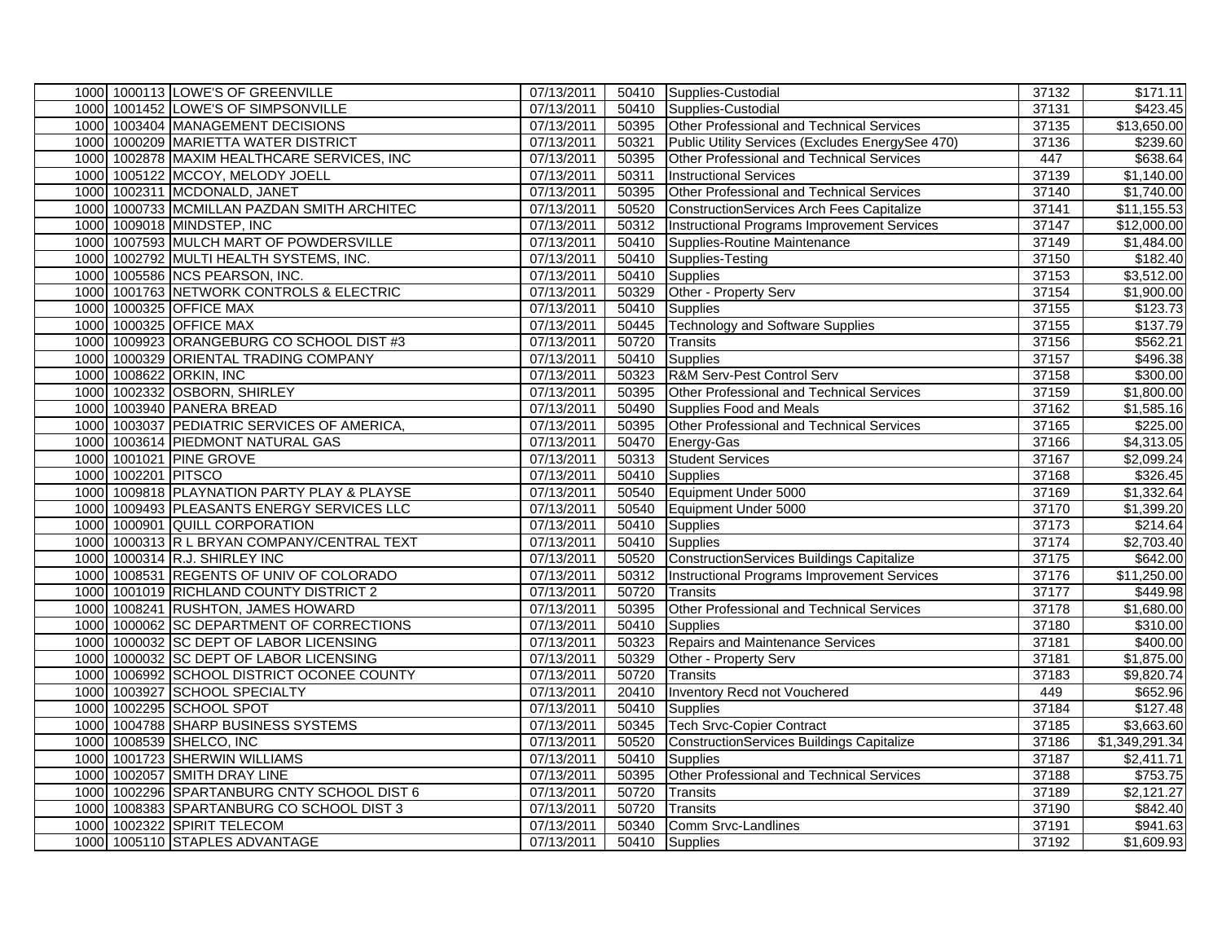| | | | | | | | |
|---|---|---|---|---|---|---|---|
| 1000 | 1000113 | LOWE'S OF GREENVILLE | 07/13/2011 | 50410 | Supplies-Custodial | 37132 | $171.11 |
| 1000 | 1001452 | LOWE'S OF SIMPSONVILLE | 07/13/2011 | 50410 | Supplies-Custodial | 37131 | $423.45 |
| 1000 | 1003404 | MANAGEMENT DECISIONS | 07/13/2011 | 50395 | Other Professional and Technical Services | 37135 | $13,650.00 |
| 1000 | 1000209 | MARIETTA WATER DISTRICT | 07/13/2011 | 50321 | Public Utility Services (Excludes EnergySee 470) | 37136 | $239.60 |
| 1000 | 1002878 | MAXIM HEALTHCARE SERVICES, INC | 07/13/2011 | 50395 | Other Professional and Technical Services | 447 | $638.64 |
| 1000 | 1005122 | MCCOY, MELODY JOELL | 07/13/2011 | 50311 | Instructional Services | 37139 | $1,140.00 |
| 1000 | 1002311 | MCDONALD, JANET | 07/13/2011 | 50395 | Other Professional and Technical Services | 37140 | $1,740.00 |
| 1000 | 1000733 | MCMILLAN PAZDAN SMITH ARCHITEC | 07/13/2011 | 50520 | ConstructionServices Arch Fees Capitalize | 37141 | $11,155.53 |
| 1000 | 1009018 | MINDSTEP, INC | 07/13/2011 | 50312 | Instructional Programs Improvement Services | 37147 | $12,000.00 |
| 1000 | 1007593 | MULCH MART OF POWDERSVILLE | 07/13/2011 | 50410 | Supplies-Routine Maintenance | 37149 | $1,484.00 |
| 1000 | 1002792 | MULTI HEALTH SYSTEMS, INC. | 07/13/2011 | 50410 | Supplies-Testing | 37150 | $182.40 |
| 1000 | 1005586 | NCS PEARSON, INC. | 07/13/2011 | 50410 | Supplies | 37153 | $3,512.00 |
| 1000 | 1001763 | NETWORK CONTROLS & ELECTRIC | 07/13/2011 | 50329 | Other - Property Serv | 37154 | $1,900.00 |
| 1000 | 1000325 | OFFICE MAX | 07/13/2011 | 50410 | Supplies | 37155 | $123.73 |
| 1000 | 1000325 | OFFICE MAX | 07/13/2011 | 50445 | Technology and Software Supplies | 37155 | $137.79 |
| 1000 | 1009923 | ORANGEBURG CO SCHOOL DIST #3 | 07/13/2011 | 50720 | Transits | 37156 | $562.21 |
| 1000 | 1000329 | ORIENTAL TRADING COMPANY | 07/13/2011 | 50410 | Supplies | 37157 | $496.38 |
| 1000 | 1008622 | ORKIN, INC | 07/13/2011 | 50323 | R&M Serv-Pest Control Serv | 37158 | $300.00 |
| 1000 | 1002332 | OSBORN, SHIRLEY | 07/13/2011 | 50395 | Other Professional and Technical Services | 37159 | $1,800.00 |
| 1000 | 1003940 | PANERA BREAD | 07/13/2011 | 50490 | Supplies Food and Meals | 37162 | $1,585.16 |
| 1000 | 1003037 | PEDIATRIC SERVICES OF AMERICA, | 07/13/2011 | 50395 | Other Professional and Technical Services | 37165 | $225.00 |
| 1000 | 1003614 | PIEDMONT NATURAL GAS | 07/13/2011 | 50470 | Energy-Gas | 37166 | $4,313.05 |
| 1000 | 1001021 | PINE GROVE | 07/13/2011 | 50313 | Student Services | 37167 | $2,099.24 |
| 1000 | 1002201 | PITSCO | 07/13/2011 | 50410 | Supplies | 37168 | $326.45 |
| 1000 | 1009818 | PLAYNATION PARTY PLAY & PLAYSE | 07/13/2011 | 50540 | Equipment Under 5000 | 37169 | $1,332.64 |
| 1000 | 1009493 | PLEASANTS ENERGY SERVICES LLC | 07/13/2011 | 50540 | Equipment Under 5000 | 37170 | $1,399.20 |
| 1000 | 1000901 | QUILL CORPORATION | 07/13/2011 | 50410 | Supplies | 37173 | $214.64 |
| 1000 | 1000313 | R L BRYAN COMPANY/CENTRAL TEXT | 07/13/2011 | 50410 | Supplies | 37174 | $2,703.40 |
| 1000 | 1000314 | R.J. SHIRLEY INC | 07/13/2011 | 50520 | ConstructionServices Buildings Capitalize | 37175 | $642.00 |
| 1000 | 1008531 | REGENTS OF UNIV OF COLORADO | 07/13/2011 | 50312 | Instructional Programs Improvement Services | 37176 | $11,250.00 |
| 1000 | 1001019 | RICHLAND COUNTY DISTRICT 2 | 07/13/2011 | 50720 | Transits | 37177 | $449.98 |
| 1000 | 1008241 | RUSHTON, JAMES HOWARD | 07/13/2011 | 50395 | Other Professional and Technical Services | 37178 | $1,680.00 |
| 1000 | 1000062 | SC DEPARTMENT OF CORRECTIONS | 07/13/2011 | 50410 | Supplies | 37180 | $310.00 |
| 1000 | 1000032 | SC DEPT OF LABOR LICENSING | 07/13/2011 | 50323 | Repairs and Maintenance Services | 37181 | $400.00 |
| 1000 | 1000032 | SC DEPT OF LABOR LICENSING | 07/13/2011 | 50329 | Other - Property Serv | 37181 | $1,875.00 |
| 1000 | 1006992 | SCHOOL DISTRICT OCONEE COUNTY | 07/13/2011 | 50720 | Transits | 37183 | $9,820.74 |
| 1000 | 1003927 | SCHOOL SPECIALTY | 07/13/2011 | 20410 | Inventory Recd not Vouchered | 449 | $652.96 |
| 1000 | 1002295 | SCHOOL SPOT | 07/13/2011 | 50410 | Supplies | 37184 | $127.48 |
| 1000 | 1004788 | SHARP BUSINESS SYSTEMS | 07/13/2011 | 50345 | Tech Srvc-Copier Contract | 37185 | $3,663.60 |
| 1000 | 1008539 | SHELCO, INC | 07/13/2011 | 50520 | ConstructionServices Buildings Capitalize | 37186 | $1,349,291.34 |
| 1000 | 1001723 | SHERWIN WILLIAMS | 07/13/2011 | 50410 | Supplies | 37187 | $2,411.71 |
| 1000 | 1002057 | SMITH DRAY LINE | 07/13/2011 | 50395 | Other Professional and Technical Services | 37188 | $753.75 |
| 1000 | 1002296 | SPARTANBURG CNTY SCHOOL DIST 6 | 07/13/2011 | 50720 | Transits | 37189 | $2,121.27 |
| 1000 | 1008383 | SPARTANBURG CO SCHOOL DIST 3 | 07/13/2011 | 50720 | Transits | 37190 | $842.40 |
| 1000 | 1002322 | SPIRIT TELECOM | 07/13/2011 | 50340 | Comm Srvc-Landlines | 37191 | $941.63 |
| 1000 | 1005110 | STAPLES ADVANTAGE | 07/13/2011 | 50410 | Supplies | 37192 | $1,609.93 |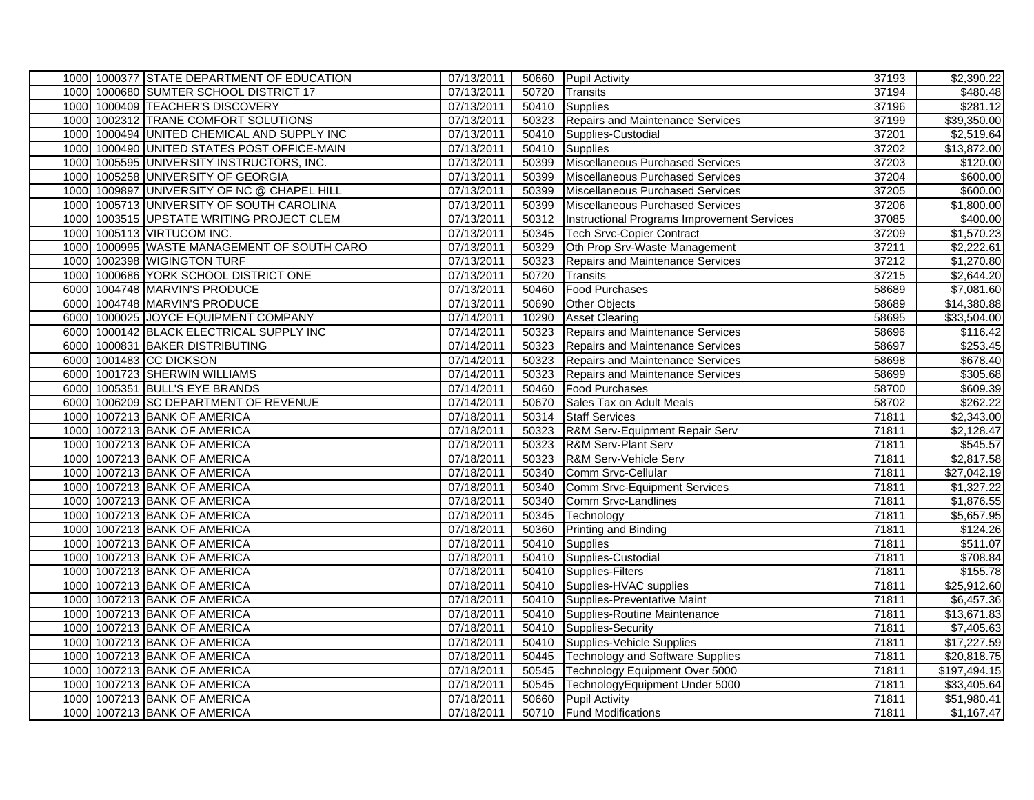| | | | | | | | |
|---|---|---|---|---|---|---|---|
| 1000 | 1000377 | STATE DEPARTMENT OF EDUCATION | 07/13/2011 | 50660 | Pupil Activity | 37193 | $2,390.22 |
| 1000 | 1000680 | SUMTER SCHOOL DISTRICT 17 | 07/13/2011 | 50720 | Transits | 37194 | $480.48 |
| 1000 | 1000409 | TEACHER'S DISCOVERY | 07/13/2011 | 50410 | Supplies | 37196 | $281.12 |
| 1000 | 1002312 | TRANE COMFORT SOLUTIONS | 07/13/2011 | 50323 | Repairs and Maintenance Services | 37199 | $39,350.00 |
| 1000 | 1000494 | UNITED CHEMICAL AND SUPPLY INC | 07/13/2011 | 50410 | Supplies-Custodial | 37201 | $2,519.64 |
| 1000 | 1000490 | UNITED STATES POST OFFICE-MAIN | 07/13/2011 | 50410 | Supplies | 37202 | $13,872.00 |
| 1000 | 1005595 | UNIVERSITY INSTRUCTORS, INC. | 07/13/2011 | 50399 | Miscellaneous Purchased Services | 37203 | $120.00 |
| 1000 | 1005258 | UNIVERSITY OF GEORGIA | 07/13/2011 | 50399 | Miscellaneous Purchased Services | 37204 | $600.00 |
| 1000 | 1009897 | UNIVERSITY OF NC @ CHAPEL HILL | 07/13/2011 | 50399 | Miscellaneous Purchased Services | 37205 | $600.00 |
| 1000 | 1005713 | UNIVERSITY OF SOUTH CAROLINA | 07/13/2011 | 50399 | Miscellaneous Purchased Services | 37206 | $1,800.00 |
| 1000 | 1003515 | UPSTATE WRITING PROJECT CLEM | 07/13/2011 | 50312 | Instructional Programs Improvement Services | 37085 | $400.00 |
| 1000 | 1005113 | VIRTUCOM INC. | 07/13/2011 | 50345 | Tech Srvc-Copier Contract | 37209 | $1,570.23 |
| 1000 | 1000995 | WASTE MANAGEMENT OF SOUTH CARO | 07/13/2011 | 50329 | Oth Prop Srv-Waste Management | 37211 | $2,222.61 |
| 1000 | 1002398 | WIGINGTON TURF | 07/13/2011 | 50323 | Repairs and Maintenance Services | 37212 | $1,270.80 |
| 1000 | 1000686 | YORK SCHOOL DISTRICT ONE | 07/13/2011 | 50720 | Transits | 37215 | $2,644.20 |
| 6000 | 1004748 | MARVIN'S PRODUCE | 07/13/2011 | 50460 | Food Purchases | 58689 | $7,081.60 |
| 6000 | 1004748 | MARVIN'S PRODUCE | 07/13/2011 | 50690 | Other Objects | 58689 | $14,380.88 |
| 6000 | 1000025 | JOYCE EQUIPMENT COMPANY | 07/14/2011 | 10290 | Asset Clearing | 58695 | $33,504.00 |
| 6000 | 1000142 | BLACK ELECTRICAL SUPPLY INC | 07/14/2011 | 50323 | Repairs and Maintenance Services | 58696 | $116.42 |
| 6000 | 1000831 | BAKER DISTRIBUTING | 07/14/2011 | 50323 | Repairs and Maintenance Services | 58697 | $253.45 |
| 6000 | 1001483 | CC DICKSON | 07/14/2011 | 50323 | Repairs and Maintenance Services | 58698 | $678.40 |
| 6000 | 1001723 | SHERWIN WILLIAMS | 07/14/2011 | 50323 | Repairs and Maintenance Services | 58699 | $305.68 |
| 6000 | 1005351 | BULL'S EYE BRANDS | 07/14/2011 | 50460 | Food Purchases | 58700 | $609.39 |
| 6000 | 1006209 | SC DEPARTMENT OF REVENUE | 07/14/2011 | 50670 | Sales Tax on Adult Meals | 58702 | $262.22 |
| 1000 | 1007213 | BANK OF AMERICA | 07/18/2011 | 50314 | Staff Services | 71811 | $2,343.00 |
| 1000 | 1007213 | BANK OF AMERICA | 07/18/2011 | 50323 | R&M Serv-Equipment Repair Serv | 71811 | $2,128.47 |
| 1000 | 1007213 | BANK OF AMERICA | 07/18/2011 | 50323 | R&M Serv-Plant Serv | 71811 | $545.57 |
| 1000 | 1007213 | BANK OF AMERICA | 07/18/2011 | 50323 | R&M Serv-Vehicle Serv | 71811 | $2,817.58 |
| 1000 | 1007213 | BANK OF AMERICA | 07/18/2011 | 50340 | Comm Srvc-Cellular | 71811 | $27,042.19 |
| 1000 | 1007213 | BANK OF AMERICA | 07/18/2011 | 50340 | Comm Srvc-Equipment Services | 71811 | $1,327.22 |
| 1000 | 1007213 | BANK OF AMERICA | 07/18/2011 | 50340 | Comm Srvc-Landlines | 71811 | $1,876.55 |
| 1000 | 1007213 | BANK OF AMERICA | 07/18/2011 | 50345 | Technology | 71811 | $5,657.95 |
| 1000 | 1007213 | BANK OF AMERICA | 07/18/2011 | 50360 | Printing and Binding | 71811 | $124.26 |
| 1000 | 1007213 | BANK OF AMERICA | 07/18/2011 | 50410 | Supplies | 71811 | $511.07 |
| 1000 | 1007213 | BANK OF AMERICA | 07/18/2011 | 50410 | Supplies-Custodial | 71811 | $708.84 |
| 1000 | 1007213 | BANK OF AMERICA | 07/18/2011 | 50410 | Supplies-Filters | 71811 | $155.78 |
| 1000 | 1007213 | BANK OF AMERICA | 07/18/2011 | 50410 | Supplies-HVAC supplies | 71811 | $25,912.60 |
| 1000 | 1007213 | BANK OF AMERICA | 07/18/2011 | 50410 | Supplies-Preventative Maint | 71811 | $6,457.36 |
| 1000 | 1007213 | BANK OF AMERICA | 07/18/2011 | 50410 | Supplies-Routine Maintenance | 71811 | $13,671.83 |
| 1000 | 1007213 | BANK OF AMERICA | 07/18/2011 | 50410 | Supplies-Security | 71811 | $7,405.63 |
| 1000 | 1007213 | BANK OF AMERICA | 07/18/2011 | 50410 | Supplies-Vehicle Supplies | 71811 | $17,227.59 |
| 1000 | 1007213 | BANK OF AMERICA | 07/18/2011 | 50445 | Technology and Software Supplies | 71811 | $20,818.75 |
| 1000 | 1007213 | BANK OF AMERICA | 07/18/2011 | 50545 | Technology Equipment Over 5000 | 71811 | $197,494.15 |
| 1000 | 1007213 | BANK OF AMERICA | 07/18/2011 | 50545 | TechnologyEquipment Under 5000 | 71811 | $33,405.64 |
| 1000 | 1007213 | BANK OF AMERICA | 07/18/2011 | 50660 | Pupil Activity | 71811 | $51,980.41 |
| 1000 | 1007213 | BANK OF AMERICA | 07/18/2011 | 50710 | Fund Modifications | 71811 | $1,167.47 |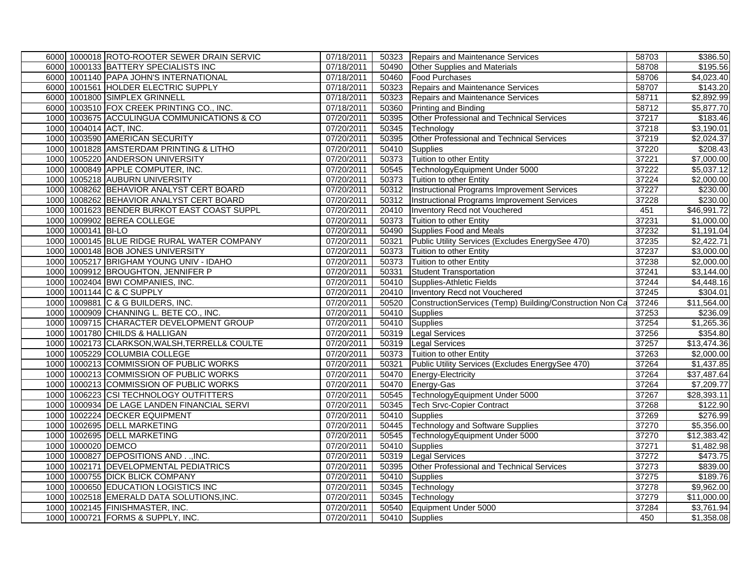| | | | | | | | |
|---|---|---|---|---|---|---|---|
| 6000 | 1000018 | ROTO-ROOTER SEWER DRAIN SERVIC | 07/18/2011 | 50323 | Repairs and Maintenance Services | 58703 | $386.50 |
| 6000 | 1000133 | BATTERY SPECIALISTS INC | 07/18/2011 | 50490 | Other Supplies and Materials | 58708 | $195.56 |
| 6000 | 1001140 | PAPA JOHN'S INTERNATIONAL | 07/18/2011 | 50460 | Food Purchases | 58706 | $4,023.40 |
| 6000 | 1001561 | HOLDER ELECTRIC SUPPLY | 07/18/2011 | 50323 | Repairs and Maintenance Services | 58707 | $143.20 |
| 6000 | 1001800 | SIMPLEX GRINNELL | 07/18/2011 | 50323 | Repairs and Maintenance Services | 58711 | $2,892.99 |
| 6000 | 1003510 | FOX CREEK PRINTING CO., INC. | 07/18/2011 | 50360 | Printing and Binding | 58712 | $5,877.70 |
| 1000 | 1003675 | ACCULINGUA COMMUNICATIONS & CO | 07/20/2011 | 50395 | Other Professional and Technical Services | 37217 | $183.46 |
| 1000 | 1004014 | ACT, INC. | 07/20/2011 | 50345 | Technology | 37218 | $3,190.01 |
| 1000 | 1003590 | AMERICAN SECURITY | 07/20/2011 | 50395 | Other Professional and Technical Services | 37219 | $2,024.37 |
| 1000 | 1001828 | AMSTERDAM PRINTING & LITHO | 07/20/2011 | 50410 | Supplies | 37220 | $208.43 |
| 1000 | 1005220 | ANDERSON UNIVERSITY | 07/20/2011 | 50373 | Tuition to other Entity | 37221 | $7,000.00 |
| 1000 | 1000849 | APPLE COMPUTER, INC. | 07/20/2011 | 50545 | TechnologyEquipment Under 5000 | 37222 | $5,037.12 |
| 1000 | 1005218 | AUBURN UNIVERSITY | 07/20/2011 | 50373 | Tuition to other Entity | 37224 | $2,000.00 |
| 1000 | 1008262 | BEHAVIOR ANALYST CERT BOARD | 07/20/2011 | 50312 | Instructional Programs Improvement Services | 37227 | $230.00 |
| 1000 | 1008262 | BEHAVIOR ANALYST CERT BOARD | 07/20/2011 | 50312 | Instructional Programs Improvement Services | 37228 | $230.00 |
| 1000 | 1001623 | BENDER BURKOT EAST COAST SUPPL | 07/20/2011 | 20410 | Inventory Recd not Vouchered | 451 | $46,991.72 |
| 1000 | 1009902 | BEREA COLLEGE | 07/20/2011 | 50373 | Tuition to other Entity | 37231 | $1,000.00 |
| 1000 | 1000141 | BI-LO | 07/20/2011 | 50490 | Supplies Food and Meals | 37232 | $1,191.04 |
| 1000 | 1000145 | BLUE RIDGE RURAL WATER COMPANY | 07/20/2011 | 50321 | Public Utility Services (Excludes EnergySee 470) | 37235 | $2,422.71 |
| 1000 | 1000148 | BOB JONES UNIVERSITY | 07/20/2011 | 50373 | Tuition to other Entity | 37237 | $3,000.00 |
| 1000 | 1005217 | BRIGHAM YOUNG UNIV - IDAHO | 07/20/2011 | 50373 | Tuition to other Entity | 37238 | $2,000.00 |
| 1000 | 1009912 | BROUGHTON, JENNIFER P | 07/20/2011 | 50331 | Student Transportation | 37241 | $3,144.00 |
| 1000 | 1002404 | BWI COMPANIES, INC. | 07/20/2011 | 50410 | Supplies-Athletic Fields | 37244 | $4,448.16 |
| 1000 | 1001144 | C & C SUPPLY | 07/20/2011 | 20410 | Inventory Recd not Vouchered | 37245 | $304.01 |
| 1000 | 1009881 | C & G BUILDERS, INC. | 07/20/2011 | 50520 | ConstructionServices (Temp) Building/Construction Non Ca | 37246 | $11,564.00 |
| 1000 | 1000909 | CHANNING L. BETE CO., INC. | 07/20/2011 | 50410 | Supplies | 37253 | $236.09 |
| 1000 | 1009715 | CHARACTER DEVELOPMENT GROUP | 07/20/2011 | 50410 | Supplies | 37254 | $1,265.36 |
| 1000 | 1001780 | CHILDS & HALLIGAN | 07/20/2011 | 50319 | Legal Services | 37256 | $354.80 |
| 1000 | 1002173 | CLARKSON,WALSH,TERRELL& COULTE | 07/20/2011 | 50319 | Legal Services | 37257 | $13,474.36 |
| 1000 | 1005229 | COLUMBIA COLLEGE | 07/20/2011 | 50373 | Tuition to other Entity | 37263 | $2,000.00 |
| 1000 | 1000213 | COMMISSION OF PUBLIC WORKS | 07/20/2011 | 50321 | Public Utility Services (Excludes EnergySee 470) | 37264 | $1,437.85 |
| 1000 | 1000213 | COMMISSION OF PUBLIC WORKS | 07/20/2011 | 50470 | Energy-Electricity | 37264 | $37,487.64 |
| 1000 | 1000213 | COMMISSION OF PUBLIC WORKS | 07/20/2011 | 50470 | Energy-Gas | 37264 | $7,209.77 |
| 1000 | 1006223 | CSI TECHNOLOGY OUTFITTERS | 07/20/2011 | 50545 | TechnologyEquipment Under 5000 | 37267 | $28,393.11 |
| 1000 | 1000934 | DE LAGE LANDEN FINANCIAL SERVI | 07/20/2011 | 50345 | Tech Srvc-Copier Contract | 37268 | $122.90 |
| 1000 | 1002224 | DECKER EQUIPMENT | 07/20/2011 | 50410 | Supplies | 37269 | $276.99 |
| 1000 | 1002695 | DELL MARKETING | 07/20/2011 | 50445 | Technology and Software Supplies | 37270 | $5,356.00 |
| 1000 | 1002695 | DELL MARKETING | 07/20/2011 | 50545 | TechnologyEquipment Under 5000 | 37270 | $12,383.42 |
| 1000 | 1000020 | DEMCO | 07/20/2011 | 50410 | Supplies | 37271 | $1,482.98 |
| 1000 | 1000827 | DEPOSITIONS AND . .,INC. | 07/20/2011 | 50319 | Legal Services | 37272 | $473.75 |
| 1000 | 1002171 | DEVELOPMENTAL PEDIATRICS | 07/20/2011 | 50395 | Other Professional and Technical Services | 37273 | $839.00 |
| 1000 | 1000755 | DICK BLICK COMPANY | 07/20/2011 | 50410 | Supplies | 37275 | $189.76 |
| 1000 | 1000650 | EDUCATION LOGISTICS INC | 07/20/2011 | 50345 | Technology | 37278 | $9,962.00 |
| 1000 | 1002518 | EMERALD DATA SOLUTIONS,INC. | 07/20/2011 | 50345 | Technology | 37279 | $11,000.00 |
| 1000 | 1002145 | FINISHMASTER, INC. | 07/20/2011 | 50540 | Equipment Under 5000 | 37284 | $3,761.94 |
| 1000 | 1000721 | FORMS & SUPPLY, INC. | 07/20/2011 | 50410 | Supplies | 450 | $1,358.08 |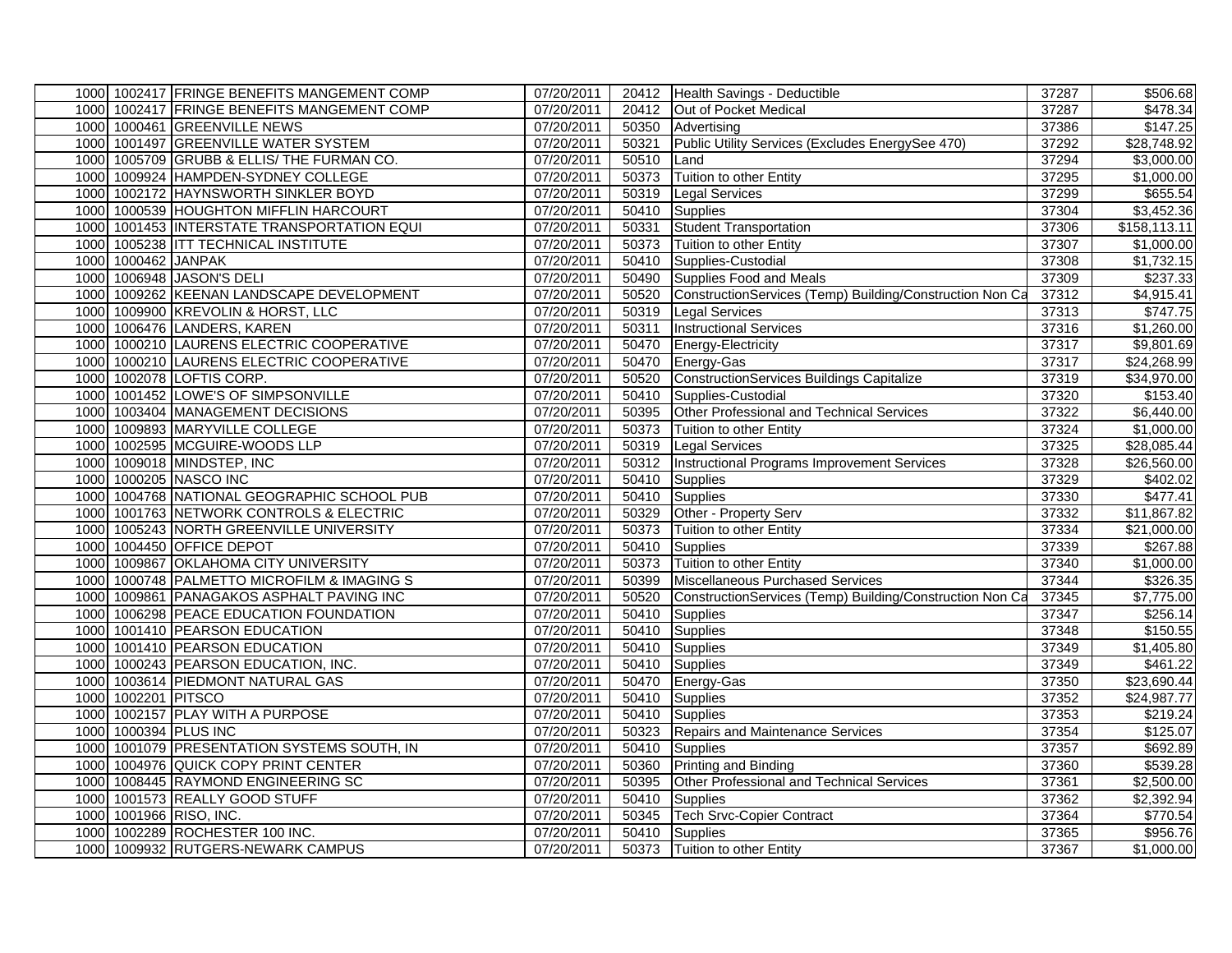| | | | | | | | |
|---|---|---|---|---|---|---|---|
| 1000 | 1002417 | FRINGE BENEFITS MANGEMENT COMP | 07/20/2011 | 20412 | Health Savings - Deductible | 37287 | $506.68 |
| 1000 | 1002417 | FRINGE BENEFITS MANGEMENT COMP | 07/20/2011 | 20412 | Out of Pocket Medical | 37287 | $478.34 |
| 1000 | 1000461 | GREENVILLE NEWS | 07/20/2011 | 50350 | Advertising | 37386 | $147.25 |
| 1000 | 1001497 | GREENVILLE WATER SYSTEM | 07/20/2011 | 50321 | Public Utility Services (Excludes EnergySee 470) | 37292 | $28,748.92 |
| 1000 | 1005709 | GRUBB & ELLIS/ THE FURMAN CO. | 07/20/2011 | 50510 | Land | 37294 | $3,000.00 |
| 1000 | 1009924 | HAMPDEN-SYDNEY COLLEGE | 07/20/2011 | 50373 | Tuition to other Entity | 37295 | $1,000.00 |
| 1000 | 1002172 | HAYNSWORTH SINKLER BOYD | 07/20/2011 | 50319 | Legal Services | 37299 | $655.54 |
| 1000 | 1000539 | HOUGHTON MIFFLIN HARCOURT | 07/20/2011 | 50410 | Supplies | 37304 | $3,452.36 |
| 1000 | 1001453 | INTERSTATE TRANSPORTATION EQUI | 07/20/2011 | 50331 | Student Transportation | 37306 | $158,113.11 |
| 1000 | 1005238 | ITT TECHNICAL INSTITUTE | 07/20/2011 | 50373 | Tuition to other Entity | 37307 | $1,000.00 |
| 1000 | 1000462 | JANPAK | 07/20/2011 | 50410 | Supplies-Custodial | 37308 | $1,732.15 |
| 1000 | 1006948 | JASON'S DELI | 07/20/2011 | 50490 | Supplies Food and Meals | 37309 | $237.33 |
| 1000 | 1009262 | KEENAN LANDSCAPE DEVELOPMENT | 07/20/2011 | 50520 | ConstructionServices (Temp) Building/Construction Non Ca | 37312 | $4,915.41 |
| 1000 | 1009900 | KREVOLIN & HORST, LLC | 07/20/2011 | 50319 | Legal Services | 37313 | $747.75 |
| 1000 | 1006476 | LANDERS, KAREN | 07/20/2011 | 50311 | Instructional Services | 37316 | $1,260.00 |
| 1000 | 1000210 | LAURENS ELECTRIC COOPERATIVE | 07/20/2011 | 50470 | Energy-Electricity | 37317 | $9,801.69 |
| 1000 | 1000210 | LAURENS ELECTRIC COOPERATIVE | 07/20/2011 | 50470 | Energy-Gas | 37317 | $24,268.99 |
| 1000 | 1002078 | LOFTIS CORP. | 07/20/2011 | 50520 | ConstructionServices Buildings Capitalize | 37319 | $34,970.00 |
| 1000 | 1001452 | LOWE'S OF SIMPSONVILLE | 07/20/2011 | 50410 | Supplies-Custodial | 37320 | $153.40 |
| 1000 | 1003404 | MANAGEMENT DECISIONS | 07/20/2011 | 50395 | Other Professional and Technical Services | 37322 | $6,440.00 |
| 1000 | 1009893 | MARYVILLE COLLEGE | 07/20/2011 | 50373 | Tuition to other Entity | 37324 | $1,000.00 |
| 1000 | 1002595 | MCGUIRE-WOODS LLP | 07/20/2011 | 50319 | Legal Services | 37325 | $28,085.44 |
| 1000 | 1009018 | MINDSTEP, INC | 07/20/2011 | 50312 | Instructional Programs Improvement Services | 37328 | $26,560.00 |
| 1000 | 1000205 | NASCO INC | 07/20/2011 | 50410 | Supplies | 37329 | $402.02 |
| 1000 | 1004768 | NATIONAL GEOGRAPHIC SCHOOL PUB | 07/20/2011 | 50410 | Supplies | 37330 | $477.41 |
| 1000 | 1001763 | NETWORK CONTROLS & ELECTRIC | 07/20/2011 | 50329 | Other - Property Serv | 37332 | $11,867.82 |
| 1000 | 1005243 | NORTH GREENVILLE UNIVERSITY | 07/20/2011 | 50373 | Tuition to other Entity | 37334 | $21,000.00 |
| 1000 | 1004450 | OFFICE DEPOT | 07/20/2011 | 50410 | Supplies | 37339 | $267.88 |
| 1000 | 1009867 | OKLAHOMA CITY UNIVERSITY | 07/20/2011 | 50373 | Tuition to other Entity | 37340 | $1,000.00 |
| 1000 | 1000748 | PALMETTO MICROFILM & IMAGING S | 07/20/2011 | 50399 | Miscellaneous Purchased Services | 37344 | $326.35 |
| 1000 | 1009861 | PANAGAKOS ASPHALT PAVING INC | 07/20/2011 | 50520 | ConstructionServices (Temp) Building/Construction Non Ca | 37345 | $7,775.00 |
| 1000 | 1006298 | PEACE EDUCATION FOUNDATION | 07/20/2011 | 50410 | Supplies | 37347 | $256.14 |
| 1000 | 1001410 | PEARSON EDUCATION | 07/20/2011 | 50410 | Supplies | 37348 | $150.55 |
| 1000 | 1001410 | PEARSON EDUCATION | 07/20/2011 | 50410 | Supplies | 37349 | $1,405.80 |
| 1000 | 1000243 | PEARSON EDUCATION, INC. | 07/20/2011 | 50410 | Supplies | 37349 | $461.22 |
| 1000 | 1003614 | PIEDMONT NATURAL GAS | 07/20/2011 | 50470 | Energy-Gas | 37350 | $23,690.44 |
| 1000 | 1002201 | PITSCO | 07/20/2011 | 50410 | Supplies | 37352 | $24,987.77 |
| 1000 | 1002157 | PLAY WITH A PURPOSE | 07/20/2011 | 50410 | Supplies | 37353 | $219.24 |
| 1000 | 1000394 | PLUS INC | 07/20/2011 | 50323 | Repairs and Maintenance Services | 37354 | $125.07 |
| 1000 | 1001079 | PRESENTATION SYSTEMS SOUTH, IN | 07/20/2011 | 50410 | Supplies | 37357 | $692.89 |
| 1000 | 1004976 | QUICK COPY PRINT CENTER | 07/20/2011 | 50360 | Printing and Binding | 37360 | $539.28 |
| 1000 | 1008445 | RAYMOND ENGINEERING SC | 07/20/2011 | 50395 | Other Professional and Technical Services | 37361 | $2,500.00 |
| 1000 | 1001573 | REALLY GOOD STUFF | 07/20/2011 | 50410 | Supplies | 37362 | $2,392.94 |
| 1000 | 1001966 | RISO, INC. | 07/20/2011 | 50345 | Tech Srvc-Copier Contract | 37364 | $770.54 |
| 1000 | 1002289 | ROCHESTER 100 INC. | 07/20/2011 | 50410 | Supplies | 37365 | $956.76 |
| 1000 | 1009932 | RUTGERS-NEWARK CAMPUS | 07/20/2011 | 50373 | Tuition to other Entity | 37367 | $1,000.00 |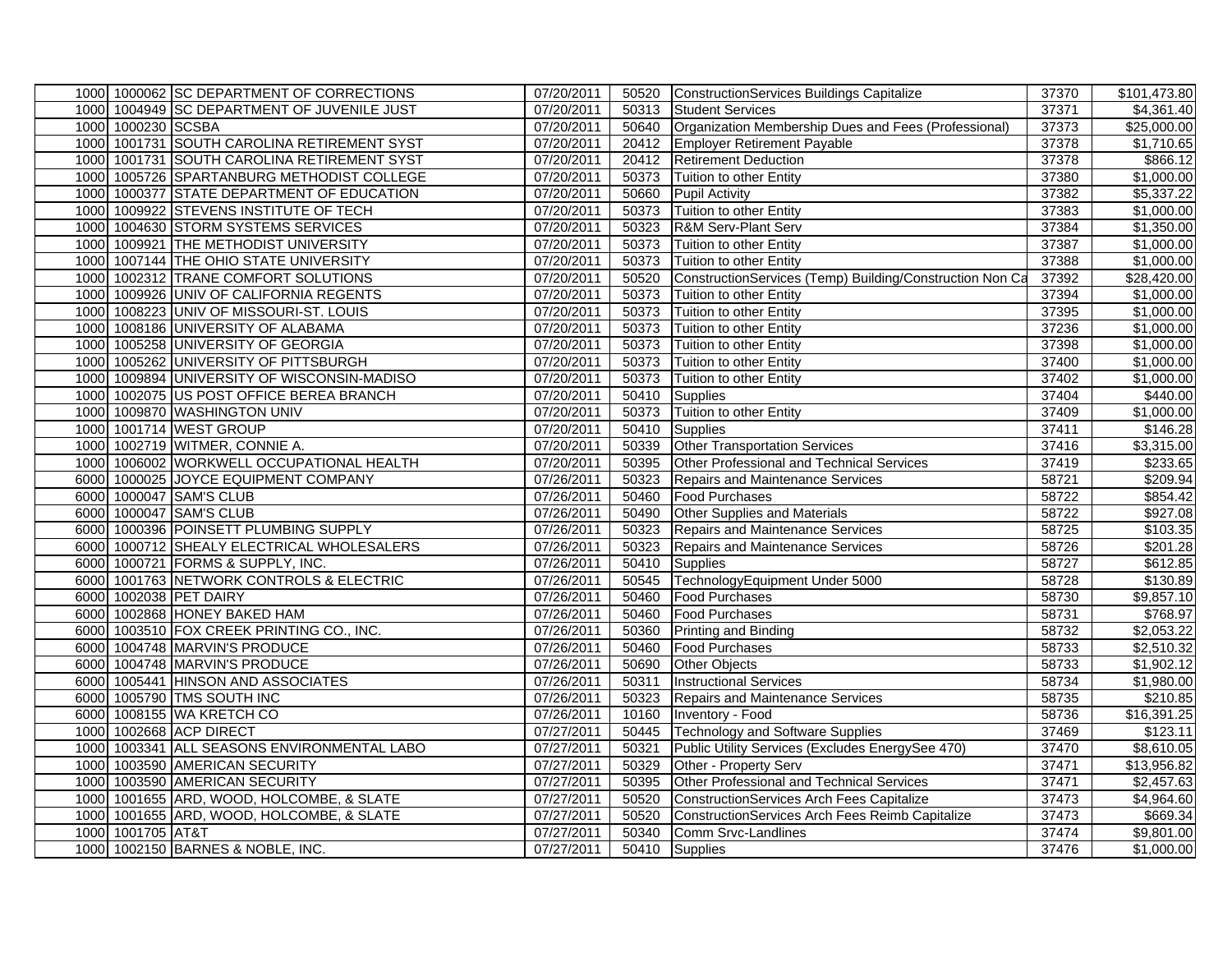| | | | | | | | |
|---|---|---|---|---|---|---|---|
| 1000 | 1000062 | SC DEPARTMENT OF CORRECTIONS | 07/20/2011 | 50520 | ConstructionServices Buildings Capitalize | 37370 | $101,473.80 |
| 1000 | 1004949 | SC DEPARTMENT OF JUVENILE JUST | 07/20/2011 | 50313 | Student Services | 37371 | $4,361.40 |
| 1000 | 1000230 | SCSBA | 07/20/2011 | 50640 | Organization Membership Dues and Fees (Professional) | 37373 | $25,000.00 |
| 1000 | 1001731 | SOUTH CAROLINA RETIREMENT SYST | 07/20/2011 | 20412 | Employer Retirement Payable | 37378 | $1,710.65 |
| 1000 | 1001731 | SOUTH CAROLINA RETIREMENT SYST | 07/20/2011 | 20412 | Retirement Deduction | 37378 | $866.12 |
| 1000 | 1005726 | SPARTANBURG METHODIST COLLEGE | 07/20/2011 | 50373 | Tuition to other Entity | 37380 | $1,000.00 |
| 1000 | 1000377 | STATE DEPARTMENT OF EDUCATION | 07/20/2011 | 50660 | Pupil Activity | 37382 | $5,337.22 |
| 1000 | 1009922 | STEVENS INSTITUTE OF TECH | 07/20/2011 | 50373 | Tuition to other Entity | 37383 | $1,000.00 |
| 1000 | 1004630 | STORM SYSTEMS SERVICES | 07/20/2011 | 50323 | R&M Serv-Plant Serv | 37384 | $1,350.00 |
| 1000 | 1009921 | THE METHODIST UNIVERSITY | 07/20/2011 | 50373 | Tuition to other Entity | 37387 | $1,000.00 |
| 1000 | 1007144 | THE OHIO STATE UNIVERSITY | 07/20/2011 | 50373 | Tuition to other Entity | 37388 | $1,000.00 |
| 1000 | 1002312 | TRANE COMFORT SOLUTIONS | 07/20/2011 | 50520 | ConstructionServices (Temp) Building/Construction Non Ca | 37392 | $28,420.00 |
| 1000 | 1009926 | UNIV OF CALIFORNIA REGENTS | 07/20/2011 | 50373 | Tuition to other Entity | 37394 | $1,000.00 |
| 1000 | 1008223 | UNIV OF MISSOURI-ST. LOUIS | 07/20/2011 | 50373 | Tuition to other Entity | 37395 | $1,000.00 |
| 1000 | 1008186 | UNIVERSITY OF ALABAMA | 07/20/2011 | 50373 | Tuition to other Entity | 37236 | $1,000.00 |
| 1000 | 1005258 | UNIVERSITY OF GEORGIA | 07/20/2011 | 50373 | Tuition to other Entity | 37398 | $1,000.00 |
| 1000 | 1005262 | UNIVERSITY OF PITTSBURGH | 07/20/2011 | 50373 | Tuition to other Entity | 37400 | $1,000.00 |
| 1000 | 1009894 | UNIVERSITY OF WISCONSIN-MADISO | 07/20/2011 | 50373 | Tuition to other Entity | 37402 | $1,000.00 |
| 1000 | 1002075 | US POST OFFICE BEREA BRANCH | 07/20/2011 | 50410 | Supplies | 37404 | $440.00 |
| 1000 | 1009870 | WASHINGTON UNIV | 07/20/2011 | 50373 | Tuition to other Entity | 37409 | $1,000.00 |
| 1000 | 1001714 | WEST GROUP | 07/20/2011 | 50410 | Supplies | 37411 | $146.28 |
| 1000 | 1002719 | WITMER, CONNIE A. | 07/20/2011 | 50339 | Other Transportation Services | 37416 | $3,315.00 |
| 1000 | 1006002 | WORKWELL OCCUPATIONAL HEALTH | 07/20/2011 | 50395 | Other Professional and Technical Services | 37419 | $233.65 |
| 6000 | 1000025 | JOYCE EQUIPMENT COMPANY | 07/26/2011 | 50323 | Repairs and Maintenance Services | 58721 | $209.94 |
| 6000 | 1000047 | SAM'S CLUB | 07/26/2011 | 50460 | Food Purchases | 58722 | $854.42 |
| 6000 | 1000047 | SAM'S CLUB | 07/26/2011 | 50490 | Other Supplies and Materials | 58722 | $927.08 |
| 6000 | 1000396 | POINSETT PLUMBING SUPPLY | 07/26/2011 | 50323 | Repairs and Maintenance Services | 58725 | $103.35 |
| 6000 | 1000712 | SHEALY ELECTRICAL WHOLESALERS | 07/26/2011 | 50323 | Repairs and Maintenance Services | 58726 | $201.28 |
| 6000 | 1000721 | FORMS & SUPPLY, INC. | 07/26/2011 | 50410 | Supplies | 58727 | $612.85 |
| 6000 | 1001763 | NETWORK CONTROLS & ELECTRIC | 07/26/2011 | 50545 | TechnologyEquipment Under 5000 | 58728 | $130.89 |
| 6000 | 1002038 | PET DAIRY | 07/26/2011 | 50460 | Food Purchases | 58730 | $9,857.10 |
| 6000 | 1002868 | HONEY BAKED HAM | 07/26/2011 | 50460 | Food Purchases | 58731 | $768.97 |
| 6000 | 1003510 | FOX CREEK PRINTING CO., INC. | 07/26/2011 | 50360 | Printing and Binding | 58732 | $2,053.22 |
| 6000 | 1004748 | MARVIN'S PRODUCE | 07/26/2011 | 50460 | Food Purchases | 58733 | $2,510.32 |
| 6000 | 1004748 | MARVIN'S PRODUCE | 07/26/2011 | 50690 | Other Objects | 58733 | $1,902.12 |
| 6000 | 1005441 | HINSON AND ASSOCIATES | 07/26/2011 | 50311 | Instructional Services | 58734 | $1,980.00 |
| 6000 | 1005790 | TMS SOUTH INC | 07/26/2011 | 50323 | Repairs and Maintenance Services | 58735 | $210.85 |
| 6000 | 1008155 | WA KRETCH CO | 07/26/2011 | 10160 | Inventory - Food | 58736 | $16,391.25 |
| 1000 | 1002668 | ACP DIRECT | 07/27/2011 | 50445 | Technology and Software Supplies | 37469 | $123.11 |
| 1000 | 1003341 | ALL SEASONS ENVIRONMENTAL LABO | 07/27/2011 | 50321 | Public Utility Services (Excludes EnergySee 470) | 37470 | $8,610.05 |
| 1000 | 1003590 | AMERICAN SECURITY | 07/27/2011 | 50329 | Other - Property Serv | 37471 | $13,956.82 |
| 1000 | 1003590 | AMERICAN SECURITY | 07/27/2011 | 50395 | Other Professional and Technical Services | 37471 | $2,457.63 |
| 1000 | 1001655 | ARD, WOOD, HOLCOMBE, & SLATE | 07/27/2011 | 50520 | ConstructionServices Arch Fees Capitalize | 37473 | $4,964.60 |
| 1000 | 1001655 | ARD, WOOD, HOLCOMBE, & SLATE | 07/27/2011 | 50520 | ConstructionServices Arch Fees Reimb Capitalize | 37473 | $669.34 |
| 1000 | 1001705 | AT&T | 07/27/2011 | 50340 | Comm Srvc-Landlines | 37474 | $9,801.00 |
| 1000 | 1002150 | BARNES & NOBLE, INC. | 07/27/2011 | 50410 | Supplies | 37476 | $1,000.00 |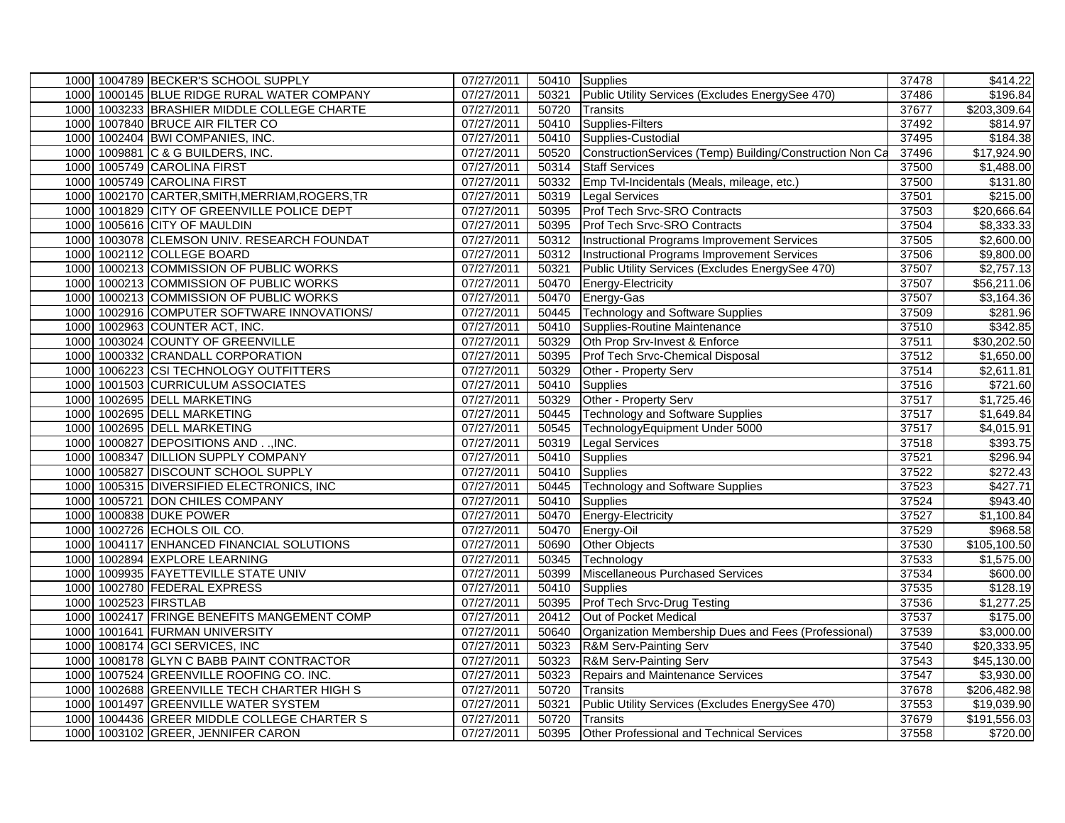| | | | | | | | |
|---|---|---|---|---|---|---|---|
| 1000 | 1004789 | BECKER'S SCHOOL SUPPLY | 07/27/2011 | 50410 | Supplies | 37478 | $414.22 |
| 1000 | 1000145 | BLUE RIDGE RURAL WATER COMPANY | 07/27/2011 | 50321 | Public Utility Services (Excludes EnergySee 470) | 37486 | $196.84 |
| 1000 | 1003233 | BRASHIER MIDDLE COLLEGE CHARTE | 07/27/2011 | 50720 | Transits | 37677 | $203,309.64 |
| 1000 | 1007840 | BRUCE AIR FILTER CO | 07/27/2011 | 50410 | Supplies-Filters | 37492 | $814.97 |
| 1000 | 1002404 | BWI COMPANIES, INC. | 07/27/2011 | 50410 | Supplies-Custodial | 37495 | $184.38 |
| 1000 | 1009881 | C & G BUILDERS, INC. | 07/27/2011 | 50520 | ConstructionServices (Temp) Building/Construction Non Ca | 37496 | $17,924.90 |
| 1000 | 1005749 | CAROLINA FIRST | 07/27/2011 | 50314 | Staff Services | 37500 | $1,488.00 |
| 1000 | 1005749 | CAROLINA FIRST | 07/27/2011 | 50332 | Emp Tvl-Incidentals (Meals, mileage, etc.) | 37500 | $131.80 |
| 1000 | 1002170 | CARTER,SMITH,MERRIAM,ROGERS,TR | 07/27/2011 | 50319 | Legal Services | 37501 | $215.00 |
| 1000 | 1001829 | CITY OF GREENVILLE POLICE DEPT | 07/27/2011 | 50395 | Prof Tech Srvc-SRO Contracts | 37503 | $20,666.64 |
| 1000 | 1005616 | CITY OF MAULDIN | 07/27/2011 | 50395 | Prof Tech Srvc-SRO Contracts | 37504 | $8,333.33 |
| 1000 | 1003078 | CLEMSON UNIV. RESEARCH FOUNDAT | 07/27/2011 | 50312 | Instructional Programs Improvement Services | 37505 | $2,600.00 |
| 1000 | 1002112 | COLLEGE BOARD | 07/27/2011 | 50312 | Instructional Programs Improvement Services | 37506 | $9,800.00 |
| 1000 | 1000213 | COMMISSION OF PUBLIC WORKS | 07/27/2011 | 50321 | Public Utility Services (Excludes EnergySee 470) | 37507 | $2,757.13 |
| 1000 | 1000213 | COMMISSION OF PUBLIC WORKS | 07/27/2011 | 50470 | Energy-Electricity | 37507 | $56,211.06 |
| 1000 | 1000213 | COMMISSION OF PUBLIC WORKS | 07/27/2011 | 50470 | Energy-Gas | 37507 | $3,164.36 |
| 1000 | 1002916 | COMPUTER SOFTWARE INNOVATIONS/ | 07/27/2011 | 50445 | Technology and Software Supplies | 37509 | $281.96 |
| 1000 | 1002963 | COUNTER ACT, INC. | 07/27/2011 | 50410 | Supplies-Routine Maintenance | 37510 | $342.85 |
| 1000 | 1003024 | COUNTY OF GREENVILLE | 07/27/2011 | 50329 | Oth Prop Srv-Invest & Enforce | 37511 | $30,202.50 |
| 1000 | 1000332 | CRANDALL CORPORATION | 07/27/2011 | 50395 | Prof Tech Srvc-Chemical Disposal | 37512 | $1,650.00 |
| 1000 | 1006223 | CSI TECHNOLOGY OUTFITTERS | 07/27/2011 | 50329 | Other - Property Serv | 37514 | $2,611.81 |
| 1000 | 1001503 | CURRICULUM ASSOCIATES | 07/27/2011 | 50410 | Supplies | 37516 | $721.60 |
| 1000 | 1002695 | DELL MARKETING | 07/27/2011 | 50329 | Other - Property Serv | 37517 | $1,725.46 |
| 1000 | 1002695 | DELL MARKETING | 07/27/2011 | 50445 | Technology and Software Supplies | 37517 | $1,649.84 |
| 1000 | 1002695 | DELL MARKETING | 07/27/2011 | 50545 | TechnologyEquipment Under 5000 | 37517 | $4,015.91 |
| 1000 | 1000827 | DEPOSITIONS AND . .,INC. | 07/27/2011 | 50319 | Legal Services | 37518 | $393.75 |
| 1000 | 1008347 | DILLION SUPPLY COMPANY | 07/27/2011 | 50410 | Supplies | 37521 | $296.94 |
| 1000 | 1005827 | DISCOUNT SCHOOL SUPPLY | 07/27/2011 | 50410 | Supplies | 37522 | $272.43 |
| 1000 | 1005315 | DIVERSIFIED ELECTRONICS, INC | 07/27/2011 | 50445 | Technology and Software Supplies | 37523 | $427.71 |
| 1000 | 1005721 | DON CHILES COMPANY | 07/27/2011 | 50410 | Supplies | 37524 | $943.40 |
| 1000 | 1000838 | DUKE POWER | 07/27/2011 | 50470 | Energy-Electricity | 37527 | $1,100.84 |
| 1000 | 1002726 | ECHOLS OIL CO. | 07/27/2011 | 50470 | Energy-Oil | 37529 | $968.58 |
| 1000 | 1004117 | ENHANCED FINANCIAL SOLUTIONS | 07/27/2011 | 50690 | Other Objects | 37530 | $105,100.50 |
| 1000 | 1002894 | EXPLORE LEARNING | 07/27/2011 | 50345 | Technology | 37533 | $1,575.00 |
| 1000 | 1009935 | FAYETTEVILLE STATE UNIV | 07/27/2011 | 50399 | Miscellaneous Purchased Services | 37534 | $600.00 |
| 1000 | 1002780 | FEDERAL EXPRESS | 07/27/2011 | 50410 | Supplies | 37535 | $128.19 |
| 1000 | 1002523 | FIRSTLAB | 07/27/2011 | 50395 | Prof Tech Srvc-Drug Testing | 37536 | $1,277.25 |
| 1000 | 1002417 | FRINGE BENEFITS MANGEMENT COMP | 07/27/2011 | 20412 | Out of Pocket Medical | 37537 | $175.00 |
| 1000 | 1001641 | FURMAN UNIVERSITY | 07/27/2011 | 50640 | Organization Membership Dues and Fees (Professional) | 37539 | $3,000.00 |
| 1000 | 1008174 | GCI SERVICES, INC | 07/27/2011 | 50323 | R&M Serv-Painting Serv | 37540 | $20,333.95 |
| 1000 | 1008178 | GLYN C BABB PAINT CONTRACTOR | 07/27/2011 | 50323 | R&M Serv-Painting Serv | 37543 | $45,130.00 |
| 1000 | 1007524 | GREENVILLE ROOFING CO. INC. | 07/27/2011 | 50323 | Repairs and Maintenance Services | 37547 | $3,930.00 |
| 1000 | 1002688 | GREENVILLE TECH CHARTER HIGH S | 07/27/2011 | 50720 | Transits | 37678 | $206,482.98 |
| 1000 | 1001497 | GREENVILLE WATER SYSTEM | 07/27/2011 | 50321 | Public Utility Services (Excludes EnergySee 470) | 37553 | $19,039.90 |
| 1000 | 1004436 | GREER MIDDLE COLLEGE CHARTER S | 07/27/2011 | 50720 | Transits | 37679 | $191,556.03 |
| 1000 | 1003102 | GREER, JENNIFER CARON | 07/27/2011 | 50395 | Other Professional and Technical Services | 37558 | $720.00 |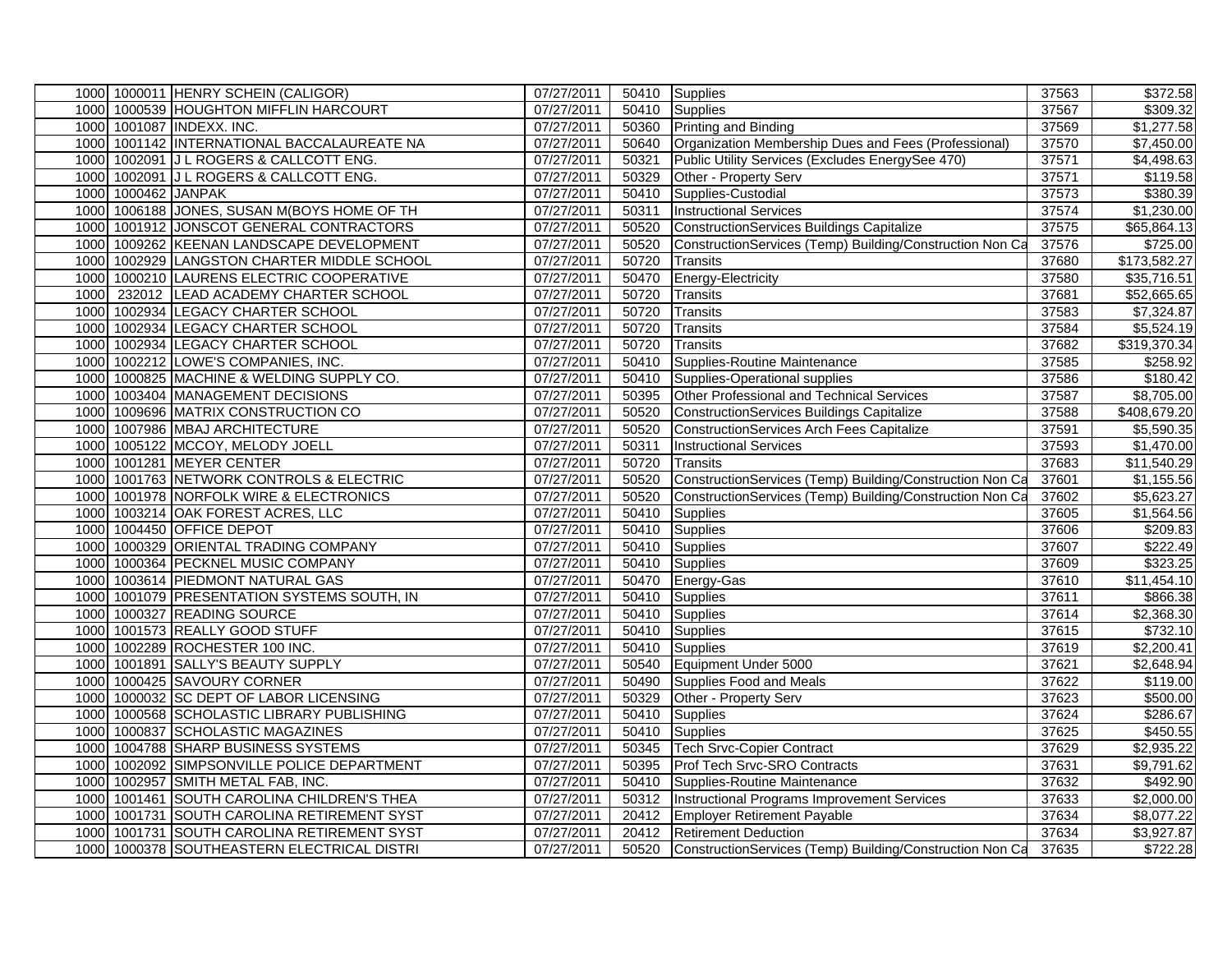| | | | | | | | |
|---|---|---|---|---|---|---|---|
| 1000 | 1000011 | HENRY SCHEIN (CALIGOR) | 07/27/2011 | 50410 | Supplies | 37563 | $372.58 |
| 1000 | 1000539 | HOUGHTON MIFFLIN HARCOURT | 07/27/2011 | 50410 | Supplies | 37567 | $309.32 |
| 1000 | 1001087 | INDEXX. INC. | 07/27/2011 | 50360 | Printing and Binding | 37569 | $1,277.58 |
| 1000 | 1001142 | INTERNATIONAL BACCALAUREATE NA | 07/27/2011 | 50640 | Organization Membership Dues and Fees (Professional) | 37570 | $7,450.00 |
| 1000 | 1002091 | J L ROGERS & CALLCOTT ENG. | 07/27/2011 | 50321 | Public Utility Services (Excludes EnergySee 470) | 37571 | $4,498.63 |
| 1000 | 1002091 | J L ROGERS & CALLCOTT ENG. | 07/27/2011 | 50329 | Other - Property Serv | 37571 | $119.58 |
| 1000 | 1000462 | JANPAK | 07/27/2011 | 50410 | Supplies-Custodial | 37573 | $380.39 |
| 1000 | 1006188 | JONES, SUSAN M(BOYS HOME OF TH | 07/27/2011 | 50311 | Instructional Services | 37574 | $1,230.00 |
| 1000 | 1001912 | JONSCOT GENERAL CONTRACTORS | 07/27/2011 | 50520 | ConstructionServices Buildings Capitalize | 37575 | $65,864.13 |
| 1000 | 1009262 | KEENAN LANDSCAPE DEVELOPMENT | 07/27/2011 | 50520 | ConstructionServices (Temp) Building/Construction Non Ca | 37576 | $725.00 |
| 1000 | 1002929 | LANGSTON CHARTER MIDDLE SCHOOL | 07/27/2011 | 50720 | Transits | 37680 | $173,582.27 |
| 1000 | 1000210 | LAURENS ELECTRIC COOPERATIVE | 07/27/2011 | 50470 | Energy-Electricity | 37580 | $35,716.51 |
| 1000 | 232012 | LEAD ACADEMY CHARTER SCHOOL | 07/27/2011 | 50720 | Transits | 37681 | $52,665.65 |
| 1000 | 1002934 | LEGACY CHARTER SCHOOL | 07/27/2011 | 50720 | Transits | 37583 | $7,324.87 |
| 1000 | 1002934 | LEGACY CHARTER SCHOOL | 07/27/2011 | 50720 | Transits | 37584 | $5,524.19 |
| 1000 | 1002934 | LEGACY CHARTER SCHOOL | 07/27/2011 | 50720 | Transits | 37682 | $319,370.34 |
| 1000 | 1002212 | LOWE'S COMPANIES, INC. | 07/27/2011 | 50410 | Supplies-Routine Maintenance | 37585 | $258.92 |
| 1000 | 1000825 | MACHINE & WELDING SUPPLY CO. | 07/27/2011 | 50410 | Supplies-Operational supplies | 37586 | $180.42 |
| 1000 | 1003404 | MANAGEMENT DECISIONS | 07/27/2011 | 50395 | Other Professional and Technical Services | 37587 | $8,705.00 |
| 1000 | 1009696 | MATRIX CONSTRUCTION CO | 07/27/2011 | 50520 | ConstructionServices Buildings Capitalize | 37588 | $408,679.20 |
| 1000 | 1007986 | MBAJ ARCHITECTURE | 07/27/2011 | 50520 | ConstructionServices Arch Fees Capitalize | 37591 | $5,590.35 |
| 1000 | 1005122 | MCCOY, MELODY JOELL | 07/27/2011 | 50311 | Instructional Services | 37593 | $1,470.00 |
| 1000 | 1001281 | MEYER CENTER | 07/27/2011 | 50720 | Transits | 37683 | $11,540.29 |
| 1000 | 1001763 | NETWORK CONTROLS & ELECTRIC | 07/27/2011 | 50520 | ConstructionServices (Temp) Building/Construction Non Ca | 37601 | $1,155.56 |
| 1000 | 1001978 | NORFOLK WIRE & ELECTRONICS | 07/27/2011 | 50520 | ConstructionServices (Temp) Building/Construction Non Ca | 37602 | $5,623.27 |
| 1000 | 1003214 | OAK FOREST ACRES, LLC | 07/27/2011 | 50410 | Supplies | 37605 | $1,564.56 |
| 1000 | 1004450 | OFFICE DEPOT | 07/27/2011 | 50410 | Supplies | 37606 | $209.83 |
| 1000 | 1000329 | ORIENTAL TRADING COMPANY | 07/27/2011 | 50410 | Supplies | 37607 | $222.49 |
| 1000 | 1000364 | PECKNEL MUSIC COMPANY | 07/27/2011 | 50410 | Supplies | 37609 | $323.25 |
| 1000 | 1003614 | PIEDMONT NATURAL GAS | 07/27/2011 | 50470 | Energy-Gas | 37610 | $11,454.10 |
| 1000 | 1001079 | PRESENTATION SYSTEMS SOUTH, IN | 07/27/2011 | 50410 | Supplies | 37611 | $866.38 |
| 1000 | 1000327 | READING SOURCE | 07/27/2011 | 50410 | Supplies | 37614 | $2,368.30 |
| 1000 | 1001573 | REALLY GOOD STUFF | 07/27/2011 | 50410 | Supplies | 37615 | $732.10 |
| 1000 | 1002289 | ROCHESTER 100 INC. | 07/27/2011 | 50410 | Supplies | 37619 | $2,200.41 |
| 1000 | 1001891 | SALLY'S BEAUTY SUPPLY | 07/27/2011 | 50540 | Equipment Under 5000 | 37621 | $2,648.94 |
| 1000 | 1000425 | SAVOURY CORNER | 07/27/2011 | 50490 | Supplies Food and Meals | 37622 | $119.00 |
| 1000 | 1000032 | SC DEPT OF LABOR LICENSING | 07/27/2011 | 50329 | Other - Property Serv | 37623 | $500.00 |
| 1000 | 1000568 | SCHOLASTIC LIBRARY PUBLISHING | 07/27/2011 | 50410 | Supplies | 37624 | $286.67 |
| 1000 | 1000837 | SCHOLASTIC MAGAZINES | 07/27/2011 | 50410 | Supplies | 37625 | $450.55 |
| 1000 | 1004788 | SHARP BUSINESS SYSTEMS | 07/27/2011 | 50345 | Tech Srvc-Copier Contract | 37629 | $2,935.22 |
| 1000 | 1002092 | SIMPSONVILLE POLICE DEPARTMENT | 07/27/2011 | 50395 | Prof Tech Srvc-SRO Contracts | 37631 | $9,791.62 |
| 1000 | 1002957 | SMITH METAL FAB, INC. | 07/27/2011 | 50410 | Supplies-Routine Maintenance | 37632 | $492.90 |
| 1000 | 1001461 | SOUTH CAROLINA CHILDREN'S THEA | 07/27/2011 | 50312 | Instructional Programs Improvement Services | 37633 | $2,000.00 |
| 1000 | 1001731 | SOUTH CAROLINA RETIREMENT SYST | 07/27/2011 | 20412 | Employer Retirement Payable | 37634 | $8,077.22 |
| 1000 | 1001731 | SOUTH CAROLINA RETIREMENT SYST | 07/27/2011 | 20412 | Retirement Deduction | 37634 | $3,927.87 |
| 1000 | 1000378 | SOUTHEASTERN ELECTRICAL DISTRI | 07/27/2011 | 50520 | ConstructionServices (Temp) Building/Construction Non Ca | 37635 | $722.28 |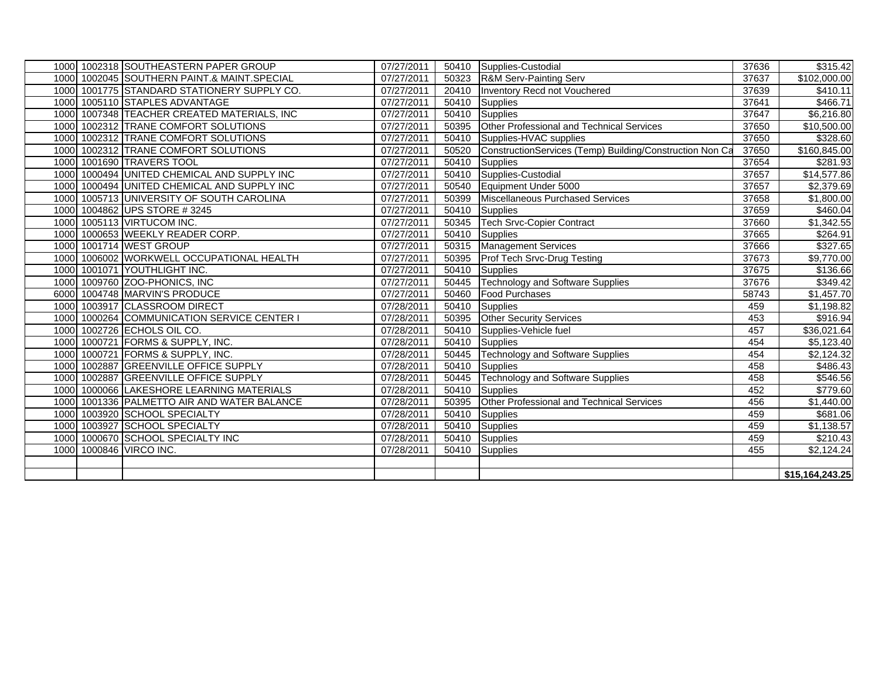| | | | | | | | |
|---|---|---|---|---|---|---|---|
| 1000 | 1002318 | SOUTHEASTERN PAPER GROUP | 07/27/2011 | 50410 | Supplies-Custodial | 37636 | $315.42 |
| 1000 | 1002045 | SOUTHERN PAINT.& MAINT.SPECIAL | 07/27/2011 | 50323 | R&M Serv-Painting Serv | 37637 | $102,000.00 |
| 1000 | 1001775 | STANDARD STATIONERY SUPPLY CO. | 07/27/2011 | 20410 | Inventory Recd not Vouchered | 37639 | $410.11 |
| 1000 | 1005110 | STAPLES ADVANTAGE | 07/27/2011 | 50410 | Supplies | 37641 | $466.71 |
| 1000 | 1007348 | TEACHER CREATED MATERIALS, INC | 07/27/2011 | 50410 | Supplies | 37647 | $6,216.80 |
| 1000 | 1002312 | TRANE COMFORT SOLUTIONS | 07/27/2011 | 50395 | Other Professional and Technical Services | 37650 | $10,500.00 |
| 1000 | 1002312 | TRANE COMFORT SOLUTIONS | 07/27/2011 | 50410 | Supplies-HVAC supplies | 37650 | $328.60 |
| 1000 | 1002312 | TRANE COMFORT SOLUTIONS | 07/27/2011 | 50520 | ConstructionServices (Temp) Building/Construction Non Ca | 37650 | $160,845.00 |
| 1000 | 1001690 | TRAVERS TOOL | 07/27/2011 | 50410 | Supplies | 37654 | $281.93 |
| 1000 | 1000494 | UNITED CHEMICAL AND SUPPLY INC | 07/27/2011 | 50410 | Supplies-Custodial | 37657 | $14,577.86 |
| 1000 | 1000494 | UNITED CHEMICAL AND SUPPLY INC | 07/27/2011 | 50540 | Equipment Under 5000 | 37657 | $2,379.69 |
| 1000 | 1005713 | UNIVERSITY OF SOUTH CAROLINA | 07/27/2011 | 50399 | Miscellaneous Purchased Services | 37658 | $1,800.00 |
| 1000 | 1004862 | UPS STORE # 3245 | 07/27/2011 | 50410 | Supplies | 37659 | $460.04 |
| 1000 | 1005113 | VIRTUCOM INC. | 07/27/2011 | 50345 | Tech Srvc-Copier Contract | 37660 | $1,342.55 |
| 1000 | 1000653 | WEEKLY READER CORP. | 07/27/2011 | 50410 | Supplies | 37665 | $264.91 |
| 1000 | 1001714 | WEST GROUP | 07/27/2011 | 50315 | Management Services | 37666 | $327.65 |
| 1000 | 1006002 | WORKWELL OCCUPATIONAL HEALTH | 07/27/2011 | 50395 | Prof Tech Srvc-Drug Testing | 37673 | $9,770.00 |
| 1000 | 1001071 | YOUTHLIGHT INC. | 07/27/2011 | 50410 | Supplies | 37675 | $136.66 |
| 1000 | 1009760 | ZOO-PHONICS, INC | 07/27/2011 | 50445 | Technology and Software Supplies | 37676 | $349.42 |
| 6000 | 1004748 | MARVIN'S PRODUCE | 07/27/2011 | 50460 | Food Purchases | 58743 | $1,457.70 |
| 1000 | 1003917 | CLASSROOM DIRECT | 07/28/2011 | 50410 | Supplies | 459 | $1,198.82 |
| 1000 | 1000264 | COMMUNICATION SERVICE CENTER I | 07/28/2011 | 50395 | Other Security Services | 453 | $916.94 |
| 1000 | 1002726 | ECHOLS OIL CO. | 07/28/2011 | 50410 | Supplies-Vehicle fuel | 457 | $36,021.64 |
| 1000 | 1000721 | FORMS & SUPPLY, INC. | 07/28/2011 | 50410 | Supplies | 454 | $5,123.40 |
| 1000 | 1000721 | FORMS & SUPPLY, INC. | 07/28/2011 | 50445 | Technology and Software Supplies | 454 | $2,124.32 |
| 1000 | 1002887 | GREENVILLE OFFICE SUPPLY | 07/28/2011 | 50410 | Supplies | 458 | $486.43 |
| 1000 | 1002887 | GREENVILLE OFFICE SUPPLY | 07/28/2011 | 50445 | Technology and Software Supplies | 458 | $546.56 |
| 1000 | 1000066 | LAKESHORE LEARNING MATERIALS | 07/28/2011 | 50410 | Supplies | 452 | $779.60 |
| 1000 | 1001336 | PALMETTO AIR AND WATER BALANCE | 07/28/2011 | 50395 | Other Professional and Technical Services | 456 | $1,440.00 |
| 1000 | 1003920 | SCHOOL SPECIALTY | 07/28/2011 | 50410 | Supplies | 459 | $681.06 |
| 1000 | 1003927 | SCHOOL SPECIALTY | 07/28/2011 | 50410 | Supplies | 459 | $1,138.57 |
| 1000 | 1000670 | SCHOOL SPECIALTY INC | 07/28/2011 | 50410 | Supplies | 459 | $210.43 |
| 1000 | 1000846 | VIRCO INC. | 07/28/2011 | 50410 | Supplies | 455 | $2,124.24 |
| | | | | | | | |
| | | | | | | | **$15,164,243.25** |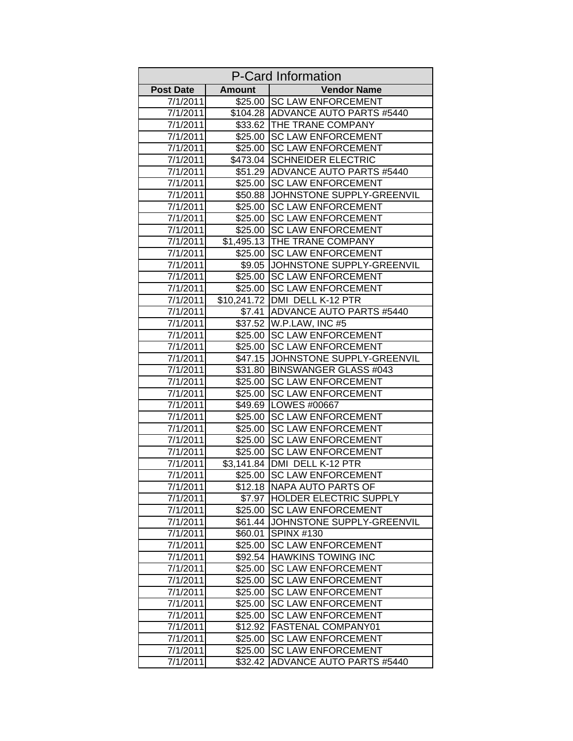| P-Card Information | | |
|---|---|---|
| **Post Date** | **Amount** | **Vendor Name** |
| 7/1/2011 | $25.00 | SC LAW ENFORCEMENT |
| 7/1/2011 | $104.28 | ADVANCE AUTO PARTS #5440 |
| 7/1/2011 | $33.62 | THE TRANE COMPANY |
| 7/1/2011 | $25.00 | SC LAW ENFORCEMENT |
| 7/1/2011 | $25.00 | SC LAW ENFORCEMENT |
| 7/1/2011 | $473.04 | SCHNEIDER ELECTRIC |
| 7/1/2011 | $51.29 | ADVANCE AUTO PARTS #5440 |
| 7/1/2011 | $25.00 | SC LAW ENFORCEMENT |
| 7/1/2011 | $50.88 | JOHNSTONE SUPPLY-GREENVIL |
| 7/1/2011 | $25.00 | SC LAW ENFORCEMENT |
| 7/1/2011 | $25.00 | SC LAW ENFORCEMENT |
| 7/1/2011 | $25.00 | SC LAW ENFORCEMENT |
| 7/1/2011 | $1,495.13 | THE TRANE COMPANY |
| 7/1/2011 | $25.00 | SC LAW ENFORCEMENT |
| 7/1/2011 | $9.05 | JOHNSTONE SUPPLY-GREENVIL |
| 7/1/2011 | $25.00 | SC LAW ENFORCEMENT |
| 7/1/2011 | $25.00 | SC LAW ENFORCEMENT |
| 7/1/2011 | $10,241.72 | DMI DELL K-12 PTR |
| 7/1/2011 | $7.41 | ADVANCE AUTO PARTS #5440 |
| 7/1/2011 | $37.52 | W.P.LAW, INC #5 |
| 7/1/2011 | $25.00 | SC LAW ENFORCEMENT |
| 7/1/2011 | $25.00 | SC LAW ENFORCEMENT |
| 7/1/2011 | $47.15 | JOHNSTONE SUPPLY-GREENVIL |
| 7/1/2011 | $31.80 | BINSWANGER GLASS #043 |
| 7/1/2011 | $25.00 | SC LAW ENFORCEMENT |
| 7/1/2011 | $25.00 | SC LAW ENFORCEMENT |
| 7/1/2011 | $49.69 | LOWES #00667 |
| 7/1/2011 | $25.00 | SC LAW ENFORCEMENT |
| 7/1/2011 | $25.00 | SC LAW ENFORCEMENT |
| 7/1/2011 | $25.00 | SC LAW ENFORCEMENT |
| 7/1/2011 | $25.00 | SC LAW ENFORCEMENT |
| 7/1/2011 | $3,141.84 | DMI DELL K-12 PTR |
| 7/1/2011 | $25.00 | SC LAW ENFORCEMENT |
| 7/1/2011 | $12.18 | NAPA AUTO PARTS OF |
| 7/1/2011 | $7.97 | HOLDER ELECTRIC SUPPLY |
| 7/1/2011 | $25.00 | SC LAW ENFORCEMENT |
| 7/1/2011 | $61.44 | JOHNSTONE SUPPLY-GREENVIL |
| 7/1/2011 | $60.01 | SPINX #130 |
| 7/1/2011 | $25.00 | SC LAW ENFORCEMENT |
| 7/1/2011 | $92.54 | HAWKINS TOWING INC |
| 7/1/2011 | $25.00 | SC LAW ENFORCEMENT |
| 7/1/2011 | $25.00 | SC LAW ENFORCEMENT |
| 7/1/2011 | $25.00 | SC LAW ENFORCEMENT |
| 7/1/2011 | $25.00 | SC LAW ENFORCEMENT |
| 7/1/2011 | $25.00 | SC LAW ENFORCEMENT |
| 7/1/2011 | $12.92 | FASTENAL COMPANY01 |
| 7/1/2011 | $25.00 | SC LAW ENFORCEMENT |
| 7/1/2011 | $25.00 | SC LAW ENFORCEMENT |
| 7/1/2011 | $32.42 | ADVANCE AUTO PARTS #5440 |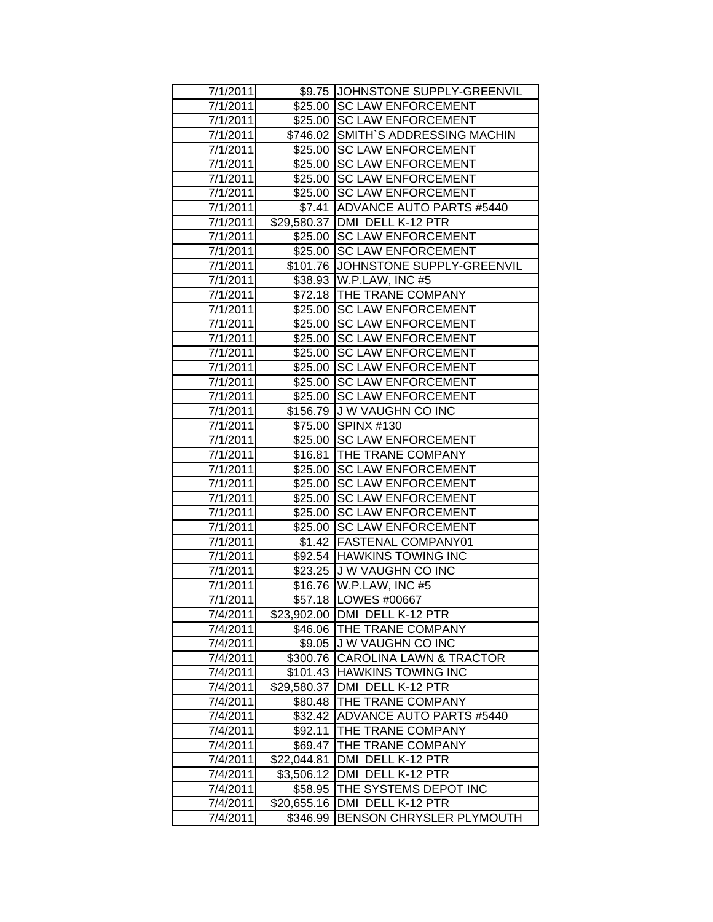| | | |
|---|---|---|
| 7/1/2011 | $9.75 | JOHNSTONE SUPPLY-GREENVIL |
| 7/1/2011 | $25.00 | SC LAW ENFORCEMENT |
| 7/1/2011 | $25.00 | SC LAW ENFORCEMENT |
| 7/1/2011 | $746.02 | SMITH`S ADDRESSING MACHIN |
| 7/1/2011 | $25.00 | SC LAW ENFORCEMENT |
| 7/1/2011 | $25.00 | SC LAW ENFORCEMENT |
| 7/1/2011 | $25.00 | SC LAW ENFORCEMENT |
| 7/1/2011 | $25.00 | SC LAW ENFORCEMENT |
| 7/1/2011 | $7.41 | ADVANCE AUTO PARTS #5440 |
| 7/1/2011 | $29,580.37 | DMI DELL K-12 PTR |
| 7/1/2011 | $25.00 | SC LAW ENFORCEMENT |
| 7/1/2011 | $25.00 | SC LAW ENFORCEMENT |
| 7/1/2011 | $101.76 | JOHNSTONE SUPPLY-GREENVIL |
| 7/1/2011 | $38.93 | W.P.LAW, INC #5 |
| 7/1/2011 | $72.18 | THE TRANE COMPANY |
| 7/1/2011 | $25.00 | SC LAW ENFORCEMENT |
| 7/1/2011 | $25.00 | SC LAW ENFORCEMENT |
| 7/1/2011 | $25.00 | SC LAW ENFORCEMENT |
| 7/1/2011 | $25.00 | SC LAW ENFORCEMENT |
| 7/1/2011 | $25.00 | SC LAW ENFORCEMENT |
| 7/1/2011 | $25.00 | SC LAW ENFORCEMENT |
| 7/1/2011 | $25.00 | SC LAW ENFORCEMENT |
| 7/1/2011 | $156.79 | J W VAUGHN CO INC |
| 7/1/2011 | $75.00 | SPINX #130 |
| 7/1/2011 | $25.00 | SC LAW ENFORCEMENT |
| 7/1/2011 | $16.81 | THE TRANE COMPANY |
| 7/1/2011 | $25.00 | SC LAW ENFORCEMENT |
| 7/1/2011 | $25.00 | SC LAW ENFORCEMENT |
| 7/1/2011 | $25.00 | SC LAW ENFORCEMENT |
| 7/1/2011 | $25.00 | SC LAW ENFORCEMENT |
| 7/1/2011 | $25.00 | SC LAW ENFORCEMENT |
| 7/1/2011 | $1.42 | FASTENAL COMPANY01 |
| 7/1/2011 | $92.54 | HAWKINS TOWING INC |
| 7/1/2011 | $23.25 | J W VAUGHN CO INC |
| 7/1/2011 | $16.76 | W.P.LAW, INC #5 |
| 7/1/2011 | $57.18 | LOWES #00667 |
| 7/4/2011 | $23,902.00 | DMI DELL K-12 PTR |
| 7/4/2011 | $46.06 | THE TRANE COMPANY |
| 7/4/2011 | $9.05 | J W VAUGHN CO INC |
| 7/4/2011 | $300.76 | CAROLINA LAWN & TRACTOR |
| 7/4/2011 | $101.43 | HAWKINS TOWING INC |
| 7/4/2011 | $29,580.37 | DMI DELL K-12 PTR |
| 7/4/2011 | $80.48 | THE TRANE COMPANY |
| 7/4/2011 | $32.42 | ADVANCE AUTO PARTS #5440 |
| 7/4/2011 | $92.11 | THE TRANE COMPANY |
| 7/4/2011 | $69.47 | THE TRANE COMPANY |
| 7/4/2011 | $22,044.81 | DMI DELL K-12 PTR |
| 7/4/2011 | $3,506.12 | DMI DELL K-12 PTR |
| 7/4/2011 | $58.95 | THE SYSTEMS DEPOT INC |
| 7/4/2011 | $20,655.16 | DMI DELL K-12 PTR |
| 7/4/2011 | $346.99 | BENSON CHRYSLER PLYMOUTH |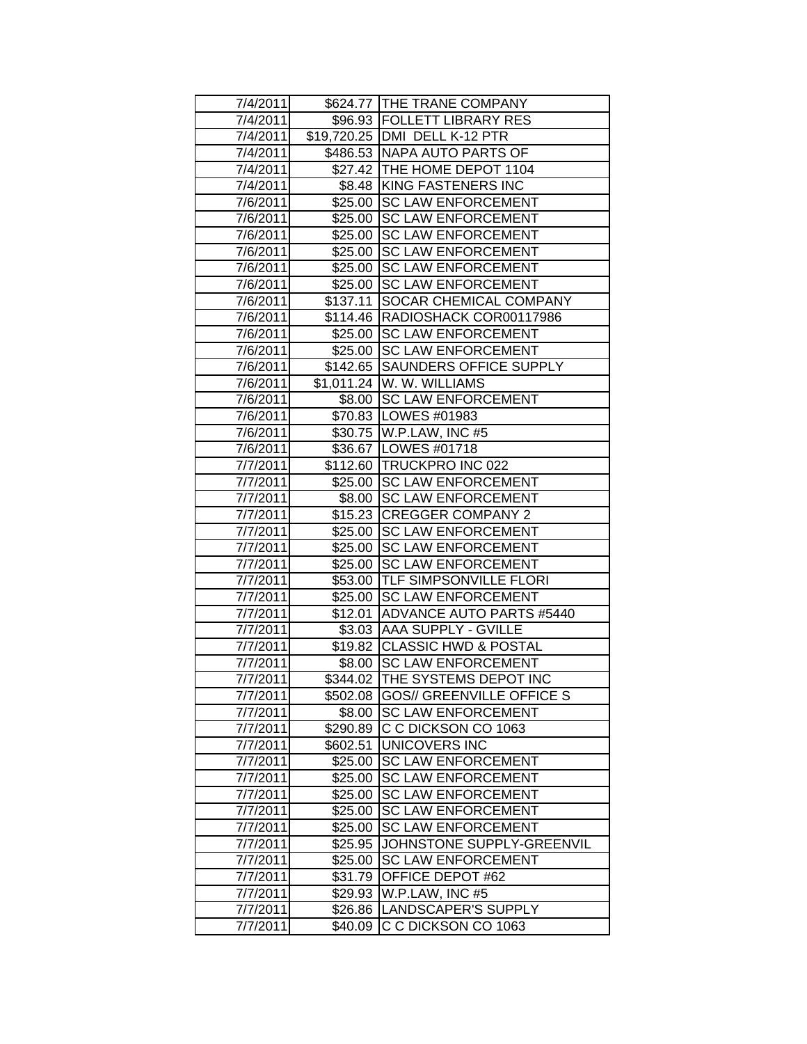| 7/4/2011 | $624.77 | THE TRANE COMPANY |
|---|---|---|
| 7/4/2011 | $96.93 | FOLLETT LIBRARY RES |
| 7/4/2011 | $19,720.25 | DMI DELL K-12 PTR |
| 7/4/2011 | $486.53 | NAPA AUTO PARTS OF |
| 7/4/2011 | $27.42 | THE HOME DEPOT 1104 |
| 7/4/2011 | $8.48 | KING FASTENERS INC |
| 7/6/2011 | $25.00 | SC LAW ENFORCEMENT |
| 7/6/2011 | $25.00 | SC LAW ENFORCEMENT |
| 7/6/2011 | $25.00 | SC LAW ENFORCEMENT |
| 7/6/2011 | $25.00 | SC LAW ENFORCEMENT |
| 7/6/2011 | $25.00 | SC LAW ENFORCEMENT |
| 7/6/2011 | $25.00 | SC LAW ENFORCEMENT |
| 7/6/2011 | $137.11 | SOCAR CHEMICAL COMPANY |
| 7/6/2011 | $114.46 | RADIOSHACK COR00117986 |
| 7/6/2011 | $25.00 | SC LAW ENFORCEMENT |
| 7/6/2011 | $25.00 | SC LAW ENFORCEMENT |
| 7/6/2011 | $142.65 | SAUNDERS OFFICE SUPPLY |
| 7/6/2011 | $1,011.24 | W. W. WILLIAMS |
| 7/6/2011 | $8.00 | SC LAW ENFORCEMENT |
| 7/6/2011 | $70.83 | LOWES #01983 |
| 7/6/2011 | $30.75 | W.P.LAW, INC #5 |
| 7/6/2011 | $36.67 | LOWES #01718 |
| 7/7/2011 | $112.60 | TRUCKPRO INC 022 |
| 7/7/2011 | $25.00 | SC LAW ENFORCEMENT |
| 7/7/2011 | $8.00 | SC LAW ENFORCEMENT |
| 7/7/2011 | $15.23 | CREGGER COMPANY 2 |
| 7/7/2011 | $25.00 | SC LAW ENFORCEMENT |
| 7/7/2011 | $25.00 | SC LAW ENFORCEMENT |
| 7/7/2011 | $25.00 | SC LAW ENFORCEMENT |
| 7/7/2011 | $53.00 | TLF SIMPSONVILLE FLORI |
| 7/7/2011 | $25.00 | SC LAW ENFORCEMENT |
| 7/7/2011 | $12.01 | ADVANCE AUTO PARTS #5440 |
| 7/7/2011 | $3.03 | AAA SUPPLY - GVILLE |
| 7/7/2011 | $19.82 | CLASSIC HWD & POSTAL |
| 7/7/2011 | $8.00 | SC LAW ENFORCEMENT |
| 7/7/2011 | $344.02 | THE SYSTEMS DEPOT INC |
| 7/7/2011 | $502.08 | GOS// GREENVILLE OFFICE S |
| 7/7/2011 | $8.00 | SC LAW ENFORCEMENT |
| 7/7/2011 | $290.89 | C C DICKSON CO 1063 |
| 7/7/2011 | $602.51 | UNICOVERS INC |
| 7/7/2011 | $25.00 | SC LAW ENFORCEMENT |
| 7/7/2011 | $25.00 | SC LAW ENFORCEMENT |
| 7/7/2011 | $25.00 | SC LAW ENFORCEMENT |
| 7/7/2011 | $25.00 | SC LAW ENFORCEMENT |
| 7/7/2011 | $25.00 | SC LAW ENFORCEMENT |
| 7/7/2011 | $25.95 | JOHNSTONE SUPPLY-GREENVIL |
| 7/7/2011 | $25.00 | SC LAW ENFORCEMENT |
| 7/7/2011 | $31.79 | OFFICE DEPOT #62 |
| 7/7/2011 | $29.93 | W.P.LAW, INC #5 |
| 7/7/2011 | $26.86 | LANDSCAPER'S SUPPLY |
| 7/7/2011 | $40.09 | C C DICKSON CO 1063 |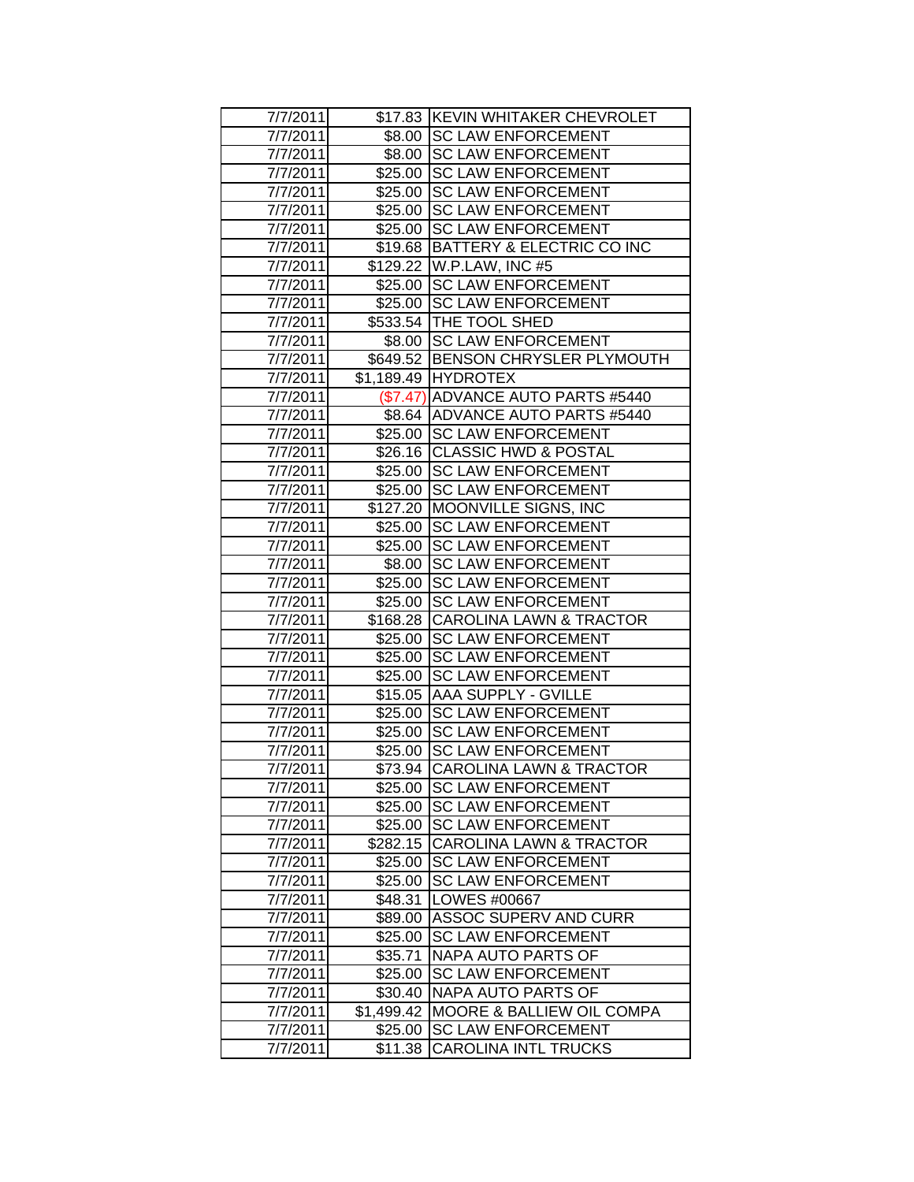| | | |
|---|---|---|
| 7/7/2011 | $17.83 | KEVIN WHITAKER CHEVROLET |
| 7/7/2011 | $8.00 | SC LAW ENFORCEMENT |
| 7/7/2011 | $8.00 | SC LAW ENFORCEMENT |
| 7/7/2011 | $25.00 | SC LAW ENFORCEMENT |
| 7/7/2011 | $25.00 | SC LAW ENFORCEMENT |
| 7/7/2011 | $25.00 | SC LAW ENFORCEMENT |
| 7/7/2011 | $25.00 | SC LAW ENFORCEMENT |
| 7/7/2011 | $19.68 | BATTERY & ELECTRIC CO INC |
| 7/7/2011 | $129.22 | W.P.LAW, INC #5 |
| 7/7/2011 | $25.00 | SC LAW ENFORCEMENT |
| 7/7/2011 | $25.00 | SC LAW ENFORCEMENT |
| 7/7/2011 | $533.54 | THE TOOL SHED |
| 7/7/2011 | $8.00 | SC LAW ENFORCEMENT |
| 7/7/2011 | $649.52 | BENSON CHRYSLER PLYMOUTH |
| 7/7/2011 | $1,189.49 | HYDROTEX |
| 7/7/2011 | ($7.47) | ADVANCE AUTO PARTS #5440 |
| 7/7/2011 | $8.64 | ADVANCE AUTO PARTS #5440 |
| 7/7/2011 | $25.00 | SC LAW ENFORCEMENT |
| 7/7/2011 | $26.16 | CLASSIC HWD & POSTAL |
| 7/7/2011 | $25.00 | SC LAW ENFORCEMENT |
| 7/7/2011 | $25.00 | SC LAW ENFORCEMENT |
| 7/7/2011 | $127.20 | MOONVILLE SIGNS, INC |
| 7/7/2011 | $25.00 | SC LAW ENFORCEMENT |
| 7/7/2011 | $25.00 | SC LAW ENFORCEMENT |
| 7/7/2011 | $8.00 | SC LAW ENFORCEMENT |
| 7/7/2011 | $25.00 | SC LAW ENFORCEMENT |
| 7/7/2011 | $25.00 | SC LAW ENFORCEMENT |
| 7/7/2011 | $168.28 | CAROLINA LAWN & TRACTOR |
| 7/7/2011 | $25.00 | SC LAW ENFORCEMENT |
| 7/7/2011 | $25.00 | SC LAW ENFORCEMENT |
| 7/7/2011 | $25.00 | SC LAW ENFORCEMENT |
| 7/7/2011 | $15.05 | AAA SUPPLY - GVILLE |
| 7/7/2011 | $25.00 | SC LAW ENFORCEMENT |
| 7/7/2011 | $25.00 | SC LAW ENFORCEMENT |
| 7/7/2011 | $25.00 | SC LAW ENFORCEMENT |
| 7/7/2011 | $73.94 | CAROLINA LAWN & TRACTOR |
| 7/7/2011 | $25.00 | SC LAW ENFORCEMENT |
| 7/7/2011 | $25.00 | SC LAW ENFORCEMENT |
| 7/7/2011 | $25.00 | SC LAW ENFORCEMENT |
| 7/7/2011 | $282.15 | CAROLINA LAWN & TRACTOR |
| 7/7/2011 | $25.00 | SC LAW ENFORCEMENT |
| 7/7/2011 | $25.00 | SC LAW ENFORCEMENT |
| 7/7/2011 | $48.31 | LOWES #00667 |
| 7/7/2011 | $89.00 | ASSOC SUPERV AND CURR |
| 7/7/2011 | $25.00 | SC LAW ENFORCEMENT |
| 7/7/2011 | $35.71 | NAPA AUTO PARTS OF |
| 7/7/2011 | $25.00 | SC LAW ENFORCEMENT |
| 7/7/2011 | $30.40 | NAPA AUTO PARTS OF |
| 7/7/2011 | $1,499.42 | MOORE & BALLIEW OIL COMPA |
| 7/7/2011 | $25.00 | SC LAW ENFORCEMENT |
| 7/7/2011 | $11.38 | CAROLINA INTL TRUCKS |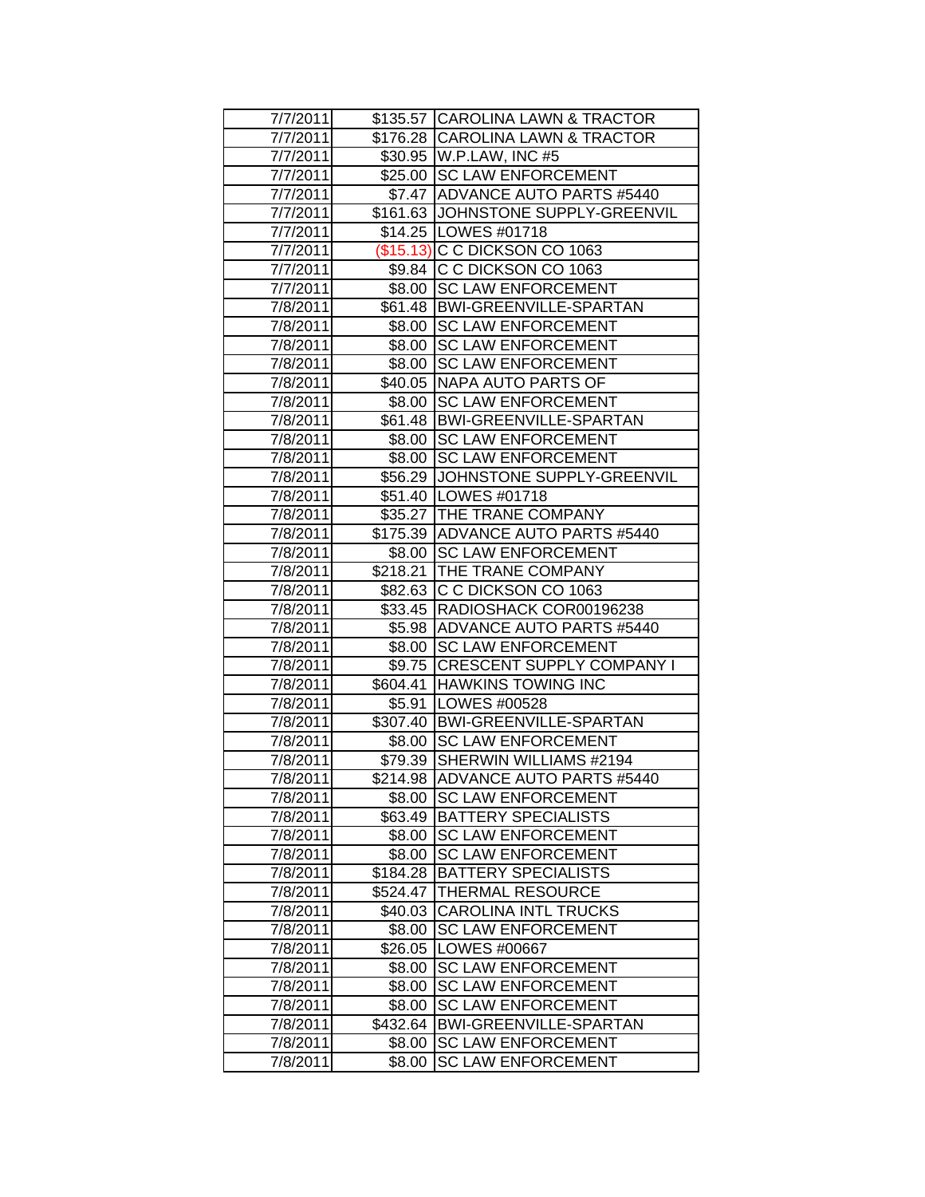| | | |
|---|---|---|
| 7/7/2011 | $135.57 | CAROLINA LAWN & TRACTOR |
| 7/7/2011 | $176.28 | CAROLINA LAWN & TRACTOR |
| 7/7/2011 | $30.95 | W.P.LAW, INC #5 |
| 7/7/2011 | $25.00 | SC LAW ENFORCEMENT |
| 7/7/2011 | $7.47 | ADVANCE AUTO PARTS #5440 |
| 7/7/2011 | $161.63 | JOHNSTONE SUPPLY-GREENVIL |
| 7/7/2011 | $14.25 | LOWES #01718 |
| 7/7/2011 | ($15.13) | C C DICKSON CO 1063 |
| 7/7/2011 | $9.84 | C C DICKSON CO 1063 |
| 7/7/2011 | $8.00 | SC LAW ENFORCEMENT |
| 7/8/2011 | $61.48 | BWI-GREENVILLE-SPARTAN |
| 7/8/2011 | $8.00 | SC LAW ENFORCEMENT |
| 7/8/2011 | $8.00 | SC LAW ENFORCEMENT |
| 7/8/2011 | $8.00 | SC LAW ENFORCEMENT |
| 7/8/2011 | $40.05 | NAPA AUTO PARTS OF |
| 7/8/2011 | $8.00 | SC LAW ENFORCEMENT |
| 7/8/2011 | $61.48 | BWI-GREENVILLE-SPARTAN |
| 7/8/2011 | $8.00 | SC LAW ENFORCEMENT |
| 7/8/2011 | $8.00 | SC LAW ENFORCEMENT |
| 7/8/2011 | $56.29 | JOHNSTONE SUPPLY-GREENVIL |
| 7/8/2011 | $51.40 | LOWES #01718 |
| 7/8/2011 | $35.27 | THE TRANE COMPANY |
| 7/8/2011 | $175.39 | ADVANCE AUTO PARTS #5440 |
| 7/8/2011 | $8.00 | SC LAW ENFORCEMENT |
| 7/8/2011 | $218.21 | THE TRANE COMPANY |
| 7/8/2011 | $82.63 | C C DICKSON CO 1063 |
| 7/8/2011 | $33.45 | RADIOSHACK COR00196238 |
| 7/8/2011 | $5.98 | ADVANCE AUTO PARTS #5440 |
| 7/8/2011 | $8.00 | SC LAW ENFORCEMENT |
| 7/8/2011 | $9.75 | CRESCENT SUPPLY COMPANY I |
| 7/8/2011 | $604.41 | HAWKINS TOWING INC |
| 7/8/2011 | $5.91 | LOWES #00528 |
| 7/8/2011 | $307.40 | BWI-GREENVILLE-SPARTAN |
| 7/8/2011 | $8.00 | SC LAW ENFORCEMENT |
| 7/8/2011 | $79.39 | SHERWIN WILLIAMS #2194 |
| 7/8/2011 | $214.98 | ADVANCE AUTO PARTS #5440 |
| 7/8/2011 | $8.00 | SC LAW ENFORCEMENT |
| 7/8/2011 | $63.49 | BATTERY SPECIALISTS |
| 7/8/2011 | $8.00 | SC LAW ENFORCEMENT |
| 7/8/2011 | $8.00 | SC LAW ENFORCEMENT |
| 7/8/2011 | $184.28 | BATTERY SPECIALISTS |
| 7/8/2011 | $524.47 | THERMAL RESOURCE |
| 7/8/2011 | $40.03 | CAROLINA INTL TRUCKS |
| 7/8/2011 | $8.00 | SC LAW ENFORCEMENT |
| 7/8/2011 | $26.05 | LOWES #00667 |
| 7/8/2011 | $8.00 | SC LAW ENFORCEMENT |
| 7/8/2011 | $8.00 | SC LAW ENFORCEMENT |
| 7/8/2011 | $8.00 | SC LAW ENFORCEMENT |
| 7/8/2011 | $432.64 | BWI-GREENVILLE-SPARTAN |
| 7/8/2011 | $8.00 | SC LAW ENFORCEMENT |
| 7/8/2011 | $8.00 | SC LAW ENFORCEMENT |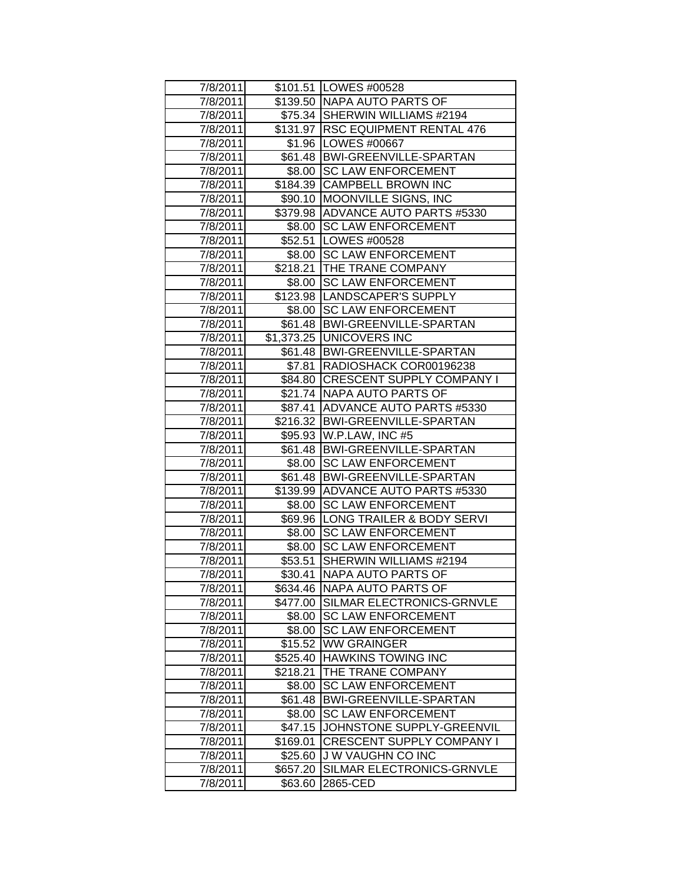| 7/8/2011 | $101.51 | LOWES #00528 |
|---|---|---|
| 7/8/2011 | $139.50 | NAPA AUTO PARTS OF |
| 7/8/2011 | $75.34 | SHERWIN WILLIAMS #2194 |
| 7/8/2011 | $131.97 | RSC EQUIPMENT RENTAL 476 |
| 7/8/2011 | $1.96 | LOWES #00667 |
| 7/8/2011 | $61.48 | BWI-GREENVILLE-SPARTAN |
| 7/8/2011 | $8.00 | SC LAW ENFORCEMENT |
| 7/8/2011 | $184.39 | CAMPBELL BROWN INC |
| 7/8/2011 | $90.10 | MOONVILLE SIGNS, INC |
| 7/8/2011 | $379.98 | ADVANCE AUTO PARTS #5330 |
| 7/8/2011 | $8.00 | SC LAW ENFORCEMENT |
| 7/8/2011 | $52.51 | LOWES #00528 |
| 7/8/2011 | $8.00 | SC LAW ENFORCEMENT |
| 7/8/2011 | $218.21 | THE TRANE COMPANY |
| 7/8/2011 | $8.00 | SC LAW ENFORCEMENT |
| 7/8/2011 | $123.98 | LANDSCAPER'S SUPPLY |
| 7/8/2011 | $8.00 | SC LAW ENFORCEMENT |
| 7/8/2011 | $61.48 | BWI-GREENVILLE-SPARTAN |
| 7/8/2011 | $1,373.25 | UNICOVERS INC |
| 7/8/2011 | $61.48 | BWI-GREENVILLE-SPARTAN |
| 7/8/2011 | $7.81 | RADIOSHACK COR00196238 |
| 7/8/2011 | $84.80 | CRESCENT SUPPLY COMPANY I |
| 7/8/2011 | $21.74 | NAPA AUTO PARTS OF |
| 7/8/2011 | $87.41 | ADVANCE AUTO PARTS #5330 |
| 7/8/2011 | $216.32 | BWI-GREENVILLE-SPARTAN |
| 7/8/2011 | $95.93 | W.P.LAW, INC #5 |
| 7/8/2011 | $61.48 | BWI-GREENVILLE-SPARTAN |
| 7/8/2011 | $8.00 | SC LAW ENFORCEMENT |
| 7/8/2011 | $61.48 | BWI-GREENVILLE-SPARTAN |
| 7/8/2011 | $139.99 | ADVANCE AUTO PARTS #5330 |
| 7/8/2011 | $8.00 | SC LAW ENFORCEMENT |
| 7/8/2011 | $69.96 | LONG TRAILER & BODY SERVI |
| 7/8/2011 | $8.00 | SC LAW ENFORCEMENT |
| 7/8/2011 | $8.00 | SC LAW ENFORCEMENT |
| 7/8/2011 | $53.51 | SHERWIN WILLIAMS #2194 |
| 7/8/2011 | $30.41 | NAPA AUTO PARTS OF |
| 7/8/2011 | $634.46 | NAPA AUTO PARTS OF |
| 7/8/2011 | $477.00 | SILMAR ELECTRONICS-GRNVLE |
| 7/8/2011 | $8.00 | SC LAW ENFORCEMENT |
| 7/8/2011 | $8.00 | SC LAW ENFORCEMENT |
| 7/8/2011 | $15.52 | WW GRAINGER |
| 7/8/2011 | $525.40 | HAWKINS TOWING INC |
| 7/8/2011 | $218.21 | THE TRANE COMPANY |
| 7/8/2011 | $8.00 | SC LAW ENFORCEMENT |
| 7/8/2011 | $61.48 | BWI-GREENVILLE-SPARTAN |
| 7/8/2011 | $8.00 | SC LAW ENFORCEMENT |
| 7/8/2011 | $47.15 | JOHNSTONE SUPPLY-GREENVIL |
| 7/8/2011 | $169.01 | CRESCENT SUPPLY COMPANY I |
| 7/8/2011 | $25.60 | J W VAUGHN CO INC |
| 7/8/2011 | $657.20 | SILMAR ELECTRONICS-GRNVLE |
| 7/8/2011 | $63.60 | 2865-CED |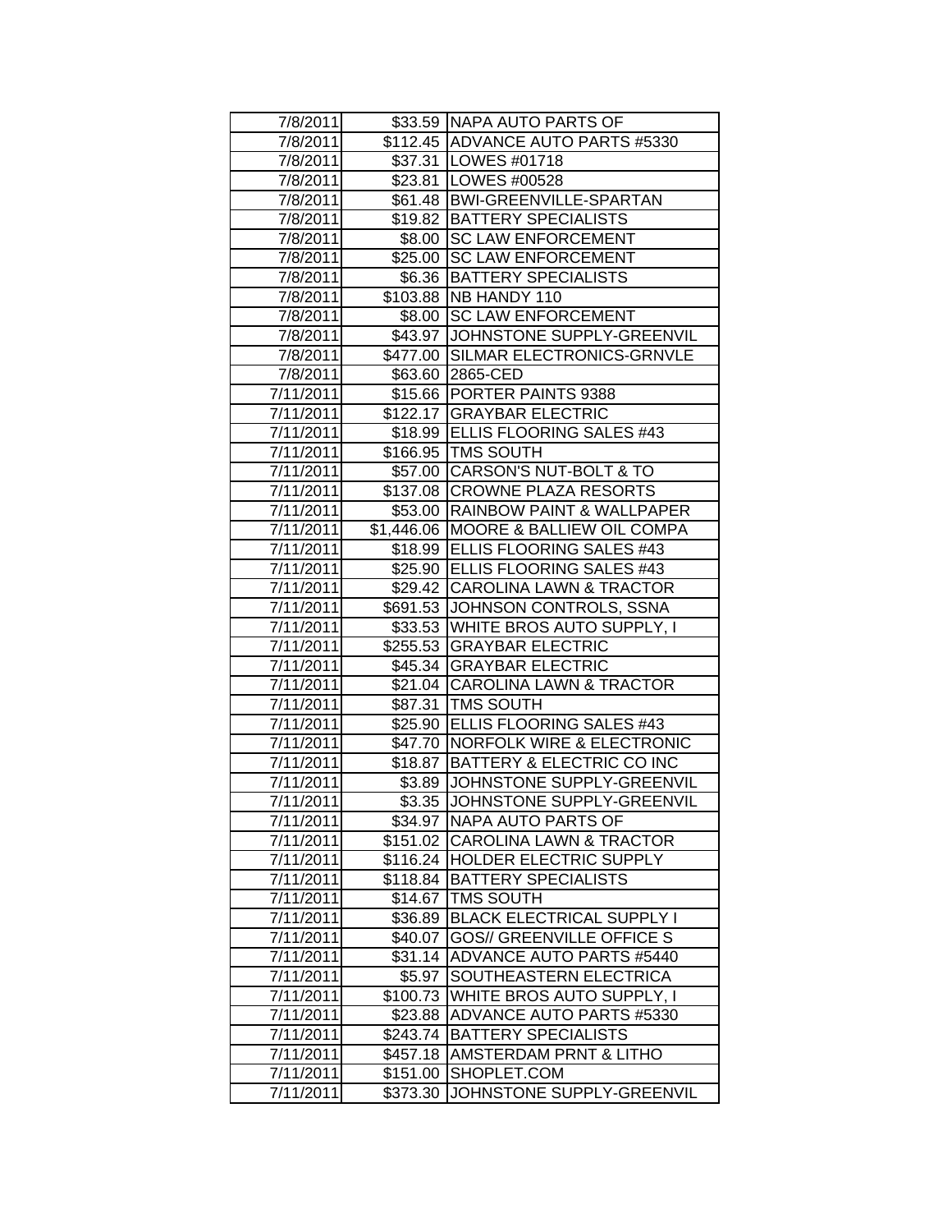| 7/8/2011 | $33.59 | NAPA AUTO PARTS OF |
|---|---|---|
| 7/8/2011 | $112.45 | ADVANCE AUTO PARTS #5330 |
| 7/8/2011 | $37.31 | LOWES #01718 |
| 7/8/2011 | $23.81 | LOWES #00528 |
| 7/8/2011 | $61.48 | BWI-GREENVILLE-SPARTAN |
| 7/8/2011 | $19.82 | BATTERY SPECIALISTS |
| 7/8/2011 | $8.00 | SC LAW ENFORCEMENT |
| 7/8/2011 | $25.00 | SC LAW ENFORCEMENT |
| 7/8/2011 | $6.36 | BATTERY SPECIALISTS |
| 7/8/2011 | $103.88 | NB HANDY 110 |
| 7/8/2011 | $8.00 | SC LAW ENFORCEMENT |
| 7/8/2011 | $43.97 | JOHNSTONE SUPPLY-GREENVIL |
| 7/8/2011 | $477.00 | SILMAR ELECTRONICS-GRNVLE |
| 7/8/2011 | $63.60 | 2865-CED |
| 7/11/2011 | $15.66 | PORTER PAINTS 9388 |
| 7/11/2011 | $122.17 | GRAYBAR ELECTRIC |
| 7/11/2011 | $18.99 | ELLIS FLOORING SALES #43 |
| 7/11/2011 | $166.95 | TMS SOUTH |
| 7/11/2011 | $57.00 | CARSON'S NUT-BOLT & TO |
| 7/11/2011 | $137.08 | CROWNE PLAZA RESORTS |
| 7/11/2011 | $53.00 | RAINBOW PAINT & WALLPAPER |
| 7/11/2011 | $1,446.06 | MOORE & BALLIEW OIL COMPA |
| 7/11/2011 | $18.99 | ELLIS FLOORING SALES #43 |
| 7/11/2011 | $25.90 | ELLIS FLOORING SALES #43 |
| 7/11/2011 | $29.42 | CAROLINA LAWN & TRACTOR |
| 7/11/2011 | $691.53 | JOHNSON CONTROLS, SSNA |
| 7/11/2011 | $33.53 | WHITE BROS AUTO SUPPLY, I |
| 7/11/2011 | $255.53 | GRAYBAR ELECTRIC |
| 7/11/2011 | $45.34 | GRAYBAR ELECTRIC |
| 7/11/2011 | $21.04 | CAROLINA LAWN & TRACTOR |
| 7/11/2011 | $87.31 | TMS SOUTH |
| 7/11/2011 | $25.90 | ELLIS FLOORING SALES #43 |
| 7/11/2011 | $47.70 | NORFOLK WIRE & ELECTRONIC |
| 7/11/2011 | $18.87 | BATTERY & ELECTRIC CO INC |
| 7/11/2011 | $3.89 | JOHNSTONE SUPPLY-GREENVIL |
| 7/11/2011 | $3.35 | JOHNSTONE SUPPLY-GREENVIL |
| 7/11/2011 | $34.97 | NAPA AUTO PARTS OF |
| 7/11/2011 | $151.02 | CAROLINA LAWN & TRACTOR |
| 7/11/2011 | $116.24 | HOLDER ELECTRIC SUPPLY |
| 7/11/2011 | $118.84 | BATTERY SPECIALISTS |
| 7/11/2011 | $14.67 | TMS SOUTH |
| 7/11/2011 | $36.89 | BLACK ELECTRICAL SUPPLY I |
| 7/11/2011 | $40.07 | GOS// GREENVILLE OFFICE S |
| 7/11/2011 | $31.14 | ADVANCE AUTO PARTS #5440 |
| 7/11/2011 | $5.97 | SOUTHEASTERN ELECTRICA |
| 7/11/2011 | $100.73 | WHITE BROS AUTO SUPPLY, I |
| 7/11/2011 | $23.88 | ADVANCE AUTO PARTS #5330 |
| 7/11/2011 | $243.74 | BATTERY SPECIALISTS |
| 7/11/2011 | $457.18 | AMSTERDAM PRNT & LITHO |
| 7/11/2011 | $151.00 | SHOPLET.COM |
| 7/11/2011 | $373.30 | JOHNSTONE SUPPLY-GREENVIL |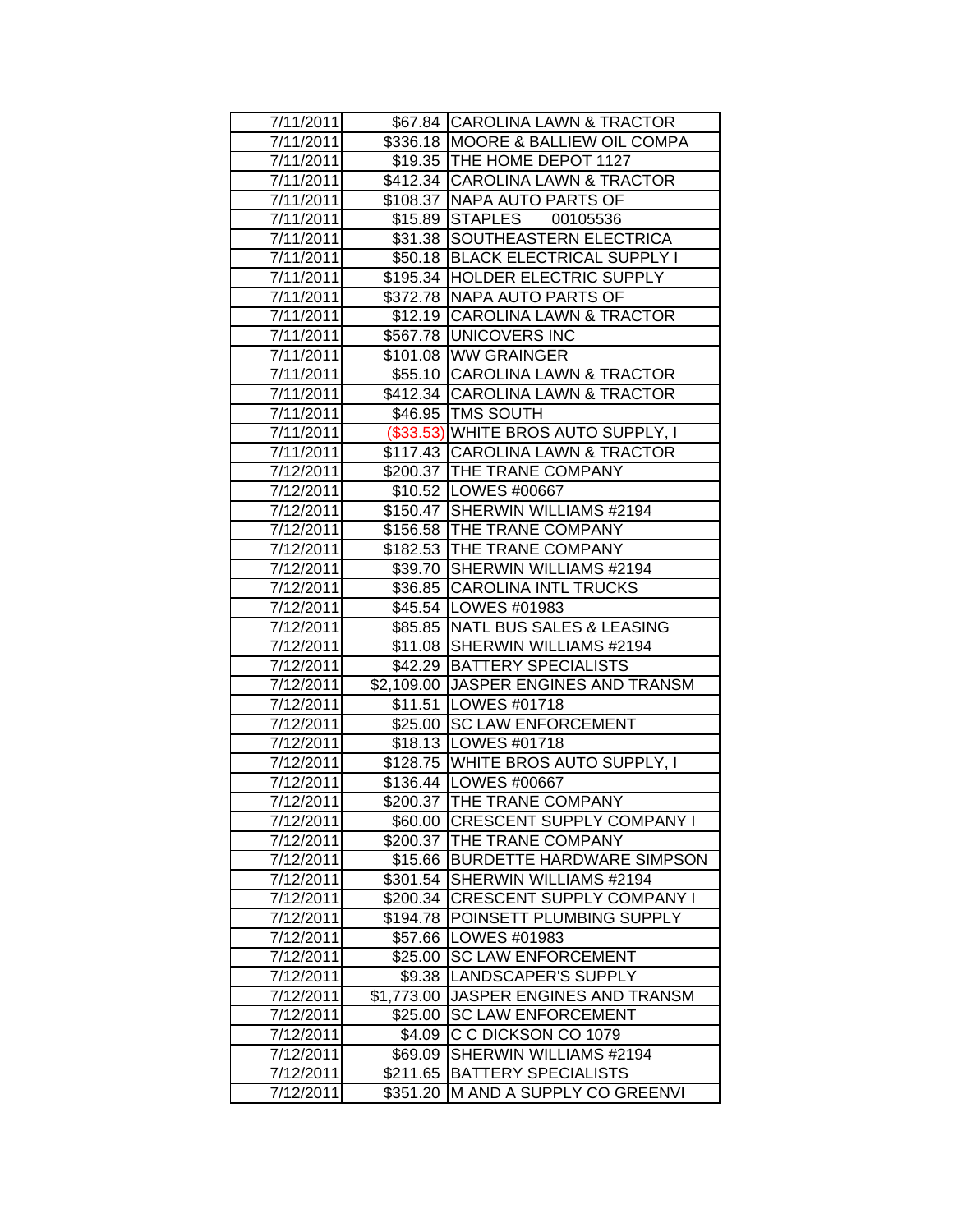| | | |
|---|---|---|
| 7/11/2011 | $67.84 | CAROLINA LAWN & TRACTOR |
| 7/11/2011 | $336.18 | MOORE & BALLIEW OIL COMPA |
| 7/11/2011 | $19.35 | THE HOME DEPOT 1127 |
| 7/11/2011 | $412.34 | CAROLINA LAWN & TRACTOR |
| 7/11/2011 | $108.37 | NAPA AUTO PARTS OF |
| 7/11/2011 | $15.89 | STAPLES 00105536 |
| 7/11/2011 | $31.38 | SOUTHEASTERN ELECTRICA |
| 7/11/2011 | $50.18 | BLACK ELECTRICAL SUPPLY I |
| 7/11/2011 | $195.34 | HOLDER ELECTRIC SUPPLY |
| 7/11/2011 | $372.78 | NAPA AUTO PARTS OF |
| 7/11/2011 | $12.19 | CAROLINA LAWN & TRACTOR |
| 7/11/2011 | $567.78 | UNICOVERS INC |
| 7/11/2011 | $101.08 | WW GRAINGER |
| 7/11/2011 | $55.10 | CAROLINA LAWN & TRACTOR |
| 7/11/2011 | $412.34 | CAROLINA LAWN & TRACTOR |
| 7/11/2011 | $46.95 | TMS SOUTH |
| 7/11/2011 | ($33.53) | WHITE BROS AUTO SUPPLY, I |
| 7/11/2011 | $117.43 | CAROLINA LAWN & TRACTOR |
| 7/12/2011 | $200.37 | THE TRANE COMPANY |
| 7/12/2011 | $10.52 | LOWES #00667 |
| 7/12/2011 | $150.47 | SHERWIN WILLIAMS #2194 |
| 7/12/2011 | $156.58 | THE TRANE COMPANY |
| 7/12/2011 | $182.53 | THE TRANE COMPANY |
| 7/12/2011 | $39.70 | SHERWIN WILLIAMS #2194 |
| 7/12/2011 | $36.85 | CAROLINA INTL TRUCKS |
| 7/12/2011 | $45.54 | LOWES #01983 |
| 7/12/2011 | $85.85 | NATL BUS SALES & LEASING |
| 7/12/2011 | $11.08 | SHERWIN WILLIAMS #2194 |
| 7/12/2011 | $42.29 | BATTERY SPECIALISTS |
| 7/12/2011 | $2,109.00 | JASPER ENGINES AND TRANSM |
| 7/12/2011 | $11.51 | LOWES #01718 |
| 7/12/2011 | $25.00 | SC LAW ENFORCEMENT |
| 7/12/2011 | $18.13 | LOWES #01718 |
| 7/12/2011 | $128.75 | WHITE BROS AUTO SUPPLY, I |
| 7/12/2011 | $136.44 | LOWES #00667 |
| 7/12/2011 | $200.37 | THE TRANE COMPANY |
| 7/12/2011 | $60.00 | CRESCENT SUPPLY COMPANY I |
| 7/12/2011 | $200.37 | THE TRANE COMPANY |
| 7/12/2011 | $15.66 | BURDETTE HARDWARE SIMPSON |
| 7/12/2011 | $301.54 | SHERWIN WILLIAMS #2194 |
| 7/12/2011 | $200.34 | CRESCENT SUPPLY COMPANY I |
| 7/12/2011 | $194.78 | POINSETT PLUMBING SUPPLY |
| 7/12/2011 | $57.66 | LOWES #01983 |
| 7/12/2011 | $25.00 | SC LAW ENFORCEMENT |
| 7/12/2011 | $9.38 | LANDSCAPER'S SUPPLY |
| 7/12/2011 | $1,773.00 | JASPER ENGINES AND TRANSM |
| 7/12/2011 | $25.00 | SC LAW ENFORCEMENT |
| 7/12/2011 | $4.09 | C C DICKSON CO 1079 |
| 7/12/2011 | $69.09 | SHERWIN WILLIAMS #2194 |
| 7/12/2011 | $211.65 | BATTERY SPECIALISTS |
| 7/12/2011 | $351.20 | M AND A SUPPLY CO GREENVI |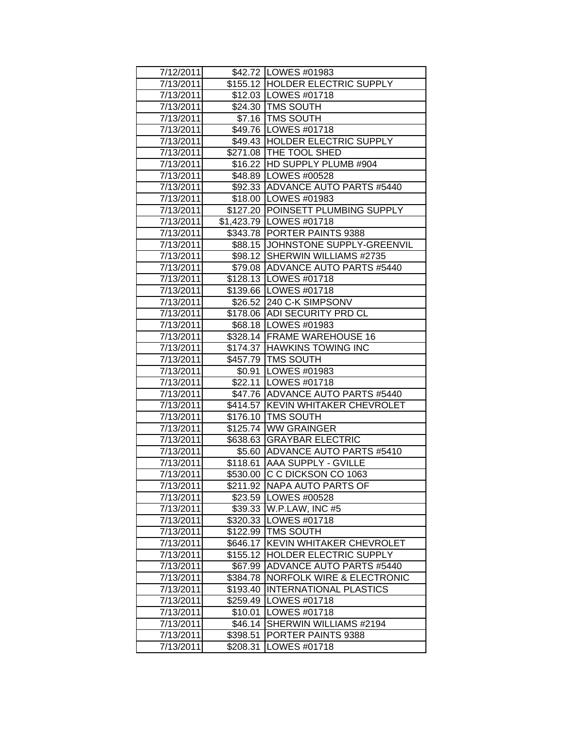| 7/12/2011 | $42.72 | LOWES #01983 |
|---|---|---|
| 7/13/2011 | $155.12 | HOLDER ELECTRIC SUPPLY |
| 7/13/2011 | $12.03 | LOWES #01718 |
| 7/13/2011 | $24.30 | TMS SOUTH |
| 7/13/2011 | $7.16 | TMS SOUTH |
| 7/13/2011 | $49.76 | LOWES #01718 |
| 7/13/2011 | $49.43 | HOLDER ELECTRIC SUPPLY |
| 7/13/2011 | $271.08 | THE TOOL SHED |
| 7/13/2011 | $16.22 | HD SUPPLY PLUMB #904 |
| 7/13/2011 | $48.89 | LOWES #00528 |
| 7/13/2011 | $92.33 | ADVANCE AUTO PARTS #5440 |
| 7/13/2011 | $18.00 | LOWES #01983 |
| 7/13/2011 | $127.20 | POINSETT PLUMBING SUPPLY |
| 7/13/2011 | $1,423.79 | LOWES #01718 |
| 7/13/2011 | $343.78 | PORTER PAINTS 9388 |
| 7/13/2011 | $88.15 | JOHNSTONE SUPPLY-GREENVIL |
| 7/13/2011 | $98.12 | SHERWIN WILLIAMS #2735 |
| 7/13/2011 | $79.08 | ADVANCE AUTO PARTS #5440 |
| 7/13/2011 | $128.13 | LOWES #01718 |
| 7/13/2011 | $139.66 | LOWES #01718 |
| 7/13/2011 | $26.52 | 240 C-K SIMPSONV |
| 7/13/2011 | $178.06 | ADI SECURITY PRD CL |
| 7/13/2011 | $68.18 | LOWES #01983 |
| 7/13/2011 | $328.14 | FRAME WAREHOUSE 16 |
| 7/13/2011 | $174.37 | HAWKINS TOWING INC |
| 7/13/2011 | $457.79 | TMS SOUTH |
| 7/13/2011 | $0.91 | LOWES #01983 |
| 7/13/2011 | $22.11 | LOWES #01718 |
| 7/13/2011 | $47.76 | ADVANCE AUTO PARTS #5440 |
| 7/13/2011 | $414.57 | KEVIN WHITAKER CHEVROLET |
| 7/13/2011 | $176.10 | TMS SOUTH |
| 7/13/2011 | $125.74 | WW GRAINGER |
| 7/13/2011 | $638.63 | GRAYBAR ELECTRIC |
| 7/13/2011 | $5.60 | ADVANCE AUTO PARTS #5410 |
| 7/13/2011 | $118.61 | AAA SUPPLY - GVILLE |
| 7/13/2011 | $530.00 | C C DICKSON CO 1063 |
| 7/13/2011 | $211.92 | NAPA AUTO PARTS OF |
| 7/13/2011 | $23.59 | LOWES #00528 |
| 7/13/2011 | $39.33 | W.P.LAW, INC #5 |
| 7/13/2011 | $320.33 | LOWES #01718 |
| 7/13/2011 | $122.99 | TMS SOUTH |
| 7/13/2011 | $646.17 | KEVIN WHITAKER CHEVROLET |
| 7/13/2011 | $155.12 | HOLDER ELECTRIC SUPPLY |
| 7/13/2011 | $67.99 | ADVANCE AUTO PARTS #5440 |
| 7/13/2011 | $384.78 | NORFOLK WIRE & ELECTRONIC |
| 7/13/2011 | $193.40 | INTERNATIONAL PLASTICS |
| 7/13/2011 | $259.49 | LOWES #01718 |
| 7/13/2011 | $10.01 | LOWES #01718 |
| 7/13/2011 | $46.14 | SHERWIN WILLIAMS #2194 |
| 7/13/2011 | $398.51 | PORTER PAINTS 9388 |
| 7/13/2011 | $208.31 | LOWES #01718 |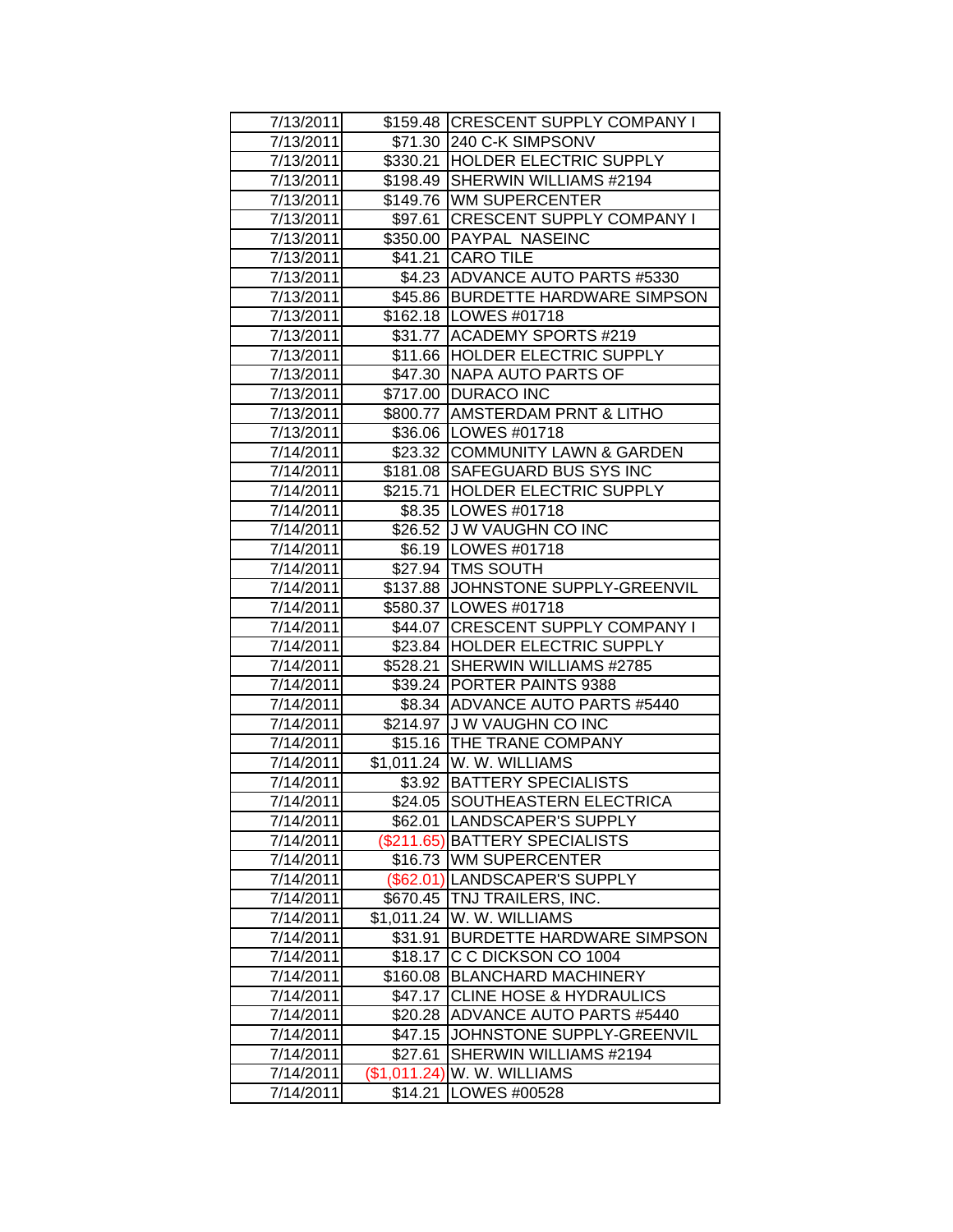| 7/13/2011 | $159.48 | CRESCENT SUPPLY COMPANY I |
|---|---|---|
| 7/13/2011 | $71.30 | 240 C-K SIMPSONV |
| 7/13/2011 | $330.21 | HOLDER ELECTRIC SUPPLY |
| 7/13/2011 | $198.49 | SHERWIN WILLIAMS #2194 |
| 7/13/2011 | $149.76 | WM SUPERCENTER |
| 7/13/2011 | $97.61 | CRESCENT SUPPLY COMPANY I |
| 7/13/2011 | $350.00 | PAYPAL NASEINC |
| 7/13/2011 | $41.21 | CARO TILE |
| 7/13/2011 | $4.23 | ADVANCE AUTO PARTS #5330 |
| 7/13/2011 | $45.86 | BURDETTE HARDWARE SIMPSON |
| 7/13/2011 | $162.18 | LOWES #01718 |
| 7/13/2011 | $31.77 | ACADEMY SPORTS #219 |
| 7/13/2011 | $11.66 | HOLDER ELECTRIC SUPPLY |
| 7/13/2011 | $47.30 | NAPA AUTO PARTS OF |
| 7/13/2011 | $717.00 | DURACO INC |
| 7/13/2011 | $800.77 | AMSTERDAM PRNT & LITHO |
| 7/13/2011 | $36.06 | LOWES #01718 |
| 7/14/2011 | $23.32 | COMMUNITY LAWN & GARDEN |
| 7/14/2011 | $181.08 | SAFEGUARD BUS SYS INC |
| 7/14/2011 | $215.71 | HOLDER ELECTRIC SUPPLY |
| 7/14/2011 | $8.35 | LOWES #01718 |
| 7/14/2011 | $26.52 | J W VAUGHN CO INC |
| 7/14/2011 | $6.19 | LOWES #01718 |
| 7/14/2011 | $27.94 | TMS SOUTH |
| 7/14/2011 | $137.88 | JOHNSTONE SUPPLY-GREENVIL |
| 7/14/2011 | $580.37 | LOWES #01718 |
| 7/14/2011 | $44.07 | CRESCENT SUPPLY COMPANY I |
| 7/14/2011 | $23.84 | HOLDER ELECTRIC SUPPLY |
| 7/14/2011 | $528.21 | SHERWIN WILLIAMS #2785 |
| 7/14/2011 | $39.24 | PORTER PAINTS 9388 |
| 7/14/2011 | $8.34 | ADVANCE AUTO PARTS #5440 |
| 7/14/2011 | $214.97 | J W VAUGHN CO INC |
| 7/14/2011 | $15.16 | THE TRANE COMPANY |
| 7/14/2011 | $1,011.24 | W. W. WILLIAMS |
| 7/14/2011 | $3.92 | BATTERY SPECIALISTS |
| 7/14/2011 | $24.05 | SOUTHEASTERN ELECTRICA |
| 7/14/2011 | $62.01 | LANDSCAPER'S SUPPLY |
| 7/14/2011 | ($211.65) | BATTERY SPECIALISTS |
| 7/14/2011 | $16.73 | WM SUPERCENTER |
| 7/14/2011 | ($62.01) | LANDSCAPER'S SUPPLY |
| 7/14/2011 | $670.45 | TNJ TRAILERS, INC. |
| 7/14/2011 | $1,011.24 | W. W. WILLIAMS |
| 7/14/2011 | $31.91 | BURDETTE HARDWARE SIMPSON |
| 7/14/2011 | $18.17 | C C DICKSON CO 1004 |
| 7/14/2011 | $160.08 | BLANCHARD MACHINERY |
| 7/14/2011 | $47.17 | CLINE HOSE & HYDRAULICS |
| 7/14/2011 | $20.28 | ADVANCE AUTO PARTS #5440 |
| 7/14/2011 | $47.15 | JOHNSTONE SUPPLY-GREENVIL |
| 7/14/2011 | $27.61 | SHERWIN WILLIAMS #2194 |
| 7/14/2011 | ($1,011.24) | W. W. WILLIAMS |
| 7/14/2011 | $14.21 | LOWES #00528 |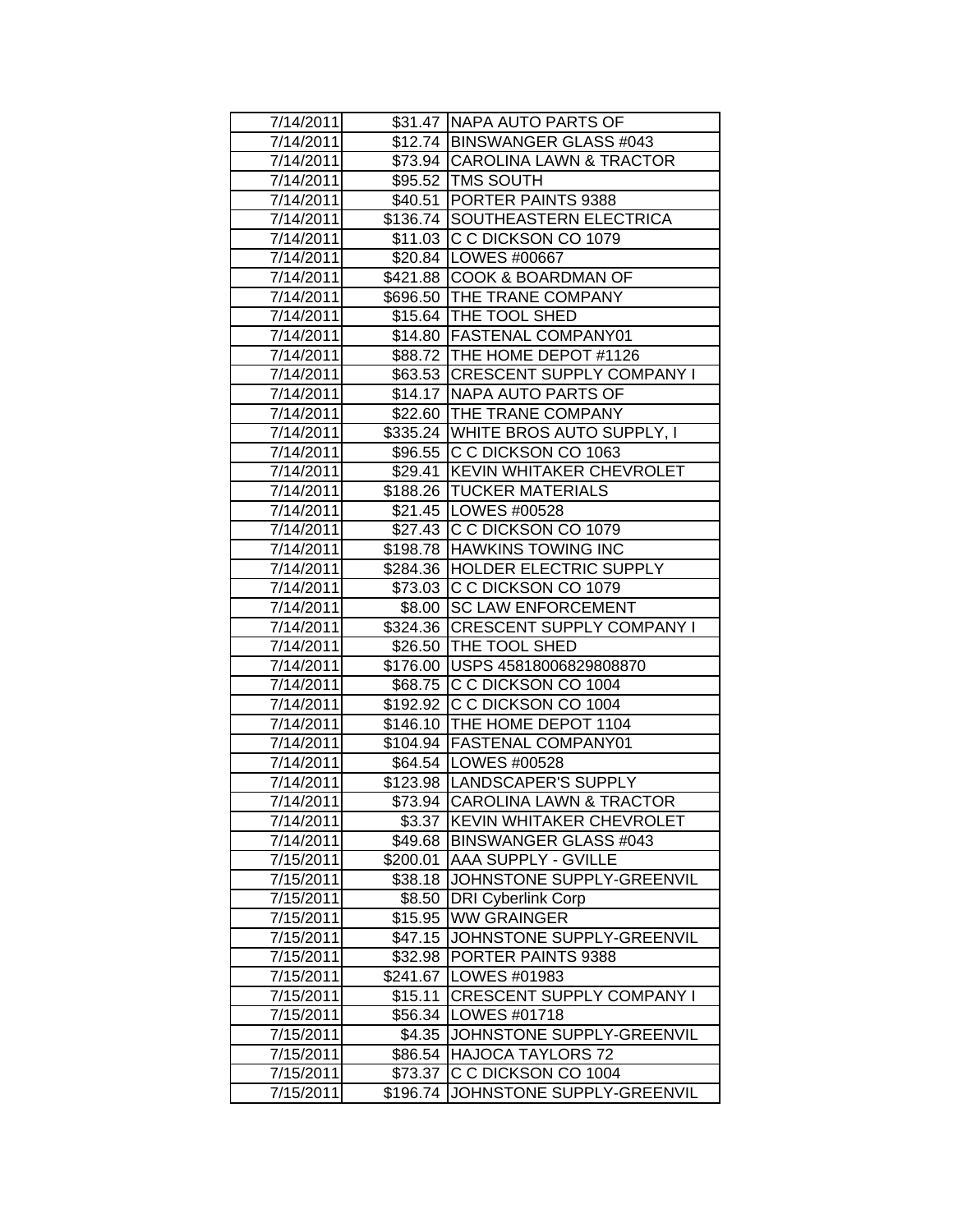| 7/14/2011 | $31.47 | NAPA AUTO PARTS OF |
|---|---|---|
| 7/14/2011 | $12.74 | BINSWANGER GLASS #043 |
| 7/14/2011 | $73.94 | CAROLINA LAWN & TRACTOR |
| 7/14/2011 | $95.52 | TMS SOUTH |
| 7/14/2011 | $40.51 | PORTER PAINTS 9388 |
| 7/14/2011 | $136.74 | SOUTHEASTERN ELECTRICA |
| 7/14/2011 | $11.03 | C C DICKSON CO 1079 |
| 7/14/2011 | $20.84 | LOWES #00667 |
| 7/14/2011 | $421.88 | COOK & BOARDMAN OF |
| 7/14/2011 | $696.50 | THE TRANE COMPANY |
| 7/14/2011 | $15.64 | THE TOOL SHED |
| 7/14/2011 | $14.80 | FASTENAL COMPANY01 |
| 7/14/2011 | $88.72 | THE HOME DEPOT #1126 |
| 7/14/2011 | $63.53 | CRESCENT SUPPLY COMPANY I |
| 7/14/2011 | $14.17 | NAPA AUTO PARTS OF |
| 7/14/2011 | $22.60 | THE TRANE COMPANY |
| 7/14/2011 | $335.24 | WHITE BROS AUTO SUPPLY, I |
| 7/14/2011 | $96.55 | C C DICKSON CO 1063 |
| 7/14/2011 | $29.41 | KEVIN WHITAKER CHEVROLET |
| 7/14/2011 | $188.26 | TUCKER MATERIALS |
| 7/14/2011 | $21.45 | LOWES #00528 |
| 7/14/2011 | $27.43 | C C DICKSON CO 1079 |
| 7/14/2011 | $198.78 | HAWKINS TOWING INC |
| 7/14/2011 | $284.36 | HOLDER ELECTRIC SUPPLY |
| 7/14/2011 | $73.03 | C C DICKSON CO 1079 |
| 7/14/2011 | $8.00 | SC LAW ENFORCEMENT |
| 7/14/2011 | $324.36 | CRESCENT SUPPLY COMPANY I |
| 7/14/2011 | $26.50 | THE TOOL SHED |
| 7/14/2011 | $176.00 | USPS 45818006829808870 |
| 7/14/2011 | $68.75 | C C DICKSON CO 1004 |
| 7/14/2011 | $192.92 | C C DICKSON CO 1004 |
| 7/14/2011 | $146.10 | THE HOME DEPOT 1104 |
| 7/14/2011 | $104.94 | FASTENAL COMPANY01 |
| 7/14/2011 | $64.54 | LOWES #00528 |
| 7/14/2011 | $123.98 | LANDSCAPER'S SUPPLY |
| 7/14/2011 | $73.94 | CAROLINA LAWN & TRACTOR |
| 7/14/2011 | $3.37 | KEVIN WHITAKER CHEVROLET |
| 7/14/2011 | $49.68 | BINSWANGER GLASS #043 |
| 7/15/2011 | $200.01 | AAA SUPPLY - GVILLE |
| 7/15/2011 | $38.18 | JOHNSTONE SUPPLY-GREENVIL |
| 7/15/2011 | $8.50 | DRI Cyberlink Corp |
| 7/15/2011 | $15.95 | WW GRAINGER |
| 7/15/2011 | $47.15 | JOHNSTONE SUPPLY-GREENVIL |
| 7/15/2011 | $32.98 | PORTER PAINTS 9388 |
| 7/15/2011 | $241.67 | LOWES #01983 |
| 7/15/2011 | $15.11 | CRESCENT SUPPLY COMPANY I |
| 7/15/2011 | $56.34 | LOWES #01718 |
| 7/15/2011 | $4.35 | JOHNSTONE SUPPLY-GREENVIL |
| 7/15/2011 | $86.54 | HAJOCA TAYLORS 72 |
| 7/15/2011 | $73.37 | C C DICKSON CO 1004 |
| 7/15/2011 | $196.74 | JOHNSTONE SUPPLY-GREENVIL |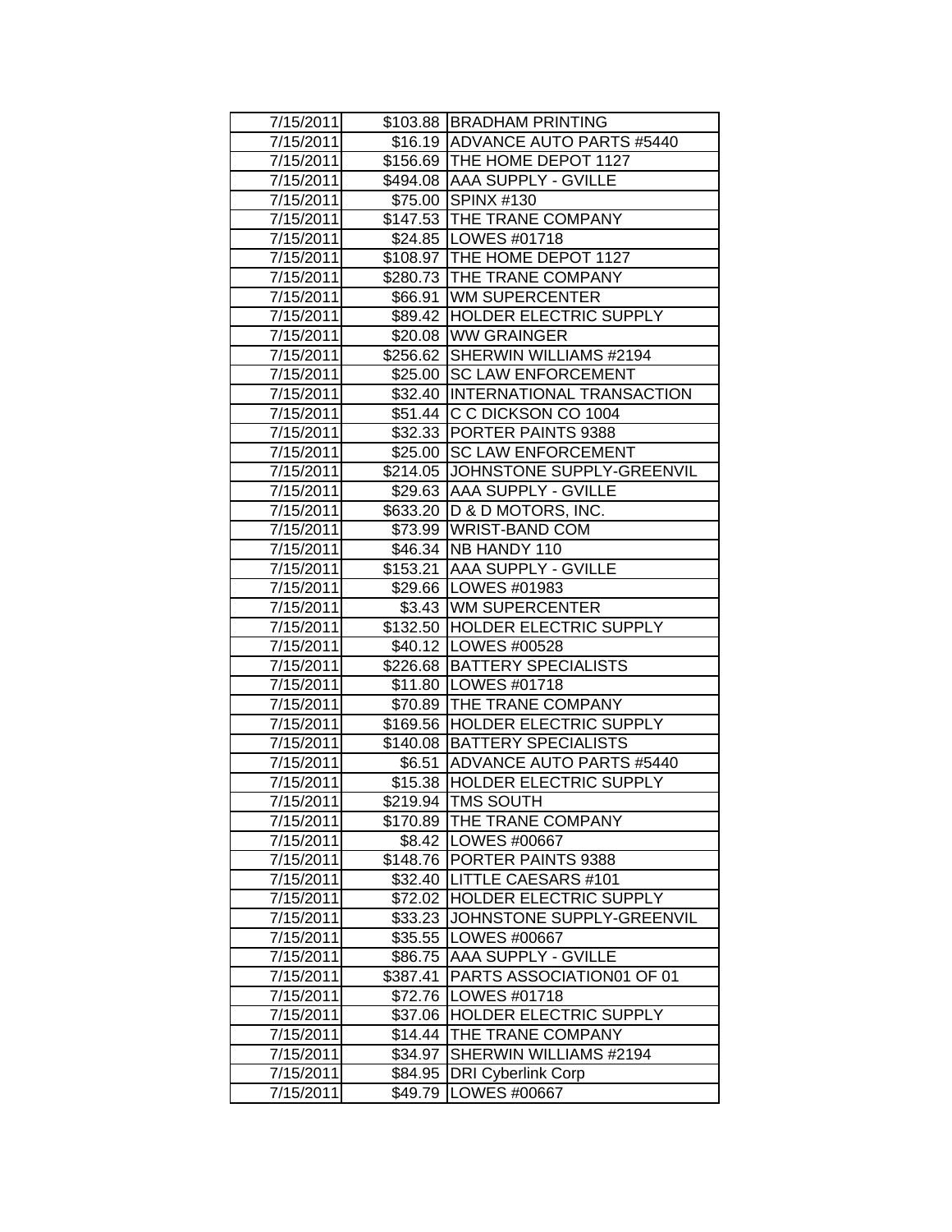| 7/15/2011 | $103.88 | BRADHAM PRINTING |
|---|---|---|
| 7/15/2011 | $16.19 | ADVANCE AUTO PARTS #5440 |
| 7/15/2011 | $156.69 | THE HOME DEPOT 1127 |
| 7/15/2011 | $494.08 | AAA SUPPLY - GVILLE |
| 7/15/2011 | $75.00 | SPINX #130 |
| 7/15/2011 | $147.53 | THE TRANE COMPANY |
| 7/15/2011 | $24.85 | LOWES #01718 |
| 7/15/2011 | $108.97 | THE HOME DEPOT 1127 |
| 7/15/2011 | $280.73 | THE TRANE COMPANY |
| 7/15/2011 | $66.91 | WM SUPERCENTER |
| 7/15/2011 | $89.42 | HOLDER ELECTRIC SUPPLY |
| 7/15/2011 | $20.08 | WW GRAINGER |
| 7/15/2011 | $256.62 | SHERWIN WILLIAMS #2194 |
| 7/15/2011 | $25.00 | SC LAW ENFORCEMENT |
| 7/15/2011 | $32.40 | INTERNATIONAL TRANSACTION |
| 7/15/2011 | $51.44 | C C DICKSON CO 1004 |
| 7/15/2011 | $32.33 | PORTER PAINTS 9388 |
| 7/15/2011 | $25.00 | SC LAW ENFORCEMENT |
| 7/15/2011 | $214.05 | JOHNSTONE SUPPLY-GREENVIL |
| 7/15/2011 | $29.63 | AAA SUPPLY - GVILLE |
| 7/15/2011 | $633.20 | D & D MOTORS, INC. |
| 7/15/2011 | $73.99 | WRIST-BAND COM |
| 7/15/2011 | $46.34 | NB HANDY 110 |
| 7/15/2011 | $153.21 | AAA SUPPLY - GVILLE |
| 7/15/2011 | $29.66 | LOWES #01983 |
| 7/15/2011 | $3.43 | WM SUPERCENTER |
| 7/15/2011 | $132.50 | HOLDER ELECTRIC SUPPLY |
| 7/15/2011 | $40.12 | LOWES #00528 |
| 7/15/2011 | $226.68 | BATTERY SPECIALISTS |
| 7/15/2011 | $11.80 | LOWES #01718 |
| 7/15/2011 | $70.89 | THE TRANE COMPANY |
| 7/15/2011 | $169.56 | HOLDER ELECTRIC SUPPLY |
| 7/15/2011 | $140.08 | BATTERY SPECIALISTS |
| 7/15/2011 | $6.51 | ADVANCE AUTO PARTS #5440 |
| 7/15/2011 | $15.38 | HOLDER ELECTRIC SUPPLY |
| 7/15/2011 | $219.94 | TMS SOUTH |
| 7/15/2011 | $170.89 | THE TRANE COMPANY |
| 7/15/2011 | $8.42 | LOWES #00667 |
| 7/15/2011 | $148.76 | PORTER PAINTS 9388 |
| 7/15/2011 | $32.40 | LITTLE CAESARS #101 |
| 7/15/2011 | $72.02 | HOLDER ELECTRIC SUPPLY |
| 7/15/2011 | $33.23 | JOHNSTONE SUPPLY-GREENVIL |
| 7/15/2011 | $35.55 | LOWES #00667 |
| 7/15/2011 | $86.75 | AAA SUPPLY - GVILLE |
| 7/15/2011 | $387.41 | PARTS ASSOCIATION01 OF 01 |
| 7/15/2011 | $72.76 | LOWES #01718 |
| 7/15/2011 | $37.06 | HOLDER ELECTRIC SUPPLY |
| 7/15/2011 | $14.44 | THE TRANE COMPANY |
| 7/15/2011 | $34.97 | SHERWIN WILLIAMS #2194 |
| 7/15/2011 | $84.95 | DRI Cyberlink Corp |
| 7/15/2011 | $49.79 | LOWES #00667 |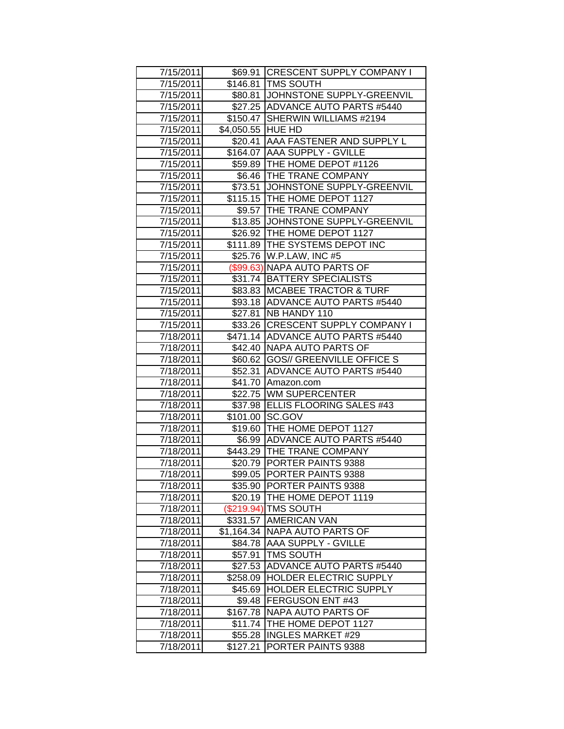| | | |
|---|---|---|
| 7/15/2011 | $69.91 | CRESCENT SUPPLY COMPANY I |
| 7/15/2011 | $146.81 | TMS SOUTH |
| 7/15/2011 | $80.81 | JOHNSTONE SUPPLY-GREENVIL |
| 7/15/2011 | $27.25 | ADVANCE AUTO PARTS #5440 |
| 7/15/2011 | $150.47 | SHERWIN WILLIAMS #2194 |
| 7/15/2011 | $4,050.55 | HUE HD |
| 7/15/2011 | $20.41 | AAA FASTENER AND SUPPLY L |
| 7/15/2011 | $164.07 | AAA SUPPLY - GVILLE |
| 7/15/2011 | $59.89 | THE HOME DEPOT #1126 |
| 7/15/2011 | $6.46 | THE TRANE COMPANY |
| 7/15/2011 | $73.51 | JOHNSTONE SUPPLY-GREENVIL |
| 7/15/2011 | $115.15 | THE HOME DEPOT 1127 |
| 7/15/2011 | $9.57 | THE TRANE COMPANY |
| 7/15/2011 | $13.85 | JOHNSTONE SUPPLY-GREENVIL |
| 7/15/2011 | $26.92 | THE HOME DEPOT 1127 |
| 7/15/2011 | $111.89 | THE SYSTEMS DEPOT INC |
| 7/15/2011 | $25.76 | W.P.LAW, INC #5 |
| 7/15/2011 | ($99.63) | NAPA AUTO PARTS OF |
| 7/15/2011 | $31.74 | BATTERY SPECIALISTS |
| 7/15/2011 | $83.83 | MCABEE TRACTOR & TURF |
| 7/15/2011 | $93.18 | ADVANCE AUTO PARTS #5440 |
| 7/15/2011 | $27.81 | NB HANDY 110 |
| 7/15/2011 | $33.26 | CRESCENT SUPPLY COMPANY I |
| 7/18/2011 | $471.14 | ADVANCE AUTO PARTS #5440 |
| 7/18/2011 | $42.40 | NAPA AUTO PARTS OF |
| 7/18/2011 | $60.62 | GOS// GREENVILLE OFFICE S |
| 7/18/2011 | $52.31 | ADVANCE AUTO PARTS #5440 |
| 7/18/2011 | $41.70 | Amazon.com |
| 7/18/2011 | $22.75 | WM SUPERCENTER |
| 7/18/2011 | $37.98 | ELLIS FLOORING SALES #43 |
| 7/18/2011 | $101.00 | SC.GOV |
| 7/18/2011 | $19.60 | THE HOME DEPOT 1127 |
| 7/18/2011 | $6.99 | ADVANCE AUTO PARTS #5440 |
| 7/18/2011 | $443.29 | THE TRANE COMPANY |
| 7/18/2011 | $20.79 | PORTER PAINTS 9388 |
| 7/18/2011 | $99.05 | PORTER PAINTS 9388 |
| 7/18/2011 | $35.90 | PORTER PAINTS 9388 |
| 7/18/2011 | $20.19 | THE HOME DEPOT 1119 |
| 7/18/2011 | ($219.94) | TMS SOUTH |
| 7/18/2011 | $331.57 | AMERICAN VAN |
| 7/18/2011 | $1,164.34 | NAPA AUTO PARTS OF |
| 7/18/2011 | $84.78 | AAA SUPPLY - GVILLE |
| 7/18/2011 | $57.91 | TMS SOUTH |
| 7/18/2011 | $27.53 | ADVANCE AUTO PARTS #5440 |
| 7/18/2011 | $258.09 | HOLDER ELECTRIC SUPPLY |
| 7/18/2011 | $45.69 | HOLDER ELECTRIC SUPPLY |
| 7/18/2011 | $9.48 | FERGUSON ENT #43 |
| 7/18/2011 | $167.78 | NAPA AUTO PARTS OF |
| 7/18/2011 | $11.74 | THE HOME DEPOT 1127 |
| 7/18/2011 | $55.28 | INGLES MARKET #29 |
| 7/18/2011 | $127.21 | PORTER PAINTS 9388 |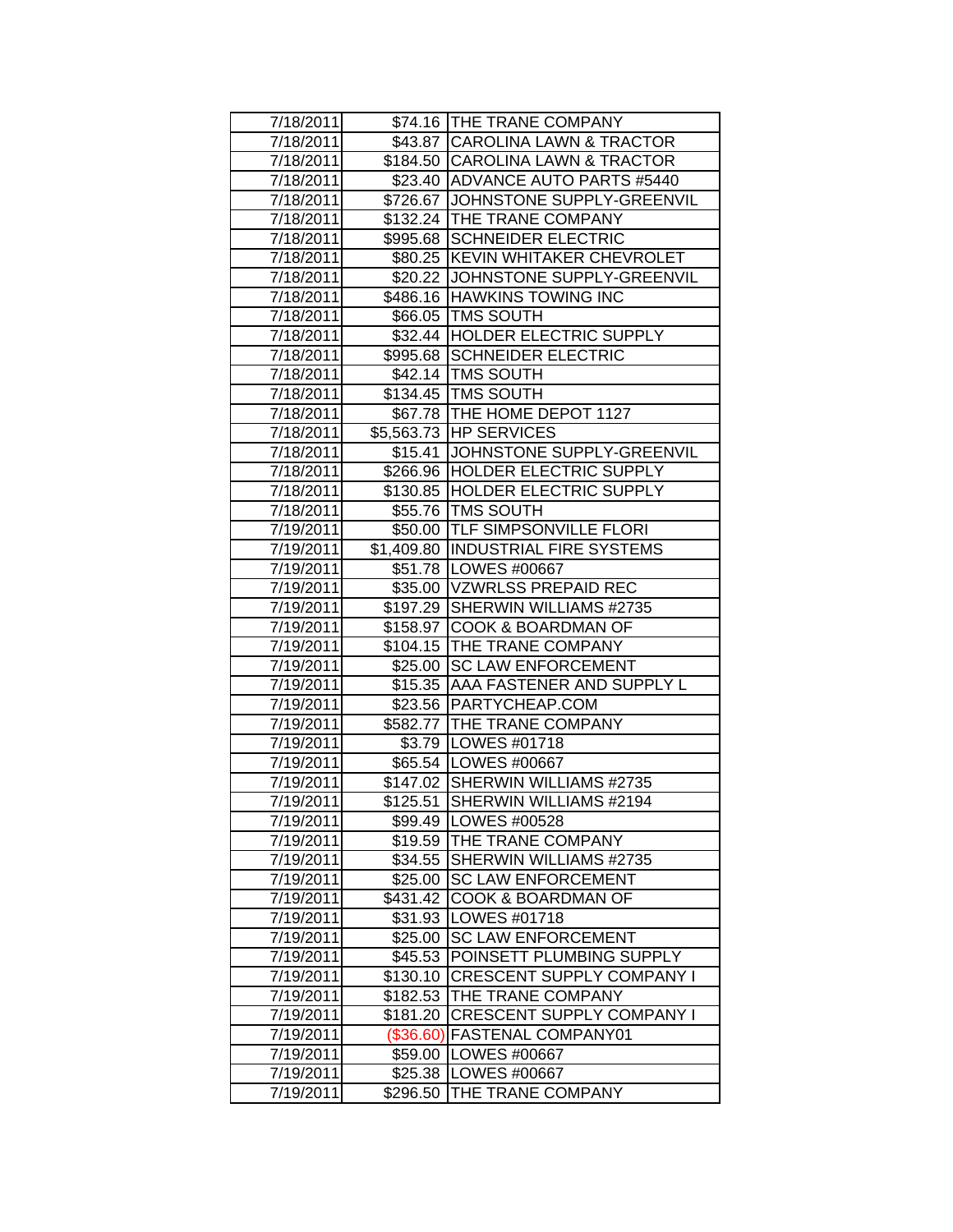| | | |
|---|---|---|
| 7/18/2011 | $74.16 | THE TRANE COMPANY |
| 7/18/2011 | $43.87 | CAROLINA LAWN & TRACTOR |
| 7/18/2011 | $184.50 | CAROLINA LAWN & TRACTOR |
| 7/18/2011 | $23.40 | ADVANCE AUTO PARTS #5440 |
| 7/18/2011 | $726.67 | JOHNSTONE SUPPLY-GREENVIL |
| 7/18/2011 | $132.24 | THE TRANE COMPANY |
| 7/18/2011 | $995.68 | SCHNEIDER ELECTRIC |
| 7/18/2011 | $80.25 | KEVIN WHITAKER CHEVROLET |
| 7/18/2011 | $20.22 | JOHNSTONE SUPPLY-GREENVIL |
| 7/18/2011 | $486.16 | HAWKINS TOWING INC |
| 7/18/2011 | $66.05 | TMS SOUTH |
| 7/18/2011 | $32.44 | HOLDER ELECTRIC SUPPLY |
| 7/18/2011 | $995.68 | SCHNEIDER ELECTRIC |
| 7/18/2011 | $42.14 | TMS SOUTH |
| 7/18/2011 | $134.45 | TMS SOUTH |
| 7/18/2011 | $67.78 | THE HOME DEPOT 1127 |
| 7/18/2011 | $5,563.73 | HP SERVICES |
| 7/18/2011 | $15.41 | JOHNSTONE SUPPLY-GREENVIL |
| 7/18/2011 | $266.96 | HOLDER ELECTRIC SUPPLY |
| 7/18/2011 | $130.85 | HOLDER ELECTRIC SUPPLY |
| 7/18/2011 | $55.76 | TMS SOUTH |
| 7/19/2011 | $50.00 | TLF SIMPSONVILLE FLORI |
| 7/19/2011 | $1,409.80 | INDUSTRIAL FIRE SYSTEMS |
| 7/19/2011 | $51.78 | LOWES #00667 |
| 7/19/2011 | $35.00 | VZWRLSS PREPAID REC |
| 7/19/2011 | $197.29 | SHERWIN WILLIAMS #2735 |
| 7/19/2011 | $158.97 | COOK & BOARDMAN OF |
| 7/19/2011 | $104.15 | THE TRANE COMPANY |
| 7/19/2011 | $25.00 | SC LAW ENFORCEMENT |
| 7/19/2011 | $15.35 | AAA FASTENER AND SUPPLY L |
| 7/19/2011 | $23.56 | PARTYCHEAP.COM |
| 7/19/2011 | $582.77 | THE TRANE COMPANY |
| 7/19/2011 | $3.79 | LOWES #01718 |
| 7/19/2011 | $65.54 | LOWES #00667 |
| 7/19/2011 | $147.02 | SHERWIN WILLIAMS #2735 |
| 7/19/2011 | $125.51 | SHERWIN WILLIAMS #2194 |
| 7/19/2011 | $99.49 | LOWES #00528 |
| 7/19/2011 | $19.59 | THE TRANE COMPANY |
| 7/19/2011 | $34.55 | SHERWIN WILLIAMS #2735 |
| 7/19/2011 | $25.00 | SC LAW ENFORCEMENT |
| 7/19/2011 | $431.42 | COOK & BOARDMAN OF |
| 7/19/2011 | $31.93 | LOWES #01718 |
| 7/19/2011 | $25.00 | SC LAW ENFORCEMENT |
| 7/19/2011 | $45.53 | POINSETT PLUMBING SUPPLY |
| 7/19/2011 | $130.10 | CRESCENT SUPPLY COMPANY I |
| 7/19/2011 | $182.53 | THE TRANE COMPANY |
| 7/19/2011 | $181.20 | CRESCENT SUPPLY COMPANY I |
| 7/19/2011 | ($36.60) | FASTENAL COMPANY01 |
| 7/19/2011 | $59.00 | LOWES #00667 |
| 7/19/2011 | $25.38 | LOWES #00667 |
| 7/19/2011 | $296.50 | THE TRANE COMPANY |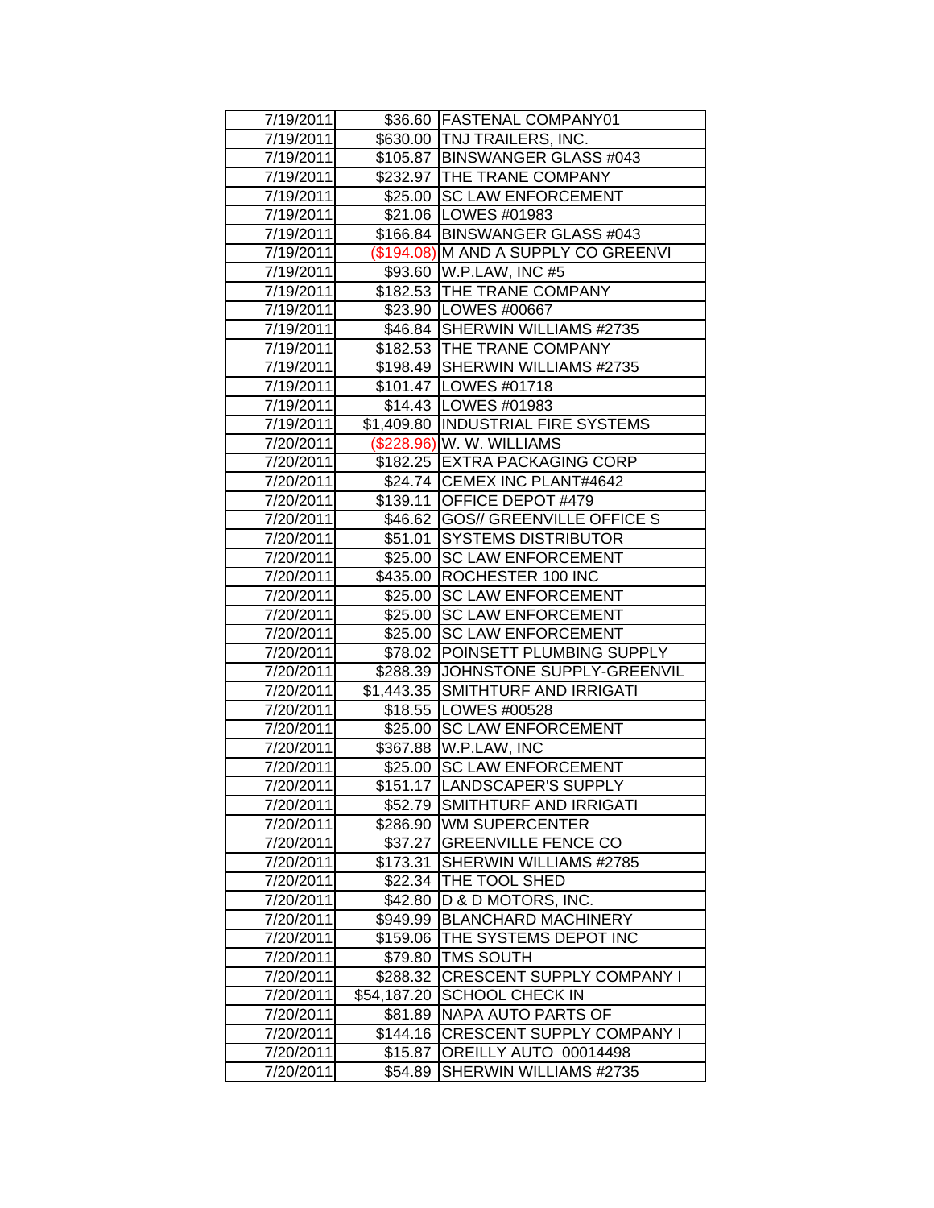| | | |
|---|---|---|
| 7/19/2011 | $36.60 | FASTENAL COMPANY01 |
| 7/19/2011 | $630.00 | TNJ TRAILERS, INC. |
| 7/19/2011 | $105.87 | BINSWANGER GLASS #043 |
| 7/19/2011 | $232.97 | THE TRANE COMPANY |
| 7/19/2011 | $25.00 | SC LAW ENFORCEMENT |
| 7/19/2011 | $21.06 | LOWES #01983 |
| 7/19/2011 | $166.84 | BINSWANGER GLASS #043 |
| 7/19/2011 | ($194.08) | M AND A SUPPLY CO GREENVI |
| 7/19/2011 | $93.60 | W.P.LAW, INC #5 |
| 7/19/2011 | $182.53 | THE TRANE COMPANY |
| 7/19/2011 | $23.90 | LOWES #00667 |
| 7/19/2011 | $46.84 | SHERWIN WILLIAMS #2735 |
| 7/19/2011 | $182.53 | THE TRANE COMPANY |
| 7/19/2011 | $198.49 | SHERWIN WILLIAMS #2735 |
| 7/19/2011 | $101.47 | LOWES #01718 |
| 7/19/2011 | $14.43 | LOWES #01983 |
| 7/19/2011 | $1,409.80 | INDUSTRIAL FIRE SYSTEMS |
| 7/20/2011 | ($228.96) | W. W. WILLIAMS |
| 7/20/2011 | $182.25 | EXTRA PACKAGING CORP |
| 7/20/2011 | $24.74 | CEMEX INC PLANT#4642 |
| 7/20/2011 | $139.11 | OFFICE DEPOT #479 |
| 7/20/2011 | $46.62 | GOS// GREENVILLE OFFICE S |
| 7/20/2011 | $51.01 | SYSTEMS DISTRIBUTOR |
| 7/20/2011 | $25.00 | SC LAW ENFORCEMENT |
| 7/20/2011 | $435.00 | ROCHESTER 100 INC |
| 7/20/2011 | $25.00 | SC LAW ENFORCEMENT |
| 7/20/2011 | $25.00 | SC LAW ENFORCEMENT |
| 7/20/2011 | $25.00 | SC LAW ENFORCEMENT |
| 7/20/2011 | $78.02 | POINSETT PLUMBING SUPPLY |
| 7/20/2011 | $288.39 | JOHNSTONE SUPPLY-GREENVIL |
| 7/20/2011 | $1,443.35 | SMITHTURF AND IRRIGATI |
| 7/20/2011 | $18.55 | LOWES #00528 |
| 7/20/2011 | $25.00 | SC LAW ENFORCEMENT |
| 7/20/2011 | $367.88 | W.P.LAW, INC |
| 7/20/2011 | $25.00 | SC LAW ENFORCEMENT |
| 7/20/2011 | $151.17 | LANDSCAPER'S SUPPLY |
| 7/20/2011 | $52.79 | SMITHTURF AND IRRIGATI |
| 7/20/2011 | $286.90 | WM SUPERCENTER |
| 7/20/2011 | $37.27 | GREENVILLE FENCE CO |
| 7/20/2011 | $173.31 | SHERWIN WILLIAMS #2785 |
| 7/20/2011 | $22.34 | THE TOOL SHED |
| 7/20/2011 | $42.80 | D & D MOTORS, INC. |
| 7/20/2011 | $949.99 | BLANCHARD MACHINERY |
| 7/20/2011 | $159.06 | THE SYSTEMS DEPOT INC |
| 7/20/2011 | $79.80 | TMS SOUTH |
| 7/20/2011 | $288.32 | CRESCENT SUPPLY COMPANY I |
| 7/20/2011 | $54,187.20 | SCHOOL CHECK IN |
| 7/20/2011 | $81.89 | NAPA AUTO PARTS OF |
| 7/20/2011 | $144.16 | CRESCENT SUPPLY COMPANY I |
| 7/20/2011 | $15.87 | OREILLY AUTO 00014498 |
| 7/20/2011 | $54.89 | SHERWIN WILLIAMS #2735 |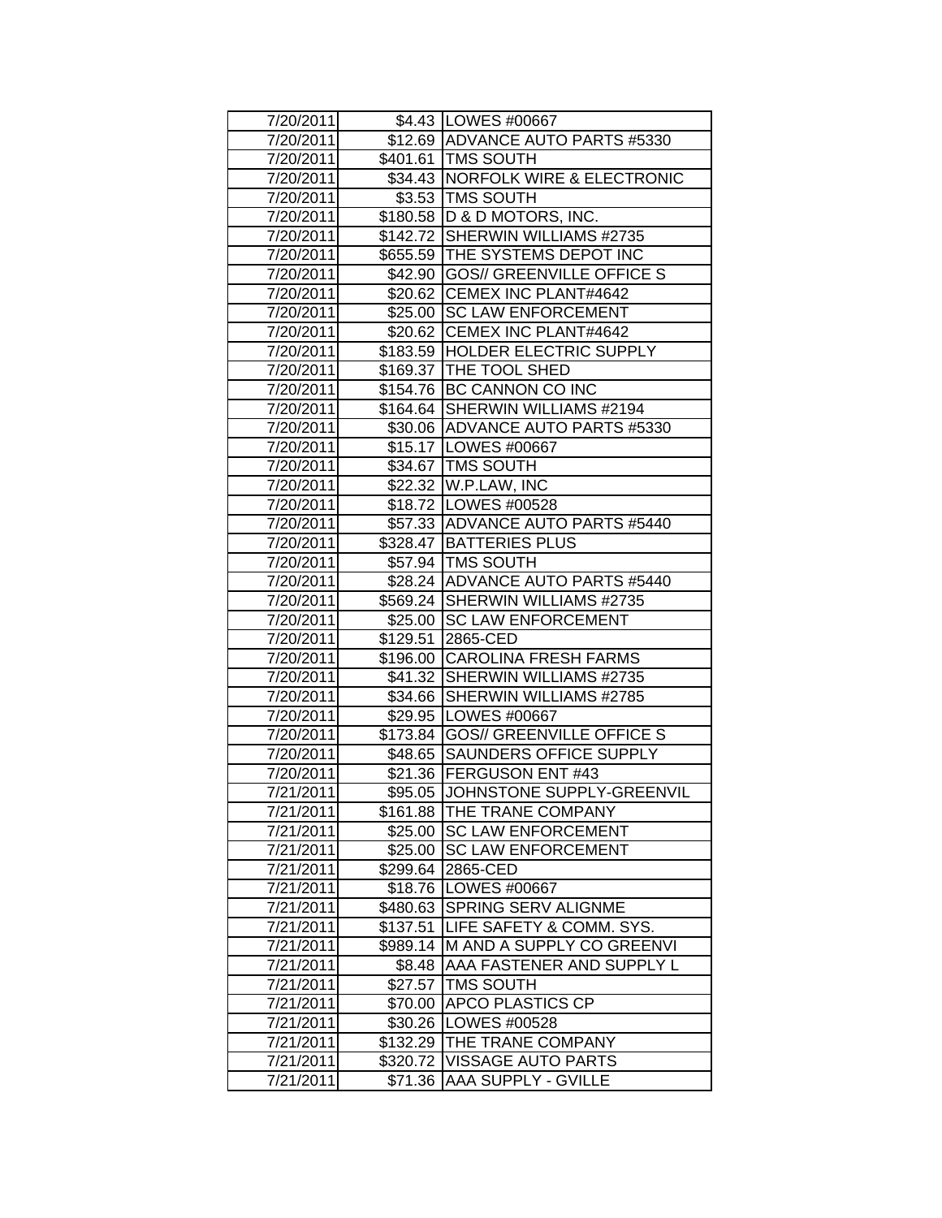| 7/20/2011 | $4.43 | LOWES #00667 |
|---|---|---|
| 7/20/2011 | $12.69 | ADVANCE AUTO PARTS #5330 |
| 7/20/2011 | $401.61 | TMS SOUTH |
| 7/20/2011 | $34.43 | NORFOLK WIRE & ELECTRONIC |
| 7/20/2011 | $3.53 | TMS SOUTH |
| 7/20/2011 | $180.58 | D & D MOTORS, INC. |
| 7/20/2011 | $142.72 | SHERWIN WILLIAMS #2735 |
| 7/20/2011 | $655.59 | THE SYSTEMS DEPOT INC |
| 7/20/2011 | $42.90 | GOS// GREENVILLE OFFICE S |
| 7/20/2011 | $20.62 | CEMEX INC PLANT#4642 |
| 7/20/2011 | $25.00 | SC LAW ENFORCEMENT |
| 7/20/2011 | $20.62 | CEMEX INC PLANT#4642 |
| 7/20/2011 | $183.59 | HOLDER ELECTRIC SUPPLY |
| 7/20/2011 | $169.37 | THE TOOL SHED |
| 7/20/2011 | $154.76 | BC CANNON CO INC |
| 7/20/2011 | $164.64 | SHERWIN WILLIAMS #2194 |
| 7/20/2011 | $30.06 | ADVANCE AUTO PARTS #5330 |
| 7/20/2011 | $15.17 | LOWES #00667 |
| 7/20/2011 | $34.67 | TMS SOUTH |
| 7/20/2011 | $22.32 | W.P.LAW, INC |
| 7/20/2011 | $18.72 | LOWES #00528 |
| 7/20/2011 | $57.33 | ADVANCE AUTO PARTS #5440 |
| 7/20/2011 | $328.47 | BATTERIES PLUS |
| 7/20/2011 | $57.94 | TMS SOUTH |
| 7/20/2011 | $28.24 | ADVANCE AUTO PARTS #5440 |
| 7/20/2011 | $569.24 | SHERWIN WILLIAMS #2735 |
| 7/20/2011 | $25.00 | SC LAW ENFORCEMENT |
| 7/20/2011 | $129.51 | 2865-CED |
| 7/20/2011 | $196.00 | CAROLINA FRESH FARMS |
| 7/20/2011 | $41.32 | SHERWIN WILLIAMS #2735 |
| 7/20/2011 | $34.66 | SHERWIN WILLIAMS #2785 |
| 7/20/2011 | $29.95 | LOWES #00667 |
| 7/20/2011 | $173.84 | GOS// GREENVILLE OFFICE S |
| 7/20/2011 | $48.65 | SAUNDERS OFFICE SUPPLY |
| 7/20/2011 | $21.36 | FERGUSON ENT #43 |
| 7/21/2011 | $95.05 | JOHNSTONE SUPPLY-GREENVIL |
| 7/21/2011 | $161.88 | THE TRANE COMPANY |
| 7/21/2011 | $25.00 | SC LAW ENFORCEMENT |
| 7/21/2011 | $25.00 | SC LAW ENFORCEMENT |
| 7/21/2011 | $299.64 | 2865-CED |
| 7/21/2011 | $18.76 | LOWES #00667 |
| 7/21/2011 | $480.63 | SPRING SERV ALIGNME |
| 7/21/2011 | $137.51 | LIFE SAFETY & COMM. SYS. |
| 7/21/2011 | $989.14 | M AND A SUPPLY CO GREENVI |
| 7/21/2011 | $8.48 | AAA FASTENER AND SUPPLY L |
| 7/21/2011 | $27.57 | TMS SOUTH |
| 7/21/2011 | $70.00 | APCO PLASTICS CP |
| 7/21/2011 | $30.26 | LOWES #00528 |
| 7/21/2011 | $132.29 | THE TRANE COMPANY |
| 7/21/2011 | $320.72 | VISSAGE AUTO PARTS |
| 7/21/2011 | $71.36 | AAA SUPPLY - GVILLE |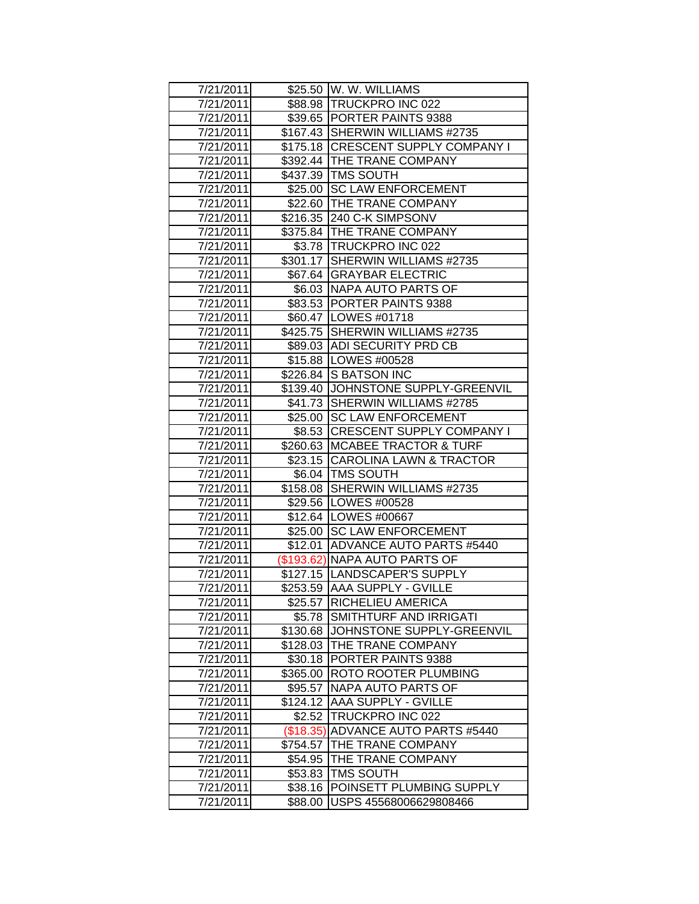| | | |
|---|---|---|
| 7/21/2011 | $25.50 | W. W. WILLIAMS |
| 7/21/2011 | $88.98 | TRUCKPRO INC 022 |
| 7/21/2011 | $39.65 | PORTER PAINTS 9388 |
| 7/21/2011 | $167.43 | SHERWIN WILLIAMS #2735 |
| 7/21/2011 | $175.18 | CRESCENT SUPPLY COMPANY I |
| 7/21/2011 | $392.44 | THE TRANE COMPANY |
| 7/21/2011 | $437.39 | TMS SOUTH |
| 7/21/2011 | $25.00 | SC LAW ENFORCEMENT |
| 7/21/2011 | $22.60 | THE TRANE COMPANY |
| 7/21/2011 | $216.35 | 240 C-K SIMPSONV |
| 7/21/2011 | $375.84 | THE TRANE COMPANY |
| 7/21/2011 | $3.78 | TRUCKPRO INC 022 |
| 7/21/2011 | $301.17 | SHERWIN WILLIAMS #2735 |
| 7/21/2011 | $67.64 | GRAYBAR ELECTRIC |
| 7/21/2011 | $6.03 | NAPA AUTO PARTS OF |
| 7/21/2011 | $83.53 | PORTER PAINTS 9388 |
| 7/21/2011 | $60.47 | LOWES #01718 |
| 7/21/2011 | $425.75 | SHERWIN WILLIAMS #2735 |
| 7/21/2011 | $89.03 | ADI SECURITY PRD CB |
| 7/21/2011 | $15.88 | LOWES #00528 |
| 7/21/2011 | $226.84 | S BATSON INC |
| 7/21/2011 | $139.40 | JOHNSTONE SUPPLY-GREENVIL |
| 7/21/2011 | $41.73 | SHERWIN WILLIAMS #2785 |
| 7/21/2011 | $25.00 | SC LAW ENFORCEMENT |
| 7/21/2011 | $8.53 | CRESCENT SUPPLY COMPANY I |
| 7/21/2011 | $260.63 | MCABEE TRACTOR & TURF |
| 7/21/2011 | $23.15 | CAROLINA LAWN & TRACTOR |
| 7/21/2011 | $6.04 | TMS SOUTH |
| 7/21/2011 | $158.08 | SHERWIN WILLIAMS #2735 |
| 7/21/2011 | $29.56 | LOWES #00528 |
| 7/21/2011 | $12.64 | LOWES #00667 |
| 7/21/2011 | $25.00 | SC LAW ENFORCEMENT |
| 7/21/2011 | $12.01 | ADVANCE AUTO PARTS #5440 |
| 7/21/2011 | ($193.62) | NAPA AUTO PARTS OF |
| 7/21/2011 | $127.15 | LANDSCAPER'S SUPPLY |
| 7/21/2011 | $253.59 | AAA SUPPLY - GVILLE |
| 7/21/2011 | $25.57 | RICHELIEU AMERICA |
| 7/21/2011 | $5.78 | SMITHTURF AND IRRIGATI |
| 7/21/2011 | $130.68 | JOHNSTONE SUPPLY-GREENVIL |
| 7/21/2011 | $128.03 | THE TRANE COMPANY |
| 7/21/2011 | $30.18 | PORTER PAINTS 9388 |
| 7/21/2011 | $365.00 | ROTO ROOTER PLUMBING |
| 7/21/2011 | $95.57 | NAPA AUTO PARTS OF |
| 7/21/2011 | $124.12 | AAA SUPPLY - GVILLE |
| 7/21/2011 | $2.52 | TRUCKPRO INC 022 |
| 7/21/2011 | ($18.35) | ADVANCE AUTO PARTS #5440 |
| 7/21/2011 | $754.57 | THE TRANE COMPANY |
| 7/21/2011 | $54.95 | THE TRANE COMPANY |
| 7/21/2011 | $53.83 | TMS SOUTH |
| 7/21/2011 | $38.16 | POINSETT PLUMBING SUPPLY |
| 7/21/2011 | $88.00 | USPS 45568006629808466 |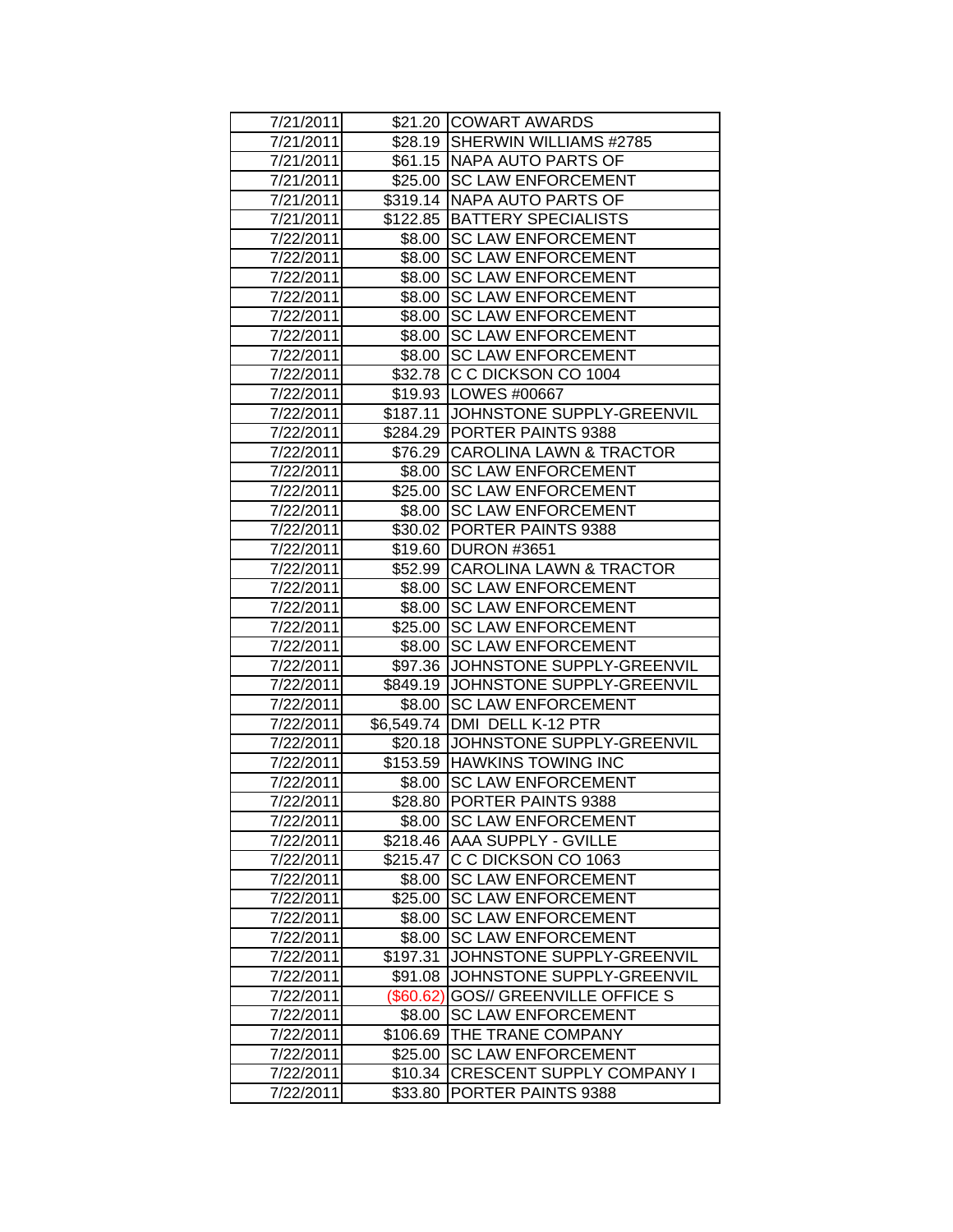| | | |
|---|---|---|
| 7/21/2011 | $21.20 | COWART AWARDS |
| 7/21/2011 | $28.19 | SHERWIN WILLIAMS #2785 |
| 7/21/2011 | $61.15 | NAPA AUTO PARTS OF |
| 7/21/2011 | $25.00 | SC LAW ENFORCEMENT |
| 7/21/2011 | $319.14 | NAPA AUTO PARTS OF |
| 7/21/2011 | $122.85 | BATTERY SPECIALISTS |
| 7/22/2011 | $8.00 | SC LAW ENFORCEMENT |
| 7/22/2011 | $8.00 | SC LAW ENFORCEMENT |
| 7/22/2011 | $8.00 | SC LAW ENFORCEMENT |
| 7/22/2011 | $8.00 | SC LAW ENFORCEMENT |
| 7/22/2011 | $8.00 | SC LAW ENFORCEMENT |
| 7/22/2011 | $8.00 | SC LAW ENFORCEMENT |
| 7/22/2011 | $8.00 | SC LAW ENFORCEMENT |
| 7/22/2011 | $32.78 | C C DICKSON CO 1004 |
| 7/22/2011 | $19.93 | LOWES #00667 |
| 7/22/2011 | $187.11 | JOHNSTONE SUPPLY-GREENVIL |
| 7/22/2011 | $284.29 | PORTER PAINTS 9388 |
| 7/22/2011 | $76.29 | CAROLINA LAWN & TRACTOR |
| 7/22/2011 | $8.00 | SC LAW ENFORCEMENT |
| 7/22/2011 | $25.00 | SC LAW ENFORCEMENT |
| 7/22/2011 | $8.00 | SC LAW ENFORCEMENT |
| 7/22/2011 | $30.02 | PORTER PAINTS 9388 |
| 7/22/2011 | $19.60 | DURON #3651 |
| 7/22/2011 | $52.99 | CAROLINA LAWN & TRACTOR |
| 7/22/2011 | $8.00 | SC LAW ENFORCEMENT |
| 7/22/2011 | $8.00 | SC LAW ENFORCEMENT |
| 7/22/2011 | $25.00 | SC LAW ENFORCEMENT |
| 7/22/2011 | $8.00 | SC LAW ENFORCEMENT |
| 7/22/2011 | $97.36 | JOHNSTONE SUPPLY-GREENVIL |
| 7/22/2011 | $849.19 | JOHNSTONE SUPPLY-GREENVIL |
| 7/22/2011 | $8.00 | SC LAW ENFORCEMENT |
| 7/22/2011 | $6,549.74 | DMI DELL K-12 PTR |
| 7/22/2011 | $20.18 | JOHNSTONE SUPPLY-GREENVIL |
| 7/22/2011 | $153.59 | HAWKINS TOWING INC |
| 7/22/2011 | $8.00 | SC LAW ENFORCEMENT |
| 7/22/2011 | $28.80 | PORTER PAINTS 9388 |
| 7/22/2011 | $8.00 | SC LAW ENFORCEMENT |
| 7/22/2011 | $218.46 | AAA SUPPLY - GVILLE |
| 7/22/2011 | $215.47 | C C DICKSON CO 1063 |
| 7/22/2011 | $8.00 | SC LAW ENFORCEMENT |
| 7/22/2011 | $25.00 | SC LAW ENFORCEMENT |
| 7/22/2011 | $8.00 | SC LAW ENFORCEMENT |
| 7/22/2011 | $8.00 | SC LAW ENFORCEMENT |
| 7/22/2011 | $197.31 | JOHNSTONE SUPPLY-GREENVIL |
| 7/22/2011 | $91.08 | JOHNSTONE SUPPLY-GREENVIL |
| 7/22/2011 | ($60.62) | GOS// GREENVILLE OFFICE S |
| 7/22/2011 | $8.00 | SC LAW ENFORCEMENT |
| 7/22/2011 | $106.69 | THE TRANE COMPANY |
| 7/22/2011 | $25.00 | SC LAW ENFORCEMENT |
| 7/22/2011 | $10.34 | CRESCENT SUPPLY COMPANY I |
| 7/22/2011 | $33.80 | PORTER PAINTS 9388 |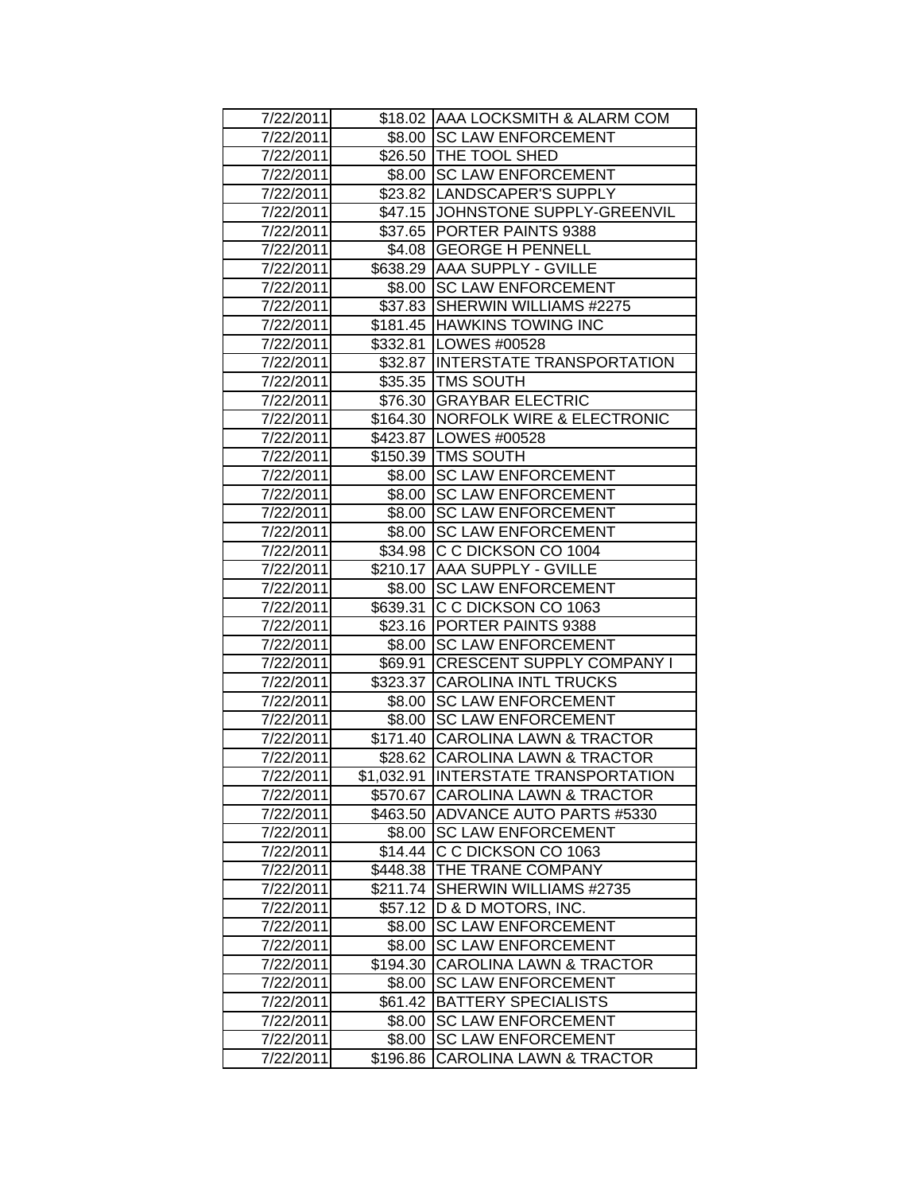| | | |
|---|---|---|
| 7/22/2011 | $18.02 | AAA LOCKSMITH & ALARM COM |
| 7/22/2011 | $8.00 | SC LAW ENFORCEMENT |
| 7/22/2011 | $26.50 | THE TOOL SHED |
| 7/22/2011 | $8.00 | SC LAW ENFORCEMENT |
| 7/22/2011 | $23.82 | LANDSCAPER'S SUPPLY |
| 7/22/2011 | $47.15 | JOHNSTONE SUPPLY-GREENVIL |
| 7/22/2011 | $37.65 | PORTER PAINTS 9388 |
| 7/22/2011 | $4.08 | GEORGE H PENNELL |
| 7/22/2011 | $638.29 | AAA SUPPLY - GVILLE |
| 7/22/2011 | $8.00 | SC LAW ENFORCEMENT |
| 7/22/2011 | $37.83 | SHERWIN WILLIAMS #2275 |
| 7/22/2011 | $181.45 | HAWKINS TOWING INC |
| 7/22/2011 | $332.81 | LOWES #00528 |
| 7/22/2011 | $32.87 | INTERSTATE TRANSPORTATION |
| 7/22/2011 | $35.35 | TMS SOUTH |
| 7/22/2011 | $76.30 | GRAYBAR ELECTRIC |
| 7/22/2011 | $164.30 | NORFOLK WIRE & ELECTRONIC |
| 7/22/2011 | $423.87 | LOWES #00528 |
| 7/22/2011 | $150.39 | TMS SOUTH |
| 7/22/2011 | $8.00 | SC LAW ENFORCEMENT |
| 7/22/2011 | $8.00 | SC LAW ENFORCEMENT |
| 7/22/2011 | $8.00 | SC LAW ENFORCEMENT |
| 7/22/2011 | $8.00 | SC LAW ENFORCEMENT |
| 7/22/2011 | $34.98 | C C DICKSON CO 1004 |
| 7/22/2011 | $210.17 | AAA SUPPLY - GVILLE |
| 7/22/2011 | $8.00 | SC LAW ENFORCEMENT |
| 7/22/2011 | $639.31 | C C DICKSON CO 1063 |
| 7/22/2011 | $23.16 | PORTER PAINTS 9388 |
| 7/22/2011 | $8.00 | SC LAW ENFORCEMENT |
| 7/22/2011 | $69.91 | CRESCENT SUPPLY COMPANY I |
| 7/22/2011 | $323.37 | CAROLINA INTL TRUCKS |
| 7/22/2011 | $8.00 | SC LAW ENFORCEMENT |
| 7/22/2011 | $8.00 | SC LAW ENFORCEMENT |
| 7/22/2011 | $171.40 | CAROLINA LAWN & TRACTOR |
| 7/22/2011 | $28.62 | CAROLINA LAWN & TRACTOR |
| 7/22/2011 | $1,032.91 | INTERSTATE TRANSPORTATION |
| 7/22/2011 | $570.67 | CAROLINA LAWN & TRACTOR |
| 7/22/2011 | $463.50 | ADVANCE AUTO PARTS #5330 |
| 7/22/2011 | $8.00 | SC LAW ENFORCEMENT |
| 7/22/2011 | $14.44 | C C DICKSON CO 1063 |
| 7/22/2011 | $448.38 | THE TRANE COMPANY |
| 7/22/2011 | $211.74 | SHERWIN WILLIAMS #2735 |
| 7/22/2011 | $57.12 | D & D MOTORS, INC. |
| 7/22/2011 | $8.00 | SC LAW ENFORCEMENT |
| 7/22/2011 | $8.00 | SC LAW ENFORCEMENT |
| 7/22/2011 | $194.30 | CAROLINA LAWN & TRACTOR |
| 7/22/2011 | $8.00 | SC LAW ENFORCEMENT |
| 7/22/2011 | $61.42 | BATTERY SPECIALISTS |
| 7/22/2011 | $8.00 | SC LAW ENFORCEMENT |
| 7/22/2011 | $8.00 | SC LAW ENFORCEMENT |
| 7/22/2011 | $196.86 | CAROLINA LAWN & TRACTOR |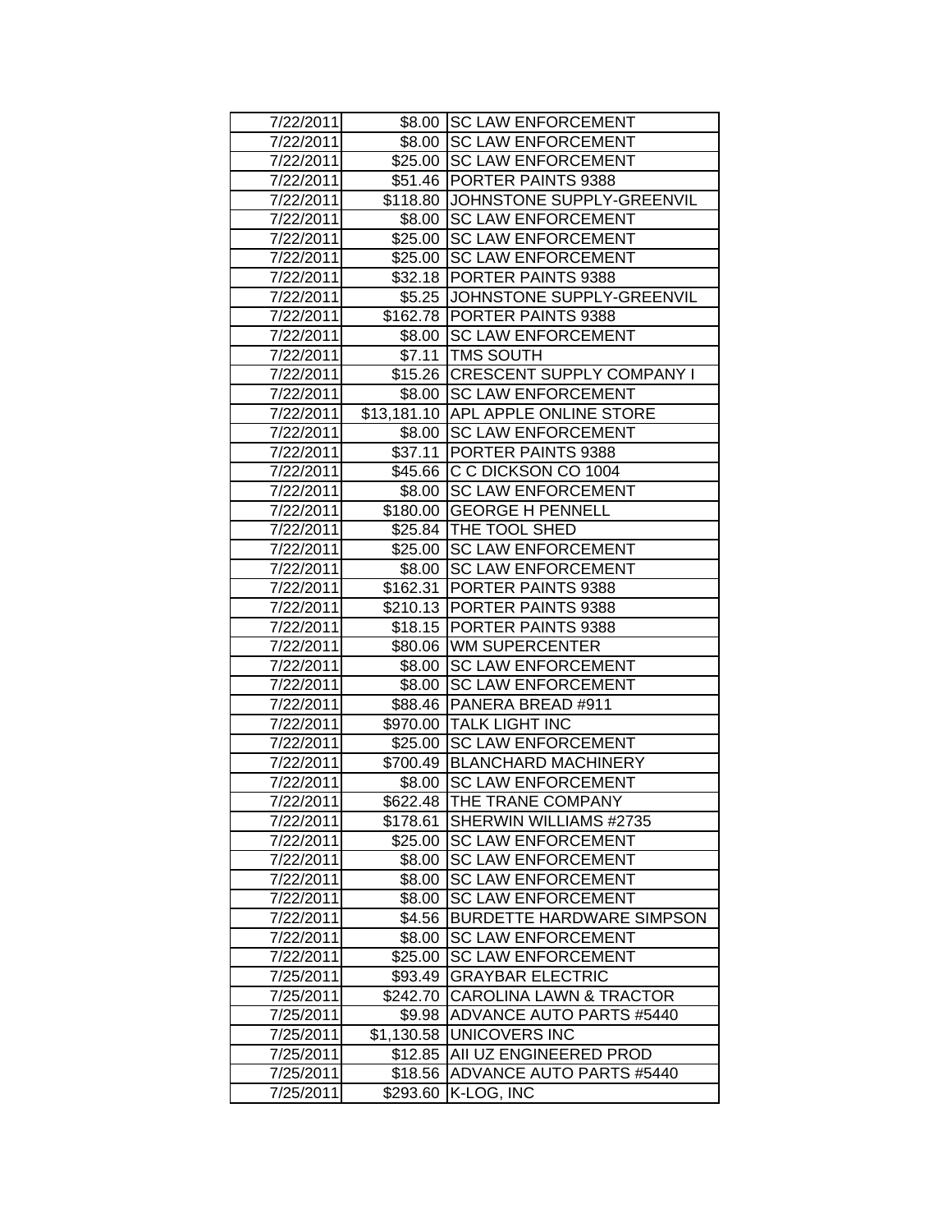| | | |
|---|---|---|
| 7/22/2011 | $8.00 | SC LAW ENFORCEMENT |
| 7/22/2011 | $8.00 | SC LAW ENFORCEMENT |
| 7/22/2011 | $25.00 | SC LAW ENFORCEMENT |
| 7/22/2011 | $51.46 | PORTER PAINTS 9388 |
| 7/22/2011 | $118.80 | JOHNSTONE SUPPLY-GREENVIL |
| 7/22/2011 | $8.00 | SC LAW ENFORCEMENT |
| 7/22/2011 | $25.00 | SC LAW ENFORCEMENT |
| 7/22/2011 | $25.00 | SC LAW ENFORCEMENT |
| 7/22/2011 | $32.18 | PORTER PAINTS 9388 |
| 7/22/2011 | $5.25 | JOHNSTONE SUPPLY-GREENVIL |
| 7/22/2011 | $162.78 | PORTER PAINTS 9388 |
| 7/22/2011 | $8.00 | SC LAW ENFORCEMENT |
| 7/22/2011 | $7.11 | TMS SOUTH |
| 7/22/2011 | $15.26 | CRESCENT SUPPLY COMPANY I |
| 7/22/2011 | $8.00 | SC LAW ENFORCEMENT |
| 7/22/2011 | $13,181.10 | APL APPLE ONLINE STORE |
| 7/22/2011 | $8.00 | SC LAW ENFORCEMENT |
| 7/22/2011 | $37.11 | PORTER PAINTS 9388 |
| 7/22/2011 | $45.66 | C C DICKSON CO 1004 |
| 7/22/2011 | $8.00 | SC LAW ENFORCEMENT |
| 7/22/2011 | $180.00 | GEORGE H PENNELL |
| 7/22/2011 | $25.84 | THE TOOL SHED |
| 7/22/2011 | $25.00 | SC LAW ENFORCEMENT |
| 7/22/2011 | $8.00 | SC LAW ENFORCEMENT |
| 7/22/2011 | $162.31 | PORTER PAINTS 9388 |
| 7/22/2011 | $210.13 | PORTER PAINTS 9388 |
| 7/22/2011 | $18.15 | PORTER PAINTS 9388 |
| 7/22/2011 | $80.06 | WM SUPERCENTER |
| 7/22/2011 | $8.00 | SC LAW ENFORCEMENT |
| 7/22/2011 | $8.00 | SC LAW ENFORCEMENT |
| 7/22/2011 | $88.46 | PANERA BREAD #911 |
| 7/22/2011 | $970.00 | TALK LIGHT INC |
| 7/22/2011 | $25.00 | SC LAW ENFORCEMENT |
| 7/22/2011 | $700.49 | BLANCHARD MACHINERY |
| 7/22/2011 | $8.00 | SC LAW ENFORCEMENT |
| 7/22/2011 | $622.48 | THE TRANE COMPANY |
| 7/22/2011 | $178.61 | SHERWIN WILLIAMS #2735 |
| 7/22/2011 | $25.00 | SC LAW ENFORCEMENT |
| 7/22/2011 | $8.00 | SC LAW ENFORCEMENT |
| 7/22/2011 | $8.00 | SC LAW ENFORCEMENT |
| 7/22/2011 | $8.00 | SC LAW ENFORCEMENT |
| 7/22/2011 | $4.56 | BURDETTE HARDWARE SIMPSON |
| 7/22/2011 | $8.00 | SC LAW ENFORCEMENT |
| 7/22/2011 | $25.00 | SC LAW ENFORCEMENT |
| 7/25/2011 | $93.49 | GRAYBAR ELECTRIC |
| 7/25/2011 | $242.70 | CAROLINA LAWN & TRACTOR |
| 7/25/2011 | $9.98 | ADVANCE AUTO PARTS #5440 |
| 7/25/2011 | $1,130.58 | UNICOVERS INC |
| 7/25/2011 | $12.85 | AII UZ ENGINEERED PROD |
| 7/25/2011 | $18.56 | ADVANCE AUTO PARTS #5440 |
| 7/25/2011 | $293.60 | K-LOG, INC |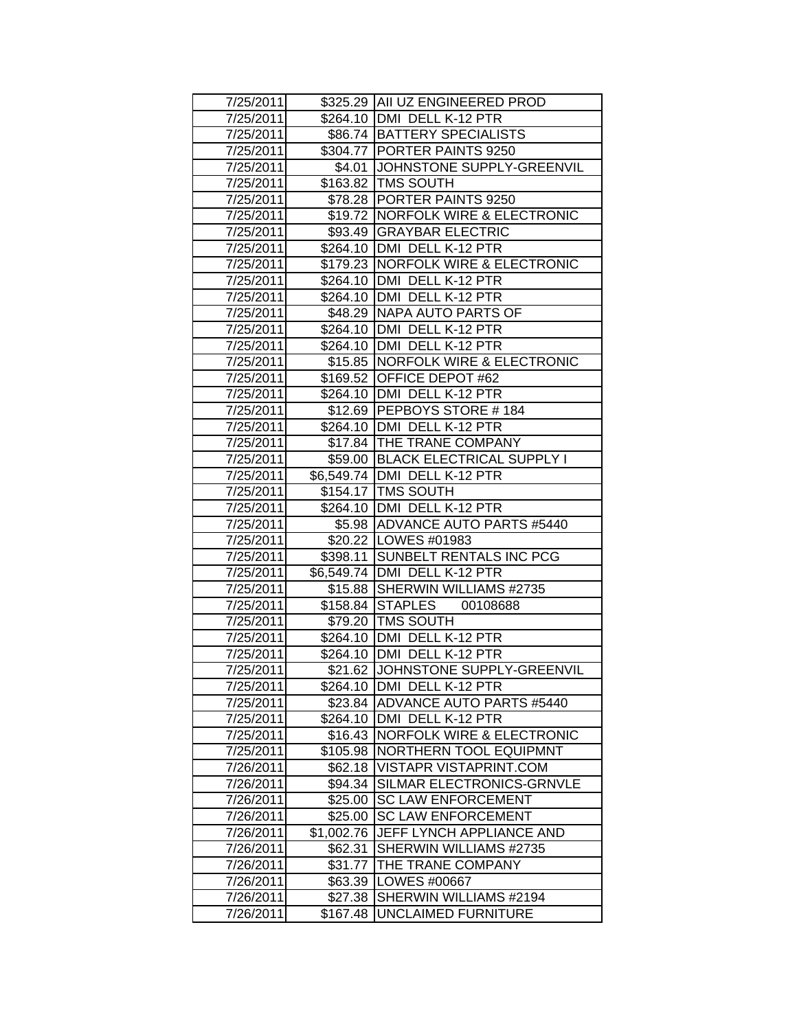| 7/25/2011 | $325.29 | AII UZ ENGINEERED PROD |
|---|---|---|
| 7/25/2011 | $264.10 | DMI DELL K-12 PTR |
| 7/25/2011 | $86.74 | BATTERY SPECIALISTS |
| 7/25/2011 | $304.77 | PORTER PAINTS 9250 |
| 7/25/2011 | $4.01 | JOHNSTONE SUPPLY-GREENVIL |
| 7/25/2011 | $163.82 | TMS SOUTH |
| 7/25/2011 | $78.28 | PORTER PAINTS 9250 |
| 7/25/2011 | $19.72 | NORFOLK WIRE & ELECTRONIC |
| 7/25/2011 | $93.49 | GRAYBAR ELECTRIC |
| 7/25/2011 | $264.10 | DMI DELL K-12 PTR |
| 7/25/2011 | $179.23 | NORFOLK WIRE & ELECTRONIC |
| 7/25/2011 | $264.10 | DMI DELL K-12 PTR |
| 7/25/2011 | $264.10 | DMI DELL K-12 PTR |
| 7/25/2011 | $48.29 | NAPA AUTO PARTS OF |
| 7/25/2011 | $264.10 | DMI DELL K-12 PTR |
| 7/25/2011 | $264.10 | DMI DELL K-12 PTR |
| 7/25/2011 | $15.85 | NORFOLK WIRE & ELECTRONIC |
| 7/25/2011 | $169.52 | OFFICE DEPOT #62 |
| 7/25/2011 | $264.10 | DMI DELL K-12 PTR |
| 7/25/2011 | $12.69 | PEPBOYS STORE # 184 |
| 7/25/2011 | $264.10 | DMI DELL K-12 PTR |
| 7/25/2011 | $17.84 | THE TRANE COMPANY |
| 7/25/2011 | $59.00 | BLACK ELECTRICAL SUPPLY I |
| 7/25/2011 | $6,549.74 | DMI DELL K-12 PTR |
| 7/25/2011 | $154.17 | TMS SOUTH |
| 7/25/2011 | $264.10 | DMI DELL K-12 PTR |
| 7/25/2011 | $5.98 | ADVANCE AUTO PARTS #5440 |
| 7/25/2011 | $20.22 | LOWES #01983 |
| 7/25/2011 | $398.11 | SUNBELT RENTALS INC PCG |
| 7/25/2011 | $6,549.74 | DMI DELL K-12 PTR |
| 7/25/2011 | $15.88 | SHERWIN WILLIAMS #2735 |
| 7/25/2011 | $158.84 | STAPLES 00108688 |
| 7/25/2011 | $79.20 | TMS SOUTH |
| 7/25/2011 | $264.10 | DMI DELL K-12 PTR |
| 7/25/2011 | $264.10 | DMI DELL K-12 PTR |
| 7/25/2011 | $21.62 | JOHNSTONE SUPPLY-GREENVIL |
| 7/25/2011 | $264.10 | DMI DELL K-12 PTR |
| 7/25/2011 | $23.84 | ADVANCE AUTO PARTS #5440 |
| 7/25/2011 | $264.10 | DMI DELL K-12 PTR |
| 7/25/2011 | $16.43 | NORFOLK WIRE & ELECTRONIC |
| 7/25/2011 | $105.98 | NORTHERN TOOL EQUIPMNT |
| 7/26/2011 | $62.18 | VISTAPR VISTAPRINT.COM |
| 7/26/2011 | $94.34 | SILMAR ELECTRONICS-GRNVLE |
| 7/26/2011 | $25.00 | SC LAW ENFORCEMENT |
| 7/26/2011 | $25.00 | SC LAW ENFORCEMENT |
| 7/26/2011 | $1,002.76 | JEFF LYNCH APPLIANCE AND |
| 7/26/2011 | $62.31 | SHERWIN WILLIAMS #2735 |
| 7/26/2011 | $31.77 | THE TRANE COMPANY |
| 7/26/2011 | $63.39 | LOWES #00667 |
| 7/26/2011 | $27.38 | SHERWIN WILLIAMS #2194 |
| 7/26/2011 | $167.48 | UNCLAIMED FURNITURE |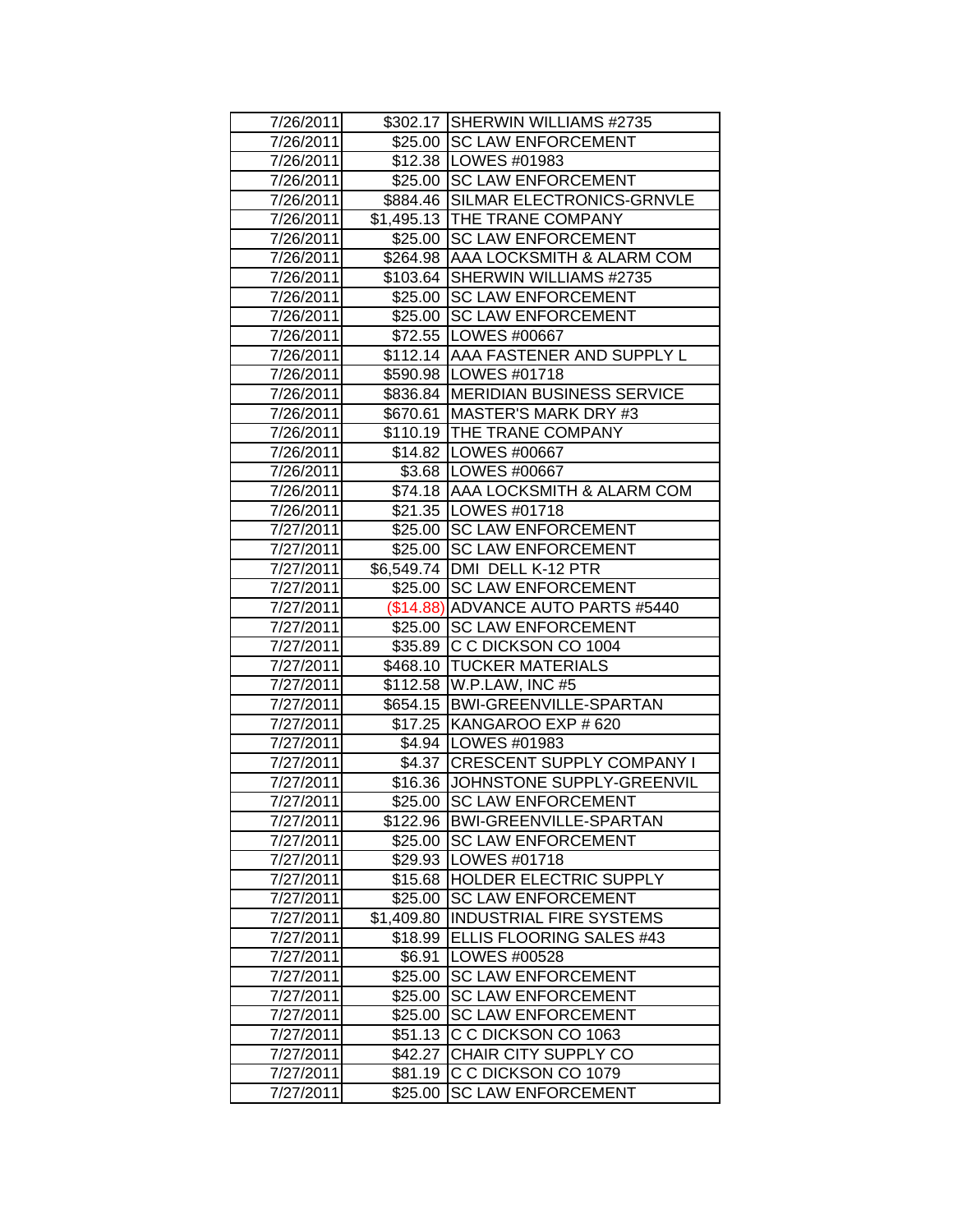| 7/26/2011 | $302.17 | SHERWIN WILLIAMS #2735 |
|---|---|---|
| 7/26/2011 | $25.00 | SC LAW ENFORCEMENT |
| 7/26/2011 | $12.38 | LOWES #01983 |
| 7/26/2011 | $25.00 | SC LAW ENFORCEMENT |
| 7/26/2011 | $884.46 | SILMAR ELECTRONICS-GRNVLE |
| 7/26/2011 | $1,495.13 | THE TRANE COMPANY |
| 7/26/2011 | $25.00 | SC LAW ENFORCEMENT |
| 7/26/2011 | $264.98 | AAA LOCKSMITH & ALARM COM |
| 7/26/2011 | $103.64 | SHERWIN WILLIAMS #2735 |
| 7/26/2011 | $25.00 | SC LAW ENFORCEMENT |
| 7/26/2011 | $25.00 | SC LAW ENFORCEMENT |
| 7/26/2011 | $72.55 | LOWES #00667 |
| 7/26/2011 | $112.14 | AAA FASTENER AND SUPPLY L |
| 7/26/2011 | $590.98 | LOWES #01718 |
| 7/26/2011 | $836.84 | MERIDIAN BUSINESS SERVICE |
| 7/26/2011 | $670.61 | MASTER'S MARK DRY #3 |
| 7/26/2011 | $110.19 | THE TRANE COMPANY |
| 7/26/2011 | $14.82 | LOWES #00667 |
| 7/26/2011 | $3.68 | LOWES #00667 |
| 7/26/2011 | $74.18 | AAA LOCKSMITH & ALARM COM |
| 7/26/2011 | $21.35 | LOWES #01718 |
| 7/27/2011 | $25.00 | SC LAW ENFORCEMENT |
| 7/27/2011 | $25.00 | SC LAW ENFORCEMENT |
| 7/27/2011 | $6,549.74 | DMI DELL K-12 PTR |
| 7/27/2011 | $25.00 | SC LAW ENFORCEMENT |
| 7/27/2011 | ($14.88) | ADVANCE AUTO PARTS #5440 |
| 7/27/2011 | $25.00 | SC LAW ENFORCEMENT |
| 7/27/2011 | $35.89 | C C DICKSON CO 1004 |
| 7/27/2011 | $468.10 | TUCKER MATERIALS |
| 7/27/2011 | $112.58 | W.P.LAW, INC #5 |
| 7/27/2011 | $654.15 | BWI-GREENVILLE-SPARTAN |
| 7/27/2011 | $17.25 | KANGAROO EXP # 620 |
| 7/27/2011 | $4.94 | LOWES #01983 |
| 7/27/2011 | $4.37 | CRESCENT SUPPLY COMPANY I |
| 7/27/2011 | $16.36 | JOHNSTONE SUPPLY-GREENVIL |
| 7/27/2011 | $25.00 | SC LAW ENFORCEMENT |
| 7/27/2011 | $122.96 | BWI-GREENVILLE-SPARTAN |
| 7/27/2011 | $25.00 | SC LAW ENFORCEMENT |
| 7/27/2011 | $29.93 | LOWES #01718 |
| 7/27/2011 | $15.68 | HOLDER ELECTRIC SUPPLY |
| 7/27/2011 | $25.00 | SC LAW ENFORCEMENT |
| 7/27/2011 | $1,409.80 | INDUSTRIAL FIRE SYSTEMS |
| 7/27/2011 | $18.99 | ELLIS FLOORING SALES #43 |
| 7/27/2011 | $6.91 | LOWES #00528 |
| 7/27/2011 | $25.00 | SC LAW ENFORCEMENT |
| 7/27/2011 | $25.00 | SC LAW ENFORCEMENT |
| 7/27/2011 | $25.00 | SC LAW ENFORCEMENT |
| 7/27/2011 | $51.13 | C C DICKSON CO 1063 |
| 7/27/2011 | $42.27 | CHAIR CITY SUPPLY CO |
| 7/27/2011 | $81.19 | C C DICKSON CO 1079 |
| 7/27/2011 | $25.00 | SC LAW ENFORCEMENT |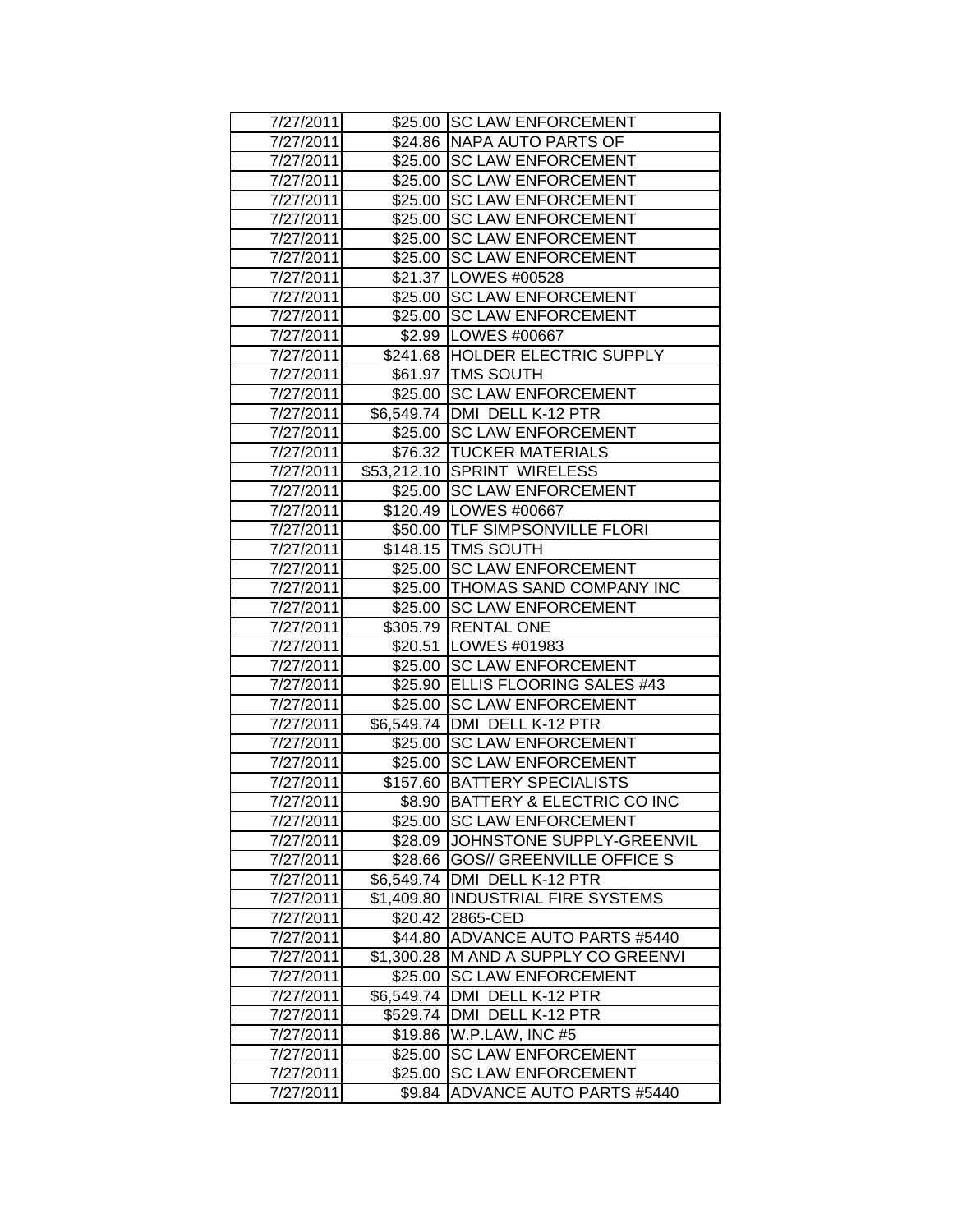| | | |
|---|---|---|
| 7/27/2011 | $25.00 | SC LAW ENFORCEMENT |
| 7/27/2011 | $24.86 | NAPA AUTO PARTS OF |
| 7/27/2011 | $25.00 | SC LAW ENFORCEMENT |
| 7/27/2011 | $25.00 | SC LAW ENFORCEMENT |
| 7/27/2011 | $25.00 | SC LAW ENFORCEMENT |
| 7/27/2011 | $25.00 | SC LAW ENFORCEMENT |
| 7/27/2011 | $25.00 | SC LAW ENFORCEMENT |
| 7/27/2011 | $25.00 | SC LAW ENFORCEMENT |
| 7/27/2011 | $21.37 | LOWES #00528 |
| 7/27/2011 | $25.00 | SC LAW ENFORCEMENT |
| 7/27/2011 | $25.00 | SC LAW ENFORCEMENT |
| 7/27/2011 | $2.99 | LOWES #00667 |
| 7/27/2011 | $241.68 | HOLDER ELECTRIC SUPPLY |
| 7/27/2011 | $61.97 | TMS SOUTH |
| 7/27/2011 | $25.00 | SC LAW ENFORCEMENT |
| 7/27/2011 | $6,549.74 | DMI DELL K-12 PTR |
| 7/27/2011 | $25.00 | SC LAW ENFORCEMENT |
| 7/27/2011 | $76.32 | TUCKER MATERIALS |
| 7/27/2011 | $53,212.10 | SPRINT WIRELESS |
| 7/27/2011 | $25.00 | SC LAW ENFORCEMENT |
| 7/27/2011 | $120.49 | LOWES #00667 |
| 7/27/2011 | $50.00 | TLF SIMPSONVILLE FLORI |
| 7/27/2011 | $148.15 | TMS SOUTH |
| 7/27/2011 | $25.00 | SC LAW ENFORCEMENT |
| 7/27/2011 | $25.00 | THOMAS SAND COMPANY INC |
| 7/27/2011 | $25.00 | SC LAW ENFORCEMENT |
| 7/27/2011 | $305.79 | RENTAL ONE |
| 7/27/2011 | $20.51 | LOWES #01983 |
| 7/27/2011 | $25.00 | SC LAW ENFORCEMENT |
| 7/27/2011 | $25.90 | ELLIS FLOORING SALES #43 |
| 7/27/2011 | $25.00 | SC LAW ENFORCEMENT |
| 7/27/2011 | $6,549.74 | DMI DELL K-12 PTR |
| 7/27/2011 | $25.00 | SC LAW ENFORCEMENT |
| 7/27/2011 | $25.00 | SC LAW ENFORCEMENT |
| 7/27/2011 | $157.60 | BATTERY SPECIALISTS |
| 7/27/2011 | $8.90 | BATTERY & ELECTRIC CO INC |
| 7/27/2011 | $25.00 | SC LAW ENFORCEMENT |
| 7/27/2011 | $28.09 | JOHNSTONE SUPPLY-GREENVIL |
| 7/27/2011 | $28.66 | GOS// GREENVILLE OFFICE S |
| 7/27/2011 | $6,549.74 | DMI DELL K-12 PTR |
| 7/27/2011 | $1,409.80 | INDUSTRIAL FIRE SYSTEMS |
| 7/27/2011 | $20.42 | 2865-CED |
| 7/27/2011 | $44.80 | ADVANCE AUTO PARTS #5440 |
| 7/27/2011 | $1,300.28 | M AND A SUPPLY CO GREENVI |
| 7/27/2011 | $25.00 | SC LAW ENFORCEMENT |
| 7/27/2011 | $6,549.74 | DMI DELL K-12 PTR |
| 7/27/2011 | $529.74 | DMI DELL K-12 PTR |
| 7/27/2011 | $19.86 | W.P.LAW, INC #5 |
| 7/27/2011 | $25.00 | SC LAW ENFORCEMENT |
| 7/27/2011 | $25.00 | SC LAW ENFORCEMENT |
| 7/27/2011 | $9.84 | ADVANCE AUTO PARTS #5440 |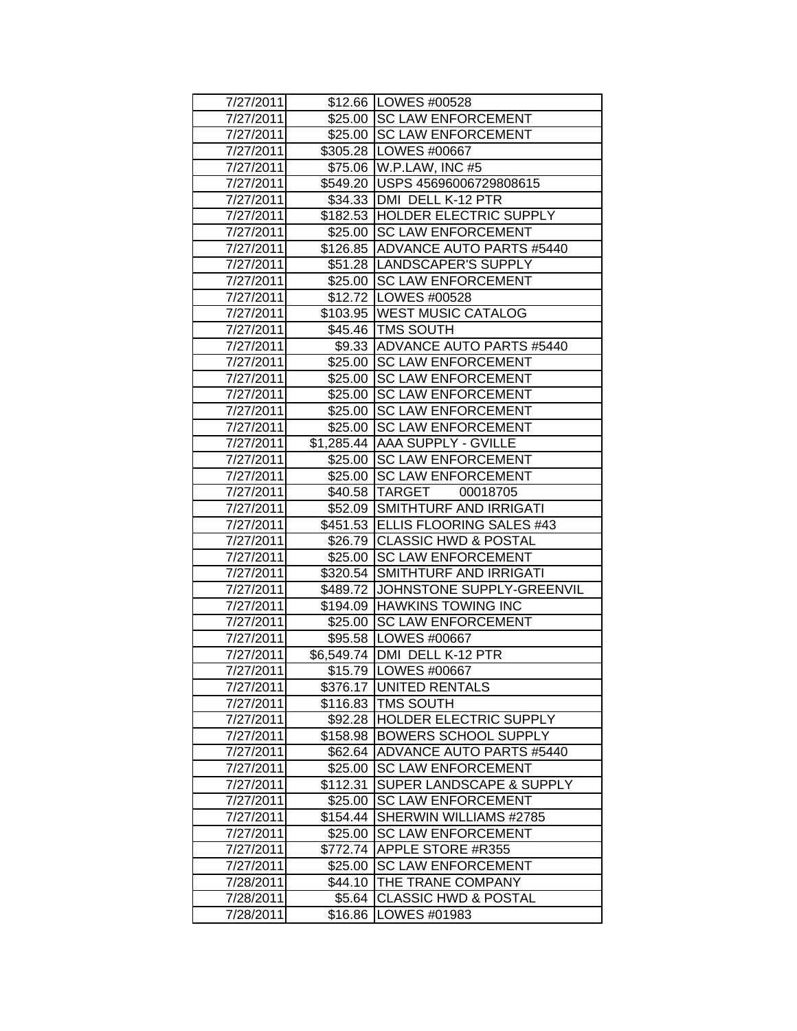| | | |
|---|---|---|
| 7/27/2011 | $12.66 | LOWES #00528 |
| 7/27/2011 | $25.00 | SC LAW ENFORCEMENT |
| 7/27/2011 | $25.00 | SC LAW ENFORCEMENT |
| 7/27/2011 | $305.28 | LOWES #00667 |
| 7/27/2011 | $75.06 | W.P.LAW, INC #5 |
| 7/27/2011 | $549.20 | USPS 45696006729808615 |
| 7/27/2011 | $34.33 | DMI DELL K-12 PTR |
| 7/27/2011 | $182.53 | HOLDER ELECTRIC SUPPLY |
| 7/27/2011 | $25.00 | SC LAW ENFORCEMENT |
| 7/27/2011 | $126.85 | ADVANCE AUTO PARTS #5440 |
| 7/27/2011 | $51.28 | LANDSCAPER'S SUPPLY |
| 7/27/2011 | $25.00 | SC LAW ENFORCEMENT |
| 7/27/2011 | $12.72 | LOWES #00528 |
| 7/27/2011 | $103.95 | WEST MUSIC CATALOG |
| 7/27/2011 | $45.46 | TMS SOUTH |
| 7/27/2011 | $9.33 | ADVANCE AUTO PARTS #5440 |
| 7/27/2011 | $25.00 | SC LAW ENFORCEMENT |
| 7/27/2011 | $25.00 | SC LAW ENFORCEMENT |
| 7/27/2011 | $25.00 | SC LAW ENFORCEMENT |
| 7/27/2011 | $25.00 | SC LAW ENFORCEMENT |
| 7/27/2011 | $25.00 | SC LAW ENFORCEMENT |
| 7/27/2011 | $1,285.44 | AAA SUPPLY - GVILLE |
| 7/27/2011 | $25.00 | SC LAW ENFORCEMENT |
| 7/27/2011 | $25.00 | SC LAW ENFORCEMENT |
| 7/27/2011 | $40.58 | TARGET 00018705 |
| 7/27/2011 | $52.09 | SMITHTURF AND IRRIGATI |
| 7/27/2011 | $451.53 | ELLIS FLOORING SALES #43 |
| 7/27/2011 | $26.79 | CLASSIC HWD & POSTAL |
| 7/27/2011 | $25.00 | SC LAW ENFORCEMENT |
| 7/27/2011 | $320.54 | SMITHTURF AND IRRIGATI |
| 7/27/2011 | $489.72 | JOHNSTONE SUPPLY-GREENVIL |
| 7/27/2011 | $194.09 | HAWKINS TOWING INC |
| 7/27/2011 | $25.00 | SC LAW ENFORCEMENT |
| 7/27/2011 | $95.58 | LOWES #00667 |
| 7/27/2011 | $6,549.74 | DMI DELL K-12 PTR |
| 7/27/2011 | $15.79 | LOWES #00667 |
| 7/27/2011 | $376.17 | UNITED RENTALS |
| 7/27/2011 | $116.83 | TMS SOUTH |
| 7/27/2011 | $92.28 | HOLDER ELECTRIC SUPPLY |
| 7/27/2011 | $158.98 | BOWERS SCHOOL SUPPLY |
| 7/27/2011 | $62.64 | ADVANCE AUTO PARTS #5440 |
| 7/27/2011 | $25.00 | SC LAW ENFORCEMENT |
| 7/27/2011 | $112.31 | SUPER LANDSCAPE & SUPPLY |
| 7/27/2011 | $25.00 | SC LAW ENFORCEMENT |
| 7/27/2011 | $154.44 | SHERWIN WILLIAMS #2785 |
| 7/27/2011 | $25.00 | SC LAW ENFORCEMENT |
| 7/27/2011 | $772.74 | APPLE STORE #R355 |
| 7/27/2011 | $25.00 | SC LAW ENFORCEMENT |
| 7/28/2011 | $44.10 | THE TRANE COMPANY |
| 7/28/2011 | $5.64 | CLASSIC HWD & POSTAL |
| 7/28/2011 | $16.86 | LOWES #01983 |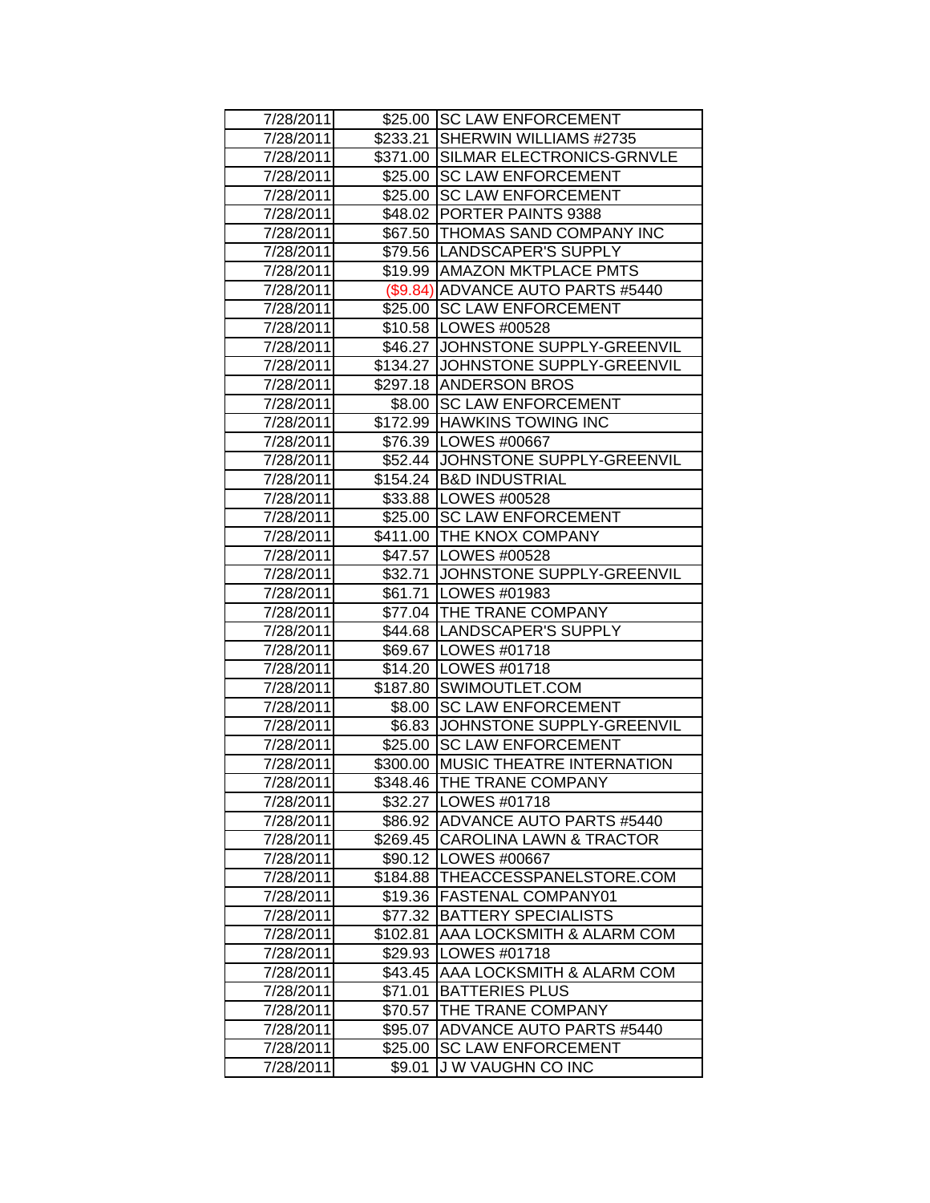| | | |
|---|---|---|
| 7/28/2011 | $25.00 | SC LAW ENFORCEMENT |
| 7/28/2011 | $233.21 | SHERWIN WILLIAMS #2735 |
| 7/28/2011 | $371.00 | SILMAR ELECTRONICS-GRNVLE |
| 7/28/2011 | $25.00 | SC LAW ENFORCEMENT |
| 7/28/2011 | $25.00 | SC LAW ENFORCEMENT |
| 7/28/2011 | $48.02 | PORTER PAINTS 9388 |
| 7/28/2011 | $67.50 | THOMAS SAND COMPANY INC |
| 7/28/2011 | $79.56 | LANDSCAPER'S SUPPLY |
| 7/28/2011 | $19.99 | AMAZON MKTPLACE PMTS |
| 7/28/2011 | ($9.84) | ADVANCE AUTO PARTS #5440 |
| 7/28/2011 | $25.00 | SC LAW ENFORCEMENT |
| 7/28/2011 | $10.58 | LOWES #00528 |
| 7/28/2011 | $46.27 | JOHNSTONE SUPPLY-GREENVIL |
| 7/28/2011 | $134.27 | JOHNSTONE SUPPLY-GREENVIL |
| 7/28/2011 | $297.18 | ANDERSON BROS |
| 7/28/2011 | $8.00 | SC LAW ENFORCEMENT |
| 7/28/2011 | $172.99 | HAWKINS TOWING INC |
| 7/28/2011 | $76.39 | LOWES #00667 |
| 7/28/2011 | $52.44 | JOHNSTONE SUPPLY-GREENVIL |
| 7/28/2011 | $154.24 | B&D INDUSTRIAL |
| 7/28/2011 | $33.88 | LOWES #00528 |
| 7/28/2011 | $25.00 | SC LAW ENFORCEMENT |
| 7/28/2011 | $411.00 | THE KNOX COMPANY |
| 7/28/2011 | $47.57 | LOWES #00528 |
| 7/28/2011 | $32.71 | JOHNSTONE SUPPLY-GREENVIL |
| 7/28/2011 | $61.71 | LOWES #01983 |
| 7/28/2011 | $77.04 | THE TRANE COMPANY |
| 7/28/2011 | $44.68 | LANDSCAPER'S SUPPLY |
| 7/28/2011 | $69.67 | LOWES #01718 |
| 7/28/2011 | $14.20 | LOWES #01718 |
| 7/28/2011 | $187.80 | SWIMOUTLET.COM |
| 7/28/2011 | $8.00 | SC LAW ENFORCEMENT |
| 7/28/2011 | $6.83 | JOHNSTONE SUPPLY-GREENVIL |
| 7/28/2011 | $25.00 | SC LAW ENFORCEMENT |
| 7/28/2011 | $300.00 | MUSIC THEATRE INTERNATION |
| 7/28/2011 | $348.46 | THE TRANE COMPANY |
| 7/28/2011 | $32.27 | LOWES #01718 |
| 7/28/2011 | $86.92 | ADVANCE AUTO PARTS #5440 |
| 7/28/2011 | $269.45 | CAROLINA LAWN & TRACTOR |
| 7/28/2011 | $90.12 | LOWES #00667 |
| 7/28/2011 | $184.88 | THEACCESSPANELSTORE.COM |
| 7/28/2011 | $19.36 | FASTENAL COMPANY01 |
| 7/28/2011 | $77.32 | BATTERY SPECIALISTS |
| 7/28/2011 | $102.81 | AAA LOCKSMITH & ALARM COM |
| 7/28/2011 | $29.93 | LOWES #01718 |
| 7/28/2011 | $43.45 | AAA LOCKSMITH & ALARM COM |
| 7/28/2011 | $71.01 | BATTERIES PLUS |
| 7/28/2011 | $70.57 | THE TRANE COMPANY |
| 7/28/2011 | $95.07 | ADVANCE AUTO PARTS #5440 |
| 7/28/2011 | $25.00 | SC LAW ENFORCEMENT |
| 7/28/2011 | $9.01 | J W VAUGHN CO INC |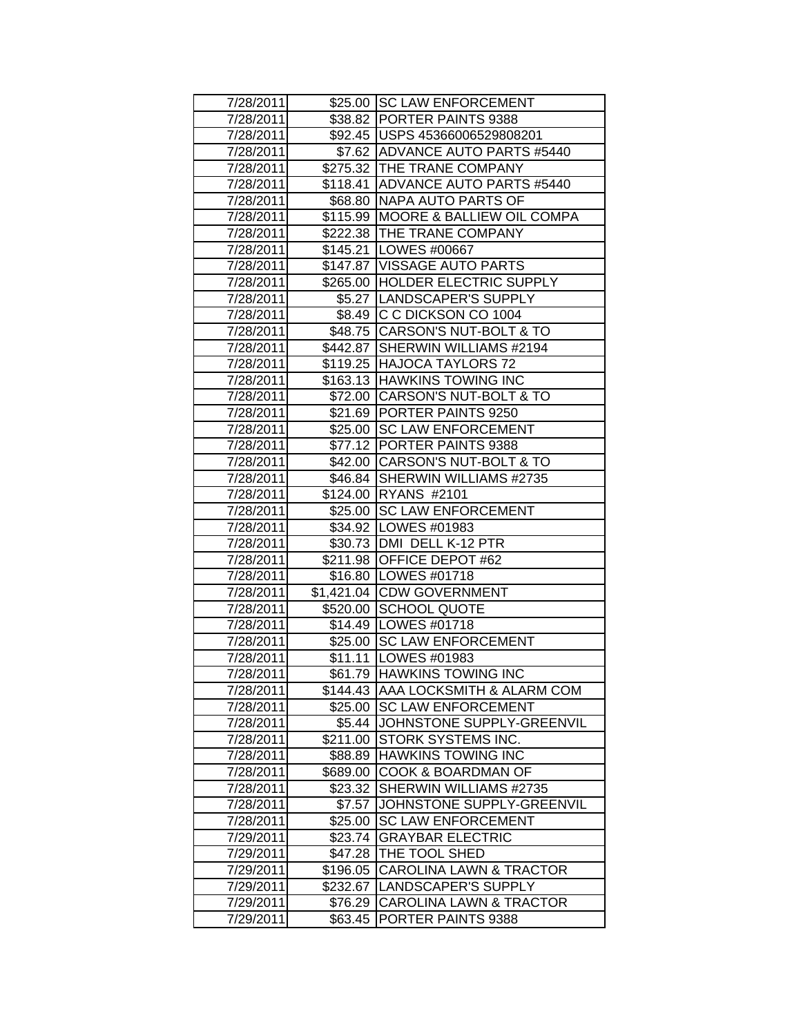| 7/28/2011 | $25.00 | SC LAW ENFORCEMENT |
|---|---|---|
| 7/28/2011 | $38.82 | PORTER PAINTS 9388 |
| 7/28/2011 | $92.45 | USPS 45366006529808201 |
| 7/28/2011 | $7.62 | ADVANCE AUTO PARTS #5440 |
| 7/28/2011 | $275.32 | THE TRANE COMPANY |
| 7/28/2011 | $118.41 | ADVANCE AUTO PARTS #5440 |
| 7/28/2011 | $68.80 | NAPA AUTO PARTS OF |
| 7/28/2011 | $115.99 | MOORE & BALLIEW OIL COMPA |
| 7/28/2011 | $222.38 | THE TRANE COMPANY |
| 7/28/2011 | $145.21 | LOWES #00667 |
| 7/28/2011 | $147.87 | VISSAGE AUTO PARTS |
| 7/28/2011 | $265.00 | HOLDER ELECTRIC SUPPLY |
| 7/28/2011 | $5.27 | LANDSCAPER'S SUPPLY |
| 7/28/2011 | $8.49 | C C DICKSON CO 1004 |
| 7/28/2011 | $48.75 | CARSON'S NUT-BOLT & TO |
| 7/28/2011 | $442.87 | SHERWIN WILLIAMS #2194 |
| 7/28/2011 | $119.25 | HAJOCA TAYLORS 72 |
| 7/28/2011 | $163.13 | HAWKINS TOWING INC |
| 7/28/2011 | $72.00 | CARSON'S NUT-BOLT & TO |
| 7/28/2011 | $21.69 | PORTER PAINTS 9250 |
| 7/28/2011 | $25.00 | SC LAW ENFORCEMENT |
| 7/28/2011 | $77.12 | PORTER PAINTS 9388 |
| 7/28/2011 | $42.00 | CARSON'S NUT-BOLT & TO |
| 7/28/2011 | $46.84 | SHERWIN WILLIAMS #2735 |
| 7/28/2011 | $124.00 | RYANS #2101 |
| 7/28/2011 | $25.00 | SC LAW ENFORCEMENT |
| 7/28/2011 | $34.92 | LOWES #01983 |
| 7/28/2011 | $30.73 | DMI DELL K-12 PTR |
| 7/28/2011 | $211.98 | OFFICE DEPOT #62 |
| 7/28/2011 | $16.80 | LOWES #01718 |
| 7/28/2011 | $1,421.04 | CDW GOVERNMENT |
| 7/28/2011 | $520.00 | SCHOOL QUOTE |
| 7/28/2011 | $14.49 | LOWES #01718 |
| 7/28/2011 | $25.00 | SC LAW ENFORCEMENT |
| 7/28/2011 | $11.11 | LOWES #01983 |
| 7/28/2011 | $61.79 | HAWKINS TOWING INC |
| 7/28/2011 | $144.43 | AAA LOCKSMITH & ALARM COM |
| 7/28/2011 | $25.00 | SC LAW ENFORCEMENT |
| 7/28/2011 | $5.44 | JOHNSTONE SUPPLY-GREENVIL |
| 7/28/2011 | $211.00 | STORK SYSTEMS INC. |
| 7/28/2011 | $88.89 | HAWKINS TOWING INC |
| 7/28/2011 | $689.00 | COOK & BOARDMAN OF |
| 7/28/2011 | $23.32 | SHERWIN WILLIAMS #2735 |
| 7/28/2011 | $7.57 | JOHNSTONE SUPPLY-GREENVIL |
| 7/28/2011 | $25.00 | SC LAW ENFORCEMENT |
| 7/29/2011 | $23.74 | GRAYBAR ELECTRIC |
| 7/29/2011 | $47.28 | THE TOOL SHED |
| 7/29/2011 | $196.05 | CAROLINA LAWN & TRACTOR |
| 7/29/2011 | $232.67 | LANDSCAPER'S SUPPLY |
| 7/29/2011 | $76.29 | CAROLINA LAWN & TRACTOR |
| 7/29/2011 | $63.45 | PORTER PAINTS 9388 |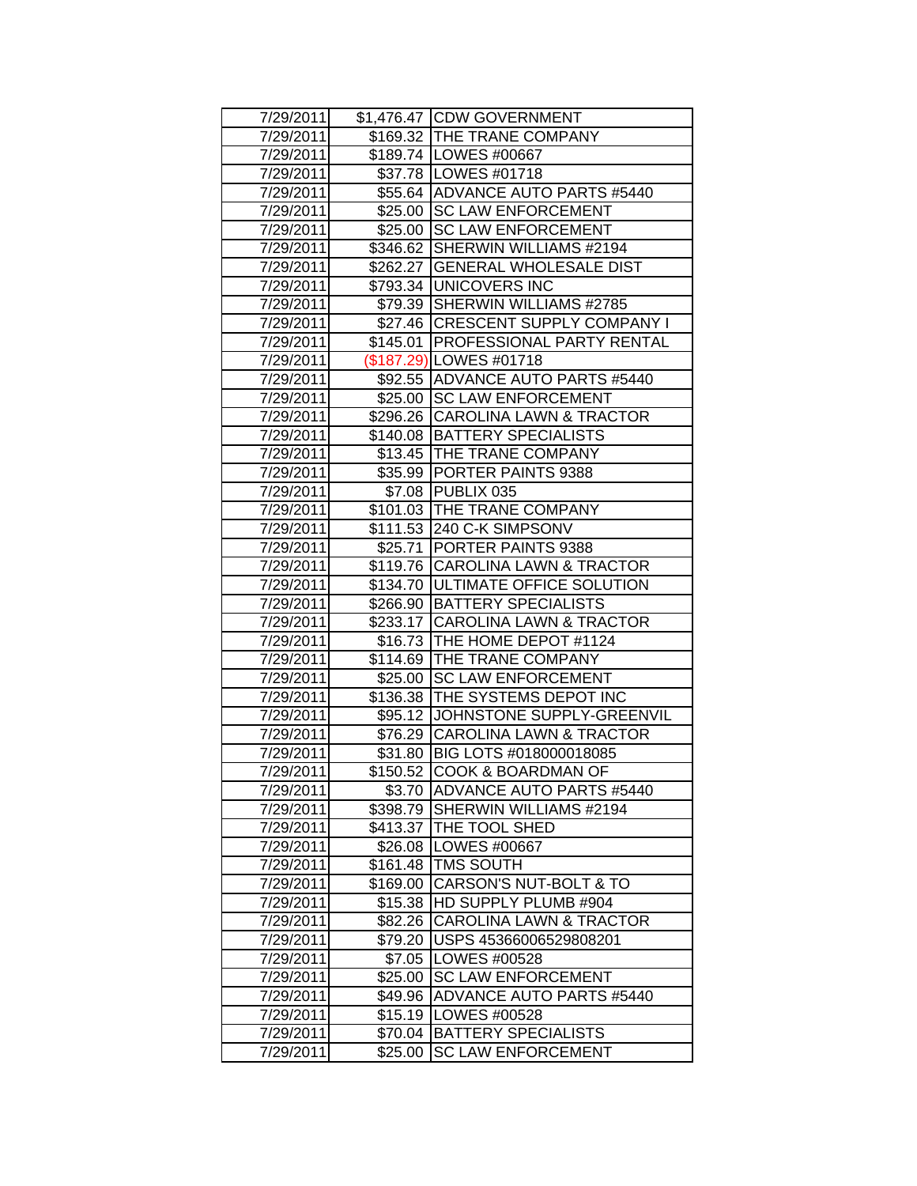| | | |
|---|---|---|
| 7/29/2011 | $1,476.47 | CDW GOVERNMENT |
| 7/29/2011 | $169.32 | THE TRANE COMPANY |
| 7/29/2011 | $189.74 | LOWES #00667 |
| 7/29/2011 | $37.78 | LOWES #01718 |
| 7/29/2011 | $55.64 | ADVANCE AUTO PARTS #5440 |
| 7/29/2011 | $25.00 | SC LAW ENFORCEMENT |
| 7/29/2011 | $25.00 | SC LAW ENFORCEMENT |
| 7/29/2011 | $346.62 | SHERWIN WILLIAMS #2194 |
| 7/29/2011 | $262.27 | GENERAL WHOLESALE DIST |
| 7/29/2011 | $793.34 | UNICOVERS INC |
| 7/29/2011 | $79.39 | SHERWIN WILLIAMS #2785 |
| 7/29/2011 | $27.46 | CRESCENT SUPPLY COMPANY I |
| 7/29/2011 | $145.01 | PROFESSIONAL PARTY RENTAL |
| 7/29/2011 | ($187.29) | LOWES #01718 |
| 7/29/2011 | $92.55 | ADVANCE AUTO PARTS #5440 |
| 7/29/2011 | $25.00 | SC LAW ENFORCEMENT |
| 7/29/2011 | $296.26 | CAROLINA LAWN & TRACTOR |
| 7/29/2011 | $140.08 | BATTERY SPECIALISTS |
| 7/29/2011 | $13.45 | THE TRANE COMPANY |
| 7/29/2011 | $35.99 | PORTER PAINTS 9388 |
| 7/29/2011 | $7.08 | PUBLIX 035 |
| 7/29/2011 | $101.03 | THE TRANE COMPANY |
| 7/29/2011 | $111.53 | 240 C-K SIMPSONV |
| 7/29/2011 | $25.71 | PORTER PAINTS 9388 |
| 7/29/2011 | $119.76 | CAROLINA LAWN & TRACTOR |
| 7/29/2011 | $134.70 | ULTIMATE OFFICE SOLUTION |
| 7/29/2011 | $266.90 | BATTERY SPECIALISTS |
| 7/29/2011 | $233.17 | CAROLINA LAWN & TRACTOR |
| 7/29/2011 | $16.73 | THE HOME DEPOT #1124 |
| 7/29/2011 | $114.69 | THE TRANE COMPANY |
| 7/29/2011 | $25.00 | SC LAW ENFORCEMENT |
| 7/29/2011 | $136.38 | THE SYSTEMS DEPOT INC |
| 7/29/2011 | $95.12 | JOHNSTONE SUPPLY-GREENVIL |
| 7/29/2011 | $76.29 | CAROLINA LAWN & TRACTOR |
| 7/29/2011 | $31.80 | BIG LOTS #018000018085 |
| 7/29/2011 | $150.52 | COOK & BOARDMAN OF |
| 7/29/2011 | $3.70 | ADVANCE AUTO PARTS #5440 |
| 7/29/2011 | $398.79 | SHERWIN WILLIAMS #2194 |
| 7/29/2011 | $413.37 | THE TOOL SHED |
| 7/29/2011 | $26.08 | LOWES #00667 |
| 7/29/2011 | $161.48 | TMS SOUTH |
| 7/29/2011 | $169.00 | CARSON'S NUT-BOLT & TO |
| 7/29/2011 | $15.38 | HD SUPPLY PLUMB #904 |
| 7/29/2011 | $82.26 | CAROLINA LAWN & TRACTOR |
| 7/29/2011 | $79.20 | USPS 45366006529808201 |
| 7/29/2011 | $7.05 | LOWES #00528 |
| 7/29/2011 | $25.00 | SC LAW ENFORCEMENT |
| 7/29/2011 | $49.96 | ADVANCE AUTO PARTS #5440 |
| 7/29/2011 | $15.19 | LOWES #00528 |
| 7/29/2011 | $70.04 | BATTERY SPECIALISTS |
| 7/29/2011 | $25.00 | SC LAW ENFORCEMENT |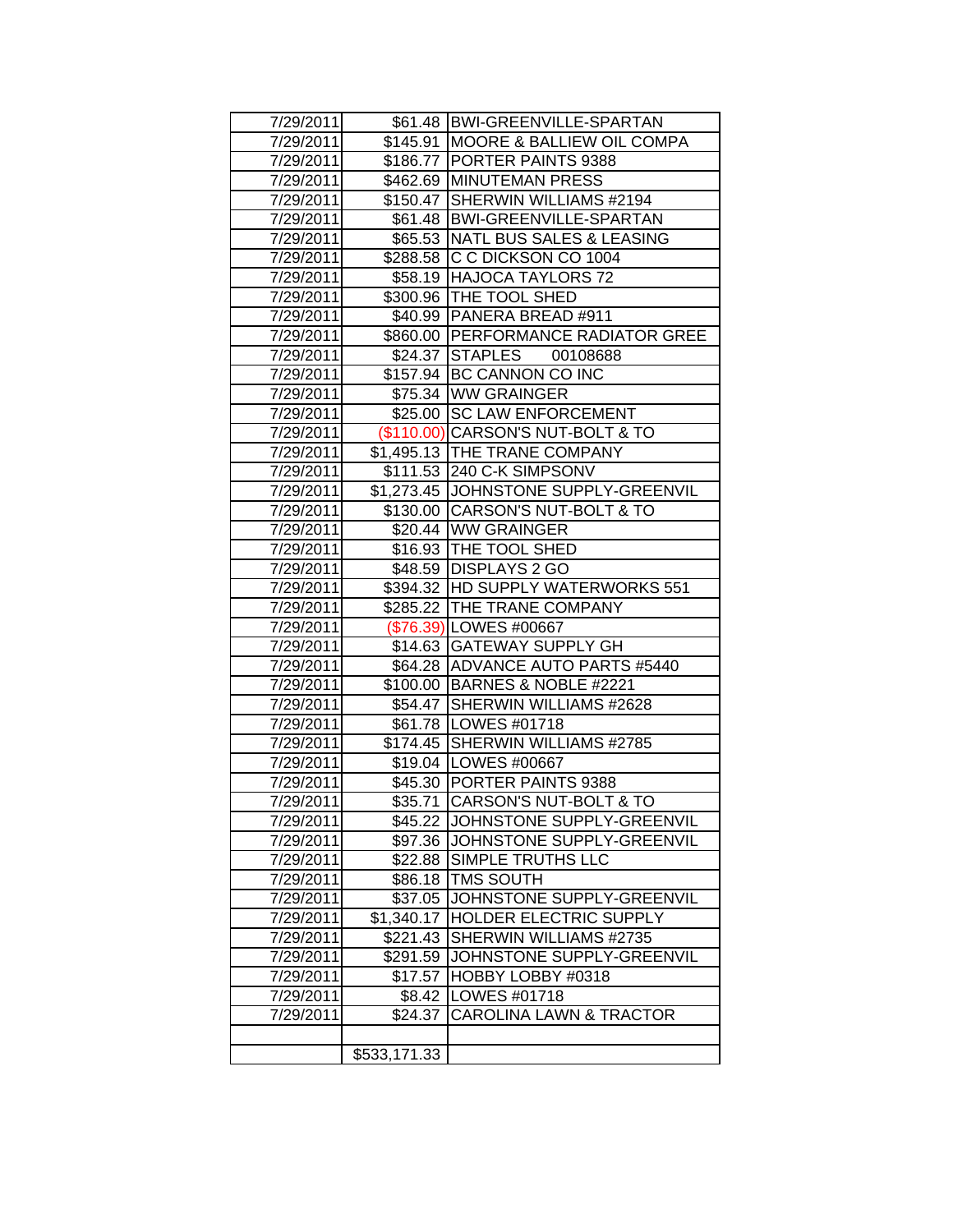| | | |
|---|---|---|
| 7/29/2011 | $61.48 | BWI-GREENVILLE-SPARTAN |
| 7/29/2011 | $145.91 | MOORE & BALLIEW OIL COMPA |
| 7/29/2011 | $186.77 | PORTER PAINTS 9388 |
| 7/29/2011 | $462.69 | MINUTEMAN PRESS |
| 7/29/2011 | $150.47 | SHERWIN WILLIAMS #2194 |
| 7/29/2011 | $61.48 | BWI-GREENVILLE-SPARTAN |
| 7/29/2011 | $65.53 | NATL BUS SALES & LEASING |
| 7/29/2011 | $288.58 | C C DICKSON CO 1004 |
| 7/29/2011 | $58.19 | HAJOCA TAYLORS 72 |
| 7/29/2011 | $300.96 | THE TOOL SHED |
| 7/29/2011 | $40.99 | PANERA BREAD #911 |
| 7/29/2011 | $860.00 | PERFORMANCE RADIATOR GREE |
| 7/29/2011 | $24.37 | STAPLES 00108688 |
| 7/29/2011 | $157.94 | BC CANNON CO INC |
| 7/29/2011 | $75.34 | WW GRAINGER |
| 7/29/2011 | $25.00 | SC LAW ENFORCEMENT |
| 7/29/2011 | ($110.00) | CARSON'S NUT-BOLT & TO |
| 7/29/2011 | $1,495.13 | THE TRANE COMPANY |
| 7/29/2011 | $111.53 | 240 C-K SIMPSONV |
| 7/29/2011 | $1,273.45 | JOHNSTONE SUPPLY-GREENVIL |
| 7/29/2011 | $130.00 | CARSON'S NUT-BOLT & TO |
| 7/29/2011 | $20.44 | WW GRAINGER |
| 7/29/2011 | $16.93 | THE TOOL SHED |
| 7/29/2011 | $48.59 | DISPLAYS 2 GO |
| 7/29/2011 | $394.32 | HD SUPPLY WATERWORKS 551 |
| 7/29/2011 | $285.22 | THE TRANE COMPANY |
| 7/29/2011 | ($76.39) | LOWES #00667 |
| 7/29/2011 | $14.63 | GATEWAY SUPPLY GH |
| 7/29/2011 | $64.28 | ADVANCE AUTO PARTS #5440 |
| 7/29/2011 | $100.00 | BARNES & NOBLE #2221 |
| 7/29/2011 | $54.47 | SHERWIN WILLIAMS #2628 |
| 7/29/2011 | $61.78 | LOWES #01718 |
| 7/29/2011 | $174.45 | SHERWIN WILLIAMS #2785 |
| 7/29/2011 | $19.04 | LOWES #00667 |
| 7/29/2011 | $45.30 | PORTER PAINTS 9388 |
| 7/29/2011 | $35.71 | CARSON'S NUT-BOLT & TO |
| 7/29/2011 | $45.22 | JOHNSTONE SUPPLY-GREENVIL |
| 7/29/2011 | $97.36 | JOHNSTONE SUPPLY-GREENVIL |
| 7/29/2011 | $22.88 | SIMPLE TRUTHS LLC |
| 7/29/2011 | $86.18 | TMS SOUTH |
| 7/29/2011 | $37.05 | JOHNSTONE SUPPLY-GREENVIL |
| 7/29/2011 | $1,340.17 | HOLDER ELECTRIC SUPPLY |
| 7/29/2011 | $221.43 | SHERWIN WILLIAMS #2735 |
| 7/29/2011 | $291.59 | JOHNSTONE SUPPLY-GREENVIL |
| 7/29/2011 | $17.57 | HOBBY LOBBY #0318 |
| 7/29/2011 | $8.42 | LOWES #01718 |
| 7/29/2011 | $24.37 | CAROLINA LAWN & TRACTOR |
| | | |
| | $533,171.33 | |